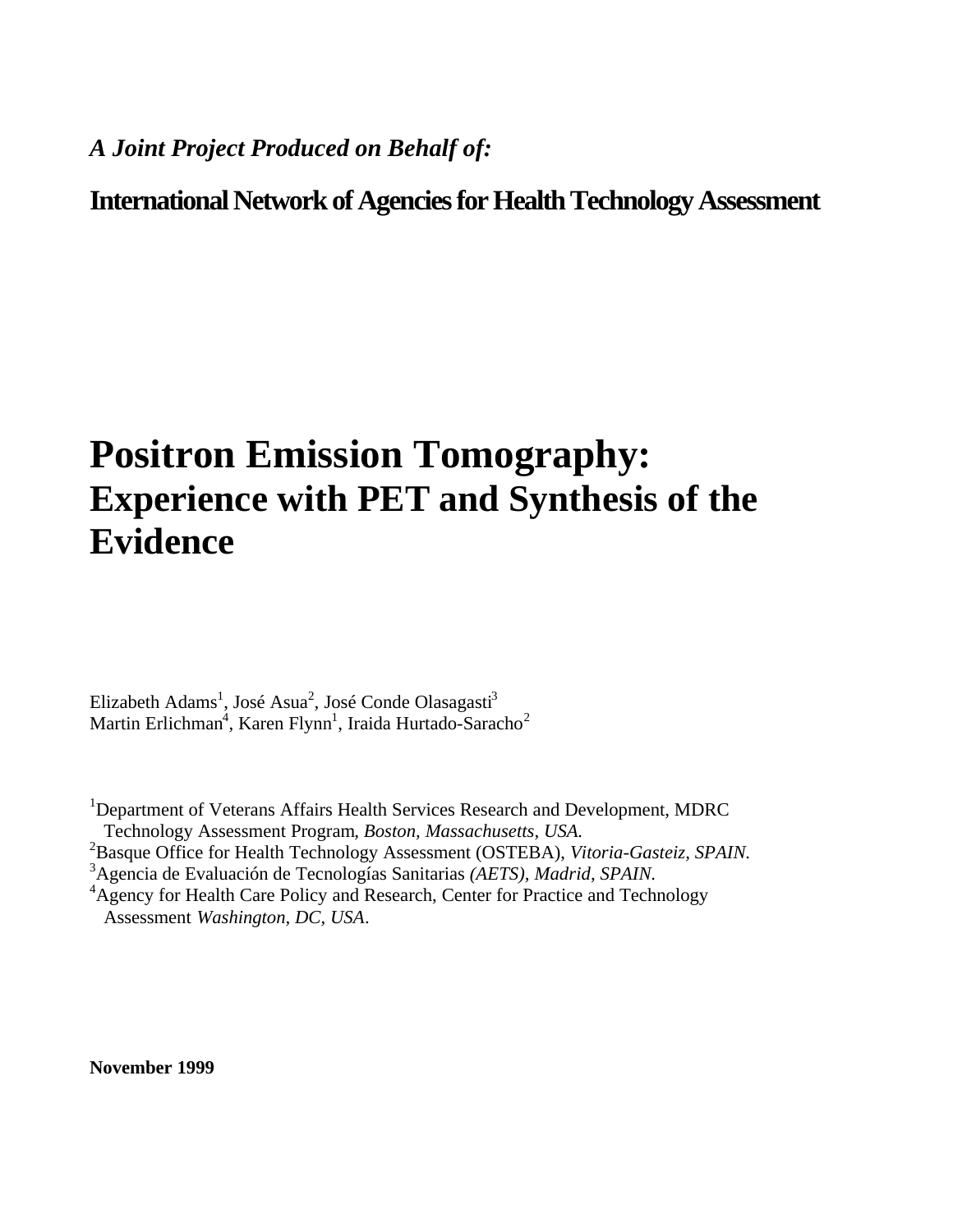*A Joint Project Produced on Behalf of:*

**International Network of Agencies for Health Technology Assessment**

# Positron Emission Tomography: Experience with PET and Synthesis of the Evidence

Elizabeth Adams[1], José Asua[2], José Conde Olasagasti[3]
Martin Erlichman[4], Karen Flynn[1], Iraida Hurtado-Saracho[2]

[1]Department of Veterans Affairs Health Services Research and Development, MDRC Technology Assessment Program, *Boston, Massachusetts, USA.*
[2]Basque Office for Health Technology Assessment (OSTEBA), *Vitoria-Gasteiz, SPAIN.*
[3]Agencia de Evaluación de Tecnologías Sanitarias *(AETS), Madrid, SPAIN.*
[4]Agency for Health Care Policy and Research, Center for Practice and Technology Assessment *Washington, DC, USA*.

**November 1999**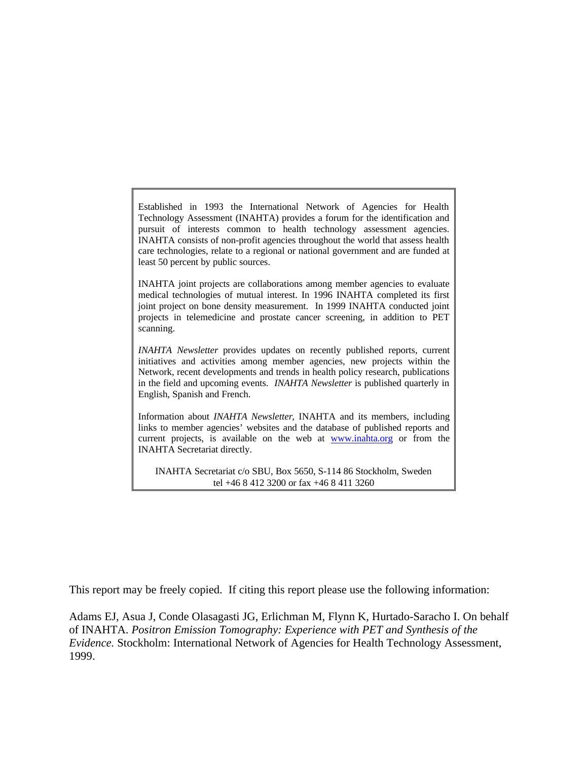Established in 1993 the International Network of Agencies for Health Technology Assessment (INAHTA) provides a forum for the identification and pursuit of interests common to health technology assessment agencies. INAHTA consists of non-profit agencies throughout the world that assess health care technologies, relate to a regional or national government and are funded at least 50 percent by public sources.

INAHTA joint projects are collaborations among member agencies to evaluate medical technologies of mutual interest. In 1996 INAHTA completed its first joint project on bone density measurement. In 1999 INAHTA conducted joint projects in telemedicine and prostate cancer screening, in addition to PET scanning.

*INAHTA Newsletter* provides updates on recently published reports, current initiatives and activities among member agencies, new projects within the Network, recent developments and trends in health policy research, publications in the field and upcoming events. *INAHTA Newsletter* is published quarterly in English, Spanish and French.

Information about *INAHTA Newsletter*, INAHTA and its members, including links to member agencies' websites and the database of published reports and current projects, is available on the web at www.inahta.org or from the INAHTA Secretariat directly.

INAHTA Secretariat c/o SBU, Box 5650, S-114 86 Stockholm, Sweden
tel +46 8 412 3200 or fax +46 8 411 3260

This report may be freely copied. If citing this report please use the following information:

Adams EJ, Asua J, Conde Olasagasti JG, Erlichman M, Flynn K, Hurtado-Saracho I. On behalf of INAHTA. *Positron Emission Tomography: Experience with PET and Synthesis of the Evidence.* Stockholm: International Network of Agencies for Health Technology Assessment, 1999.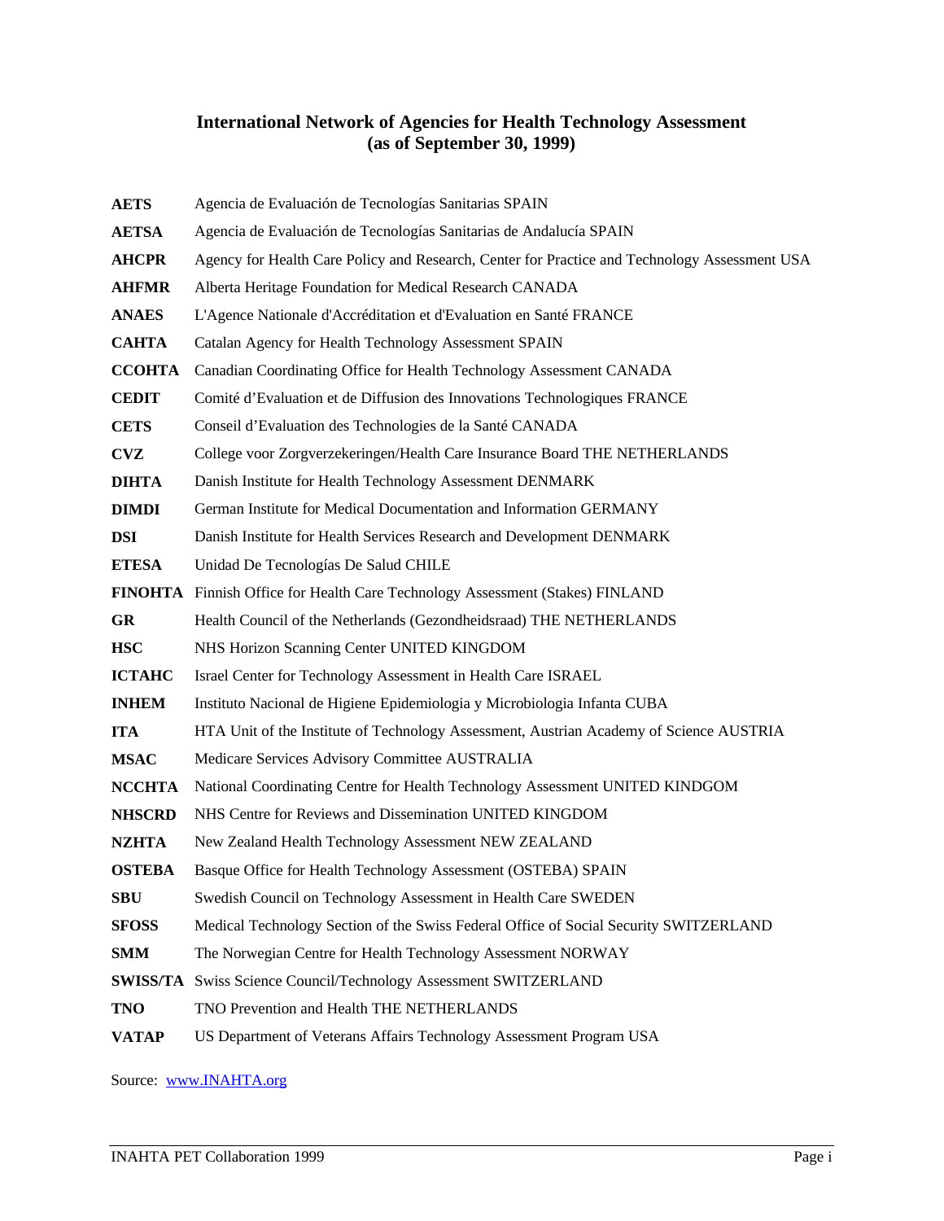## International Network of Agencies for Health Technology Assessment (as of September 30, 1999)

| | |
|---|---|
| **AETS** | Agencia de Evaluación de Tecnologías Sanitarias SPAIN |
| **AETSA** | Agencia de Evaluación de Tecnologías Sanitarias de Andalucía SPAIN |
| **AHCPR** | Agency for Health Care Policy and Research, Center for Practice and Technology Assessment USA |
| **AHFMR** | Alberta Heritage Foundation for Medical Research CANADA |
| **ANAES** | L'Agence Nationale d'Accréditation et d'Evaluation en Santé FRANCE |
| **CAHTA** | Catalan Agency for Health Technology Assessment SPAIN |
| **CCOHTA** | Canadian Coordinating Office for Health Technology Assessment CANADA |
| **CEDIT** | Comité d'Evaluation et de Diffusion des Innovations Technologiques FRANCE |
| **CETS** | Conseil d'Evaluation des Technologies de la Santé CANADA |
| **CVZ** | College voor Zorgverzekeringen/Health Care Insurance Board THE NETHERLANDS |
| **DIHTA** | Danish Institute for Health Technology Assessment DENMARK |
| **DIMDI** | German Institute for Medical Documentation and Information GERMANY |
| **DSI** | Danish Institute for Health Services Research and Development DENMARK |
| **ETESA** | Unidad De Tecnologías De Salud CHILE |
| **FINOHTA** | Finnish Office for Health Care Technology Assessment (Stakes) FINLAND |
| **GR** | Health Council of the Netherlands (Gezondheidsraad) THE NETHERLANDS |
| **HSC** | NHS Horizon Scanning Center UNITED KINGDOM |
| **ICTAHC** | Israel Center for Technology Assessment in Health Care ISRAEL |
| **INHEM** | Instituto Nacional de Higiene Epidemiologia y Microbiologia Infanta CUBA |
| **ITA** | HTA Unit of the Institute of Technology Assessment, Austrian Academy of Science AUSTRIA |
| **MSAC** | Medicare Services Advisory Committee AUSTRALIA |
| **NCCHTA** | National Coordinating Centre for Health Technology Assessment UNITED KINDGOM |
| **NHSCRD** | NHS Centre for Reviews and Dissemination UNITED KINGDOM |
| **NZHTA** | New Zealand Health Technology Assessment NEW ZEALAND |
| **OSTEBA** | Basque Office for Health Technology Assessment (OSTEBA) SPAIN |
| **SBU** | Swedish Council on Technology Assessment in Health Care SWEDEN |
| **SFOSS** | Medical Technology Section of the Swiss Federal Office of Social Security SWITZERLAND |
| **SMM** | The Norwegian Centre for Health Technology Assessment NORWAY |
| **SWISS/TA** | Swiss Science Council/Technology Assessment SWITZERLAND |
| **TNO** | TNO Prevention and Health THE NETHERLANDS |
| **VATAP** | US Department of Veterans Affairs Technology Assessment Program USA |

Source: www.INAHTA.org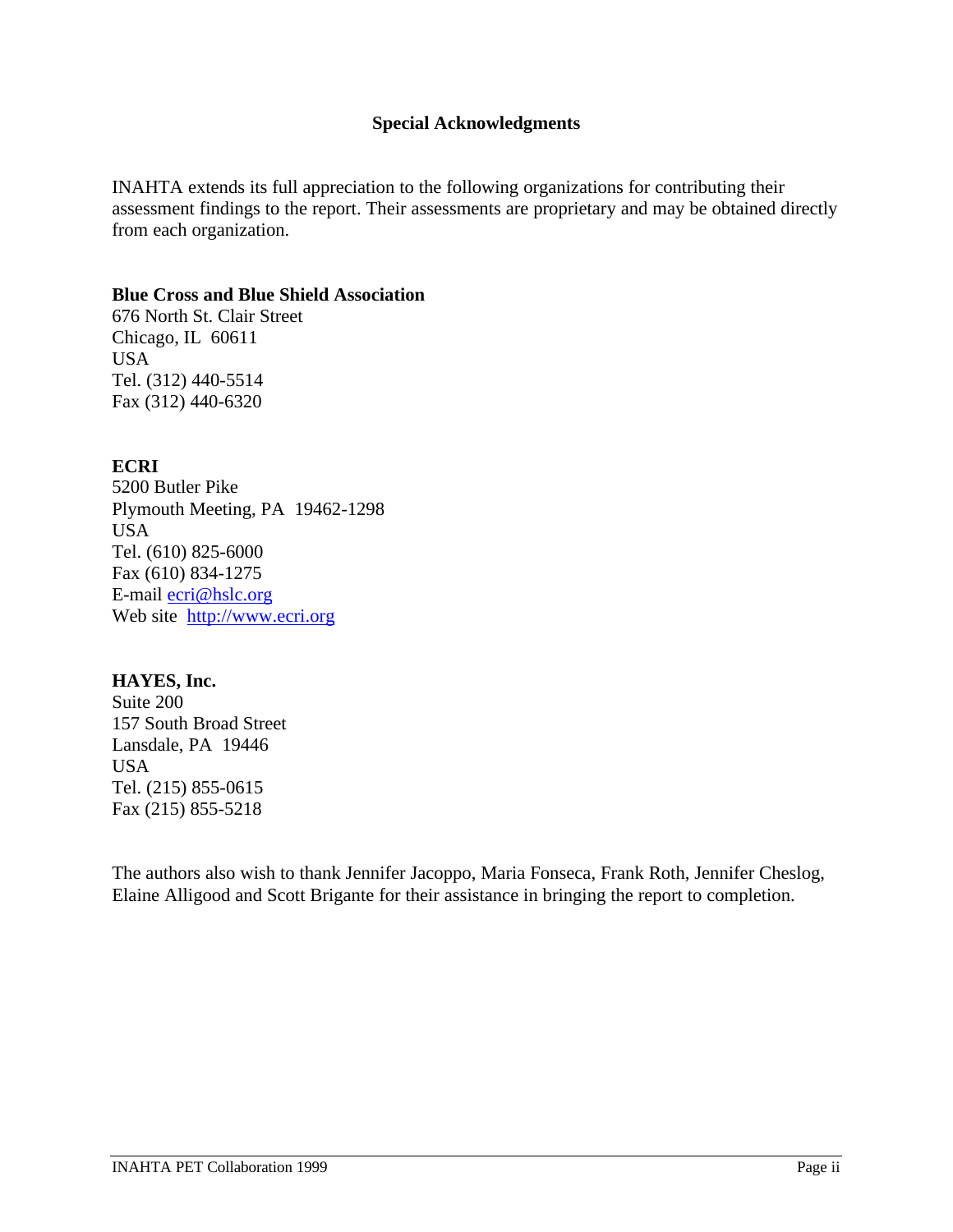## Special Acknowledgments

INAHTA extends its full appreciation to the following organizations for contributing their assessment findings to the report. Their assessments are proprietary and may be obtained directly from each organization.

**Blue Cross and Blue Shield Association**
676 North St. Clair Street
Chicago, IL 60611
USA
Tel. (312) 440-5514
Fax (312) 440-6320

**ECRI**
5200 Butler Pike
Plymouth Meeting, PA 19462-1298
USA
Tel. (610) 825-6000
Fax (610) 834-1275
E-mail ecri@hslc.org
Web site http://www.ecri.org

**HAYES, Inc.**
Suite 200
157 South Broad Street
Lansdale, PA 19446
USA
Tel. (215) 855-0615
Fax (215) 855-5218

The authors also wish to thank Jennifer Jacoppo, Maria Fonseca, Frank Roth, Jennifer Cheslog, Elaine Alligood and Scott Brigante for their assistance in bringing the report to completion.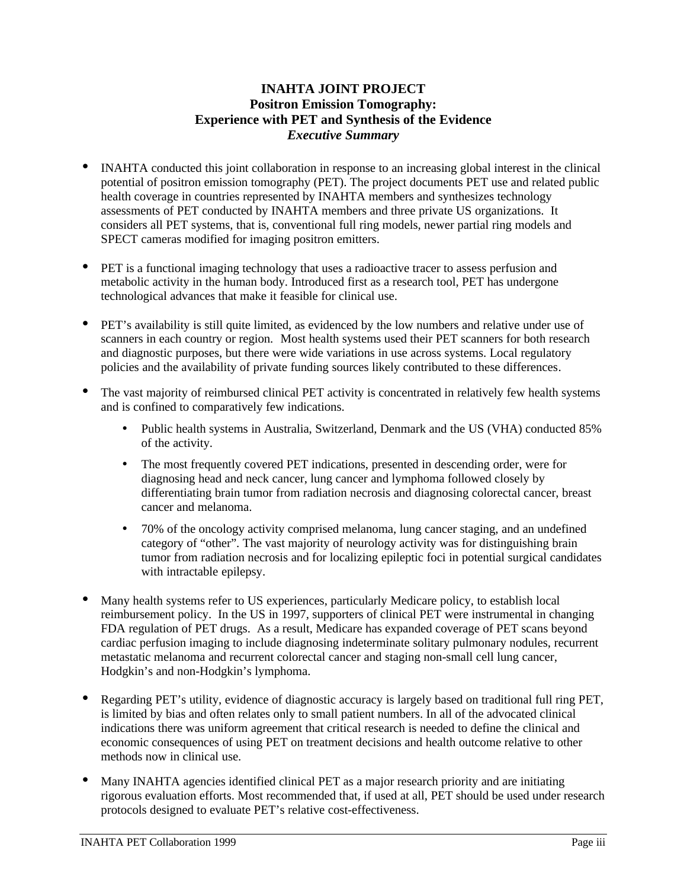# INAHTA JOINT PROJECT
## Positron Emission Tomography:
## Experience with PET and Synthesis of the Evidence
### *Executive Summary*

- INAHTA conducted this joint collaboration in response to an increasing global interest in the clinical potential of positron emission tomography (PET). The project documents PET use and related public health coverage in countries represented by INAHTA members and synthesizes technology assessments of PET conducted by INAHTA members and three private US organizations. It considers all PET systems, that is, conventional full ring models, newer partial ring models and SPECT cameras modified for imaging positron emitters.

- PET is a functional imaging technology that uses a radioactive tracer to assess perfusion and metabolic activity in the human body. Introduced first as a research tool, PET has undergone technological advances that make it feasible for clinical use.

- PET's availability is still quite limited, as evidenced by the low numbers and relative under use of scanners in each country or region. Most health systems used their PET scanners for both research and diagnostic purposes, but there were wide variations in use across systems. Local regulatory policies and the availability of private funding sources likely contributed to these differences.

- The vast majority of reimbursed clinical PET activity is concentrated in relatively few health systems and is confined to comparatively few indications.
  - Public health systems in Australia, Switzerland, Denmark and the US (VHA) conducted 85% of the activity.
  - The most frequently covered PET indications, presented in descending order, were for diagnosing head and neck cancer, lung cancer and lymphoma followed closely by differentiating brain tumor from radiation necrosis and diagnosing colorectal cancer, breast cancer and melanoma.
  - 70% of the oncology activity comprised melanoma, lung cancer staging, and an undefined category of "other". The vast majority of neurology activity was for distinguishing brain tumor from radiation necrosis and for localizing epileptic foci in potential surgical candidates with intractable epilepsy.

- Many health systems refer to US experiences, particularly Medicare policy, to establish local reimbursement policy. In the US in 1997, supporters of clinical PET were instrumental in changing FDA regulation of PET drugs. As a result, Medicare has expanded coverage of PET scans beyond cardiac perfusion imaging to include diagnosing indeterminate solitary pulmonary nodules, recurrent metastatic melanoma and recurrent colorectal cancer and staging non-small cell lung cancer, Hodgkin's and non-Hodgkin's lymphoma.

- Regarding PET's utility, evidence of diagnostic accuracy is largely based on traditional full ring PET, is limited by bias and often relates only to small patient numbers. In all of the advocated clinical indications there was uniform agreement that critical research is needed to define the clinical and economic consequences of using PET on treatment decisions and health outcome relative to other methods now in clinical use.

- Many INAHTA agencies identified clinical PET as a major research priority and are initiating rigorous evaluation efforts. Most recommended that, if used at all, PET should be used under research protocols designed to evaluate PET's relative cost-effectiveness.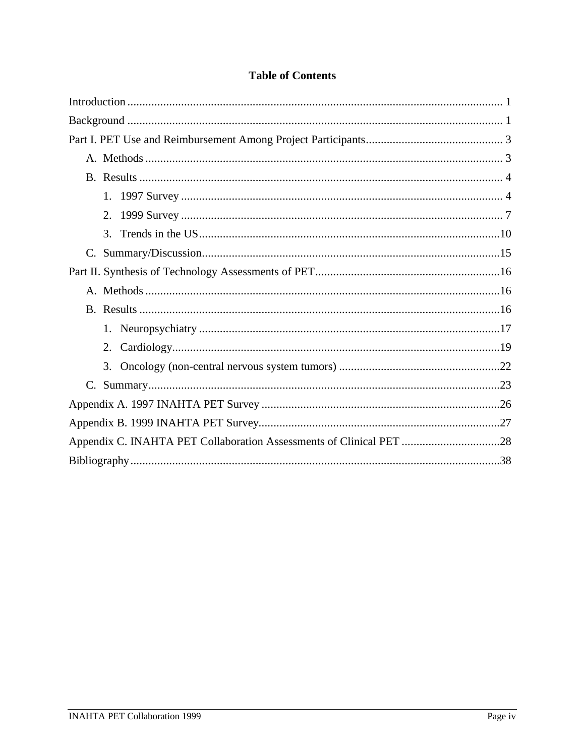# Table of Contents

Introduction ........................................................................................................................ 1

Background ........................................................................................................................ 1

Part I. PET Use and Reimbursement Among Project Participants ............................................. 3

- A. Methods ...................................................................................................................... 3
- B. Results ........................................................................................................................ 4
  1. 1997 Survey ............................................................................................................. 4
  2. 1999 Survey ............................................................................................................. 7
  3. Trends in the US ....................................................................................................... 10
- C. Summary/Discussion ..................................................................................................... 15

Part II. Synthesis of Technology Assessments of PET .............................................................. 16

- A. Methods ...................................................................................................................... 16
- B. Results ........................................................................................................................ 16
  1. Neuropsychiatry ........................................................................................................ 17
  2. Cardiology ................................................................................................................ 19
  3. Oncology (non-central nervous system tumors) ........................................................ 22
- C. Summary ..................................................................................................................... 23

Appendix A. 1997 INAHTA PET Survey ................................................................................. 26

Appendix B. 1999 INAHTA PET Survey ................................................................................. 27

Appendix C. INAHTA PET Collaboration Assessments of Clinical PET ................................... 28

Bibliography ....................................................................................................................... 38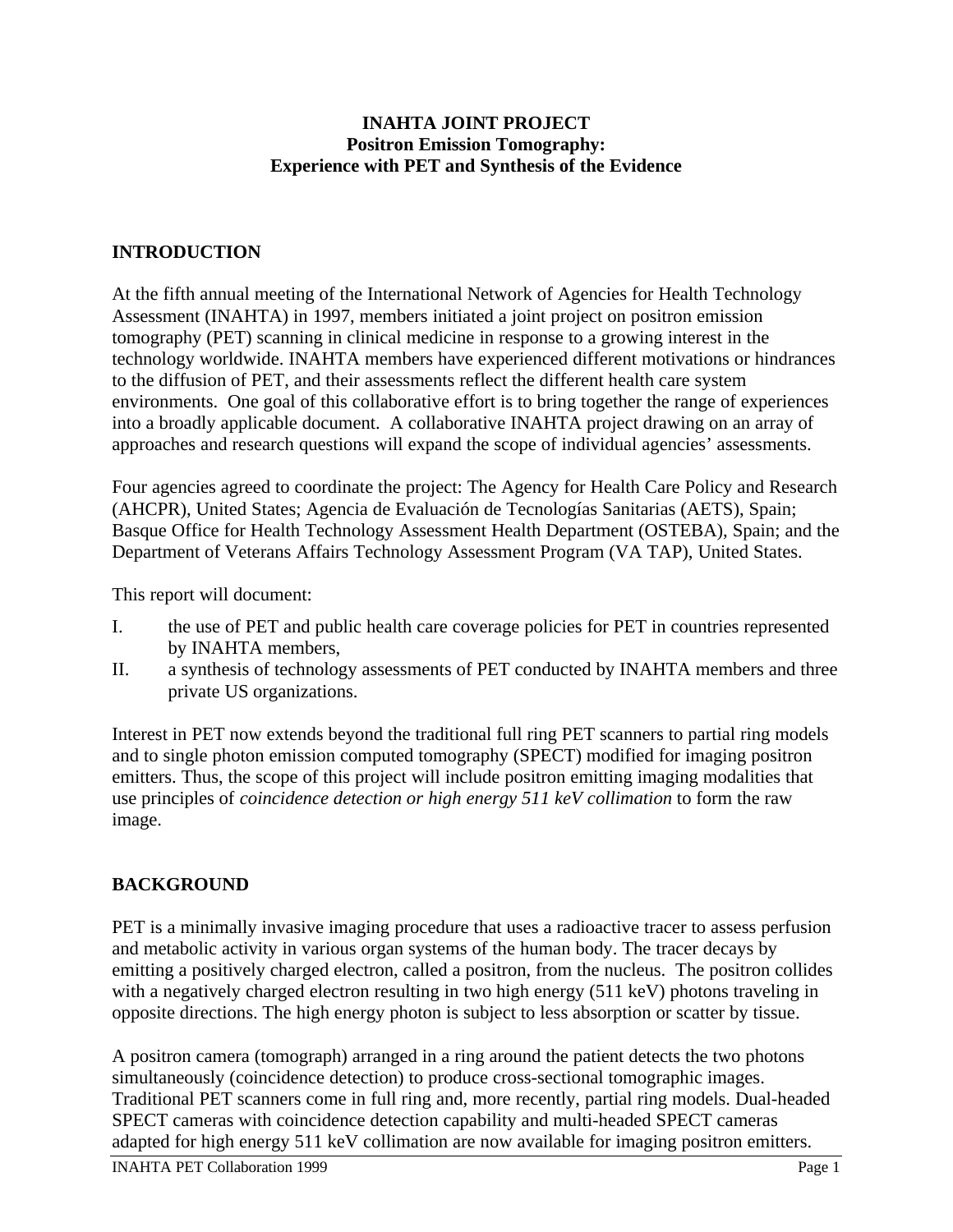**INAHTA JOINT PROJECT**
**Positron Emission Tomography:**
**Experience with PET and Synthesis of the Evidence**

## INTRODUCTION

At the fifth annual meeting of the International Network of Agencies for Health Technology Assessment (INAHTA) in 1997, members initiated a joint project on positron emission tomography (PET) scanning in clinical medicine in response to a growing interest in the technology worldwide. INAHTA members have experienced different motivations or hindrances to the diffusion of PET, and their assessments reflect the different health care system environments. One goal of this collaborative effort is to bring together the range of experiences into a broadly applicable document. A collaborative INAHTA project drawing on an array of approaches and research questions will expand the scope of individual agencies' assessments.

Four agencies agreed to coordinate the project: The Agency for Health Care Policy and Research (AHCPR), United States; Agencia de Evaluación de Tecnologías Sanitarias (AETS), Spain; Basque Office for Health Technology Assessment Health Department (OSTEBA), Spain; and the Department of Veterans Affairs Technology Assessment Program (VA TAP), United States.

This report will document:

I. the use of PET and public health care coverage policies for PET in countries represented by INAHTA members,
II. a synthesis of technology assessments of PET conducted by INAHTA members and three private US organizations.

Interest in PET now extends beyond the traditional full ring PET scanners to partial ring models and to single photon emission computed tomography (SPECT) modified for imaging positron emitters. Thus, the scope of this project will include positron emitting imaging modalities that use principles of *coincidence detection or high energy 511 keV collimation* to form the raw image.

## BACKGROUND

PET is a minimally invasive imaging procedure that uses a radioactive tracer to assess perfusion and metabolic activity in various organ systems of the human body. The tracer decays by emitting a positively charged electron, called a positron, from the nucleus. The positron collides with a negatively charged electron resulting in two high energy (511 keV) photons traveling in opposite directions. The high energy photon is subject to less absorption or scatter by tissue.

A positron camera (tomograph) arranged in a ring around the patient detects the two photons simultaneously (coincidence detection) to produce cross-sectional tomographic images. Traditional PET scanners come in full ring and, more recently, partial ring models. Dual-headed SPECT cameras with coincidence detection capability and multi-headed SPECT cameras adapted for high energy 511 keV collimation are now available for imaging positron emitters.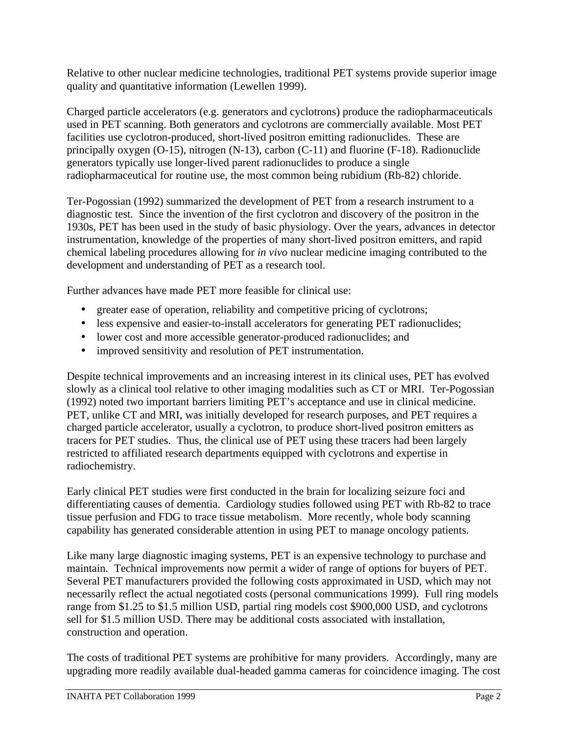Relative to other nuclear medicine technologies, traditional PET systems provide superior image quality and quantitative information (Lewellen 1999).

Charged particle accelerators (e.g. generators and cyclotrons) produce the radiopharmaceuticals used in PET scanning. Both generators and cyclotrons are commercially available. Most PET facilities use cyclotron-produced, short-lived positron emitting radionuclides. These are principally oxygen (O-15), nitrogen (N-13), carbon (C-11) and fluorine (F-18). Radionuclide generators typically use longer-lived parent radionuclides to produce a single radiopharmaceutical for routine use, the most common being rubidium (Rb-82) chloride.

Ter-Pogossian (1992) summarized the development of PET from a research instrument to a diagnostic test. Since the invention of the first cyclotron and discovery of the positron in the 1930s, PET has been used in the study of basic physiology. Over the years, advances in detector instrumentation, knowledge of the properties of many short-lived positron emitters, and rapid chemical labeling procedures allowing for *in vivo* nuclear medicine imaging contributed to the development and understanding of PET as a research tool.

Further advances have made PET more feasible for clinical use:

- greater ease of operation, reliability and competitive pricing of cyclotrons;
- less expensive and easier-to-install accelerators for generating PET radionuclides;
- lower cost and more accessible generator-produced radionuclides; and
- improved sensitivity and resolution of PET instrumentation.

Despite technical improvements and an increasing interest in its clinical uses, PET has evolved slowly as a clinical tool relative to other imaging modalities such as CT or MRI. Ter-Pogossian (1992) noted two important barriers limiting PET's acceptance and use in clinical medicine. PET, unlike CT and MRI, was initially developed for research purposes, and PET requires a charged particle accelerator, usually a cyclotron, to produce short-lived positron emitters as tracers for PET studies. Thus, the clinical use of PET using these tracers had been largely restricted to affiliated research departments equipped with cyclotrons and expertise in radiochemistry.

Early clinical PET studies were first conducted in the brain for localizing seizure foci and differentiating causes of dementia. Cardiology studies followed using PET with Rb-82 to trace tissue perfusion and FDG to trace tissue metabolism. More recently, whole body scanning capability has generated considerable attention in using PET to manage oncology patients.

Like many large diagnostic imaging systems, PET is an expensive technology to purchase and maintain. Technical improvements now permit a wider of range of options for buyers of PET. Several PET manufacturers provided the following costs approximated in USD, which may not necessarily reflect the actual negotiated costs (personal communications 1999). Full ring models range from \$1.25 to \$1.5 million USD, partial ring models cost \$900,000 USD, and cyclotrons sell for \$1.5 million USD. There may be additional costs associated with installation, construction and operation.

The costs of traditional PET systems are prohibitive for many providers. Accordingly, many are upgrading more readily available dual-headed gamma cameras for coincidence imaging. The cost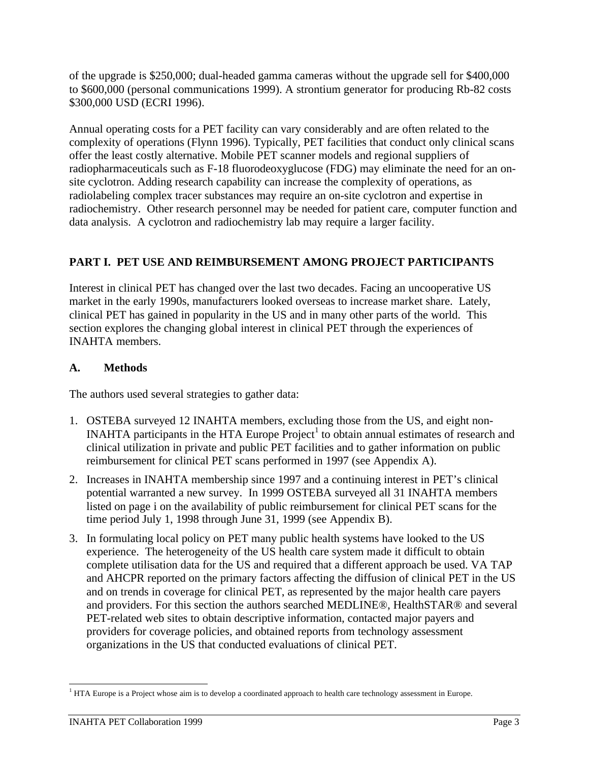of the upgrade is $250,000; dual-headed gamma cameras without the upgrade sell for $400,000 to $600,000 (personal communications 1999). A strontium generator for producing Rb-82 costs $300,000 USD (ECRI 1996).

Annual operating costs for a PET facility can vary considerably and are often related to the complexity of operations (Flynn 1996). Typically, PET facilities that conduct only clinical scans offer the least costly alternative. Mobile PET scanner models and regional suppliers of radiopharmaceuticals such as F-18 fluorodeoxyglucose (FDG) may eliminate the need for an on-site cyclotron. Adding research capability can increase the complexity of operations, as radiolabeling complex tracer substances may require an on-site cyclotron and expertise in radiochemistry. Other research personnel may be needed for patient care, computer function and data analysis. A cyclotron and radiochemistry lab may require a larger facility.

## PART I. PET USE AND REIMBURSEMENT AMONG PROJECT PARTICIPANTS

Interest in clinical PET has changed over the last two decades. Facing an uncooperative US market in the early 1990s, manufacturers looked overseas to increase market share. Lately, clinical PET has gained in popularity in the US and in many other parts of the world. This section explores the changing global interest in clinical PET through the experiences of INAHTA members.

### A. Methods

The authors used several strategies to gather data:

1. OSTEBA surveyed 12 INAHTA members, excluding those from the US, and eight non-INAHTA participants in the HTA Europe Project[1] to obtain annual estimates of research and clinical utilization in private and public PET facilities and to gather information on public reimbursement for clinical PET scans performed in 1997 (see Appendix A).
2. Increases in INAHTA membership since 1997 and a continuing interest in PET's clinical potential warranted a new survey. In 1999 OSTEBA surveyed all 31 INAHTA members listed on page i on the availability of public reimbursement for clinical PET scans for the time period July 1, 1998 through June 31, 1999 (see Appendix B).
3. In formulating local policy on PET many public health systems have looked to the US experience. The heterogeneity of the US health care system made it difficult to obtain complete utilisation data for the US and required that a different approach be used. VA TAP and AHCPR reported on the primary factors affecting the diffusion of clinical PET in the US and on trends in coverage for clinical PET, as represented by the major health care payers and providers. For this section the authors searched MEDLINE®, HealthSTAR® and several PET-related web sites to obtain descriptive information, contacted major payers and providers for coverage policies, and obtained reports from technology assessment organizations in the US that conducted evaluations of clinical PET.

[1] HTA Europe is a Project whose aim is to develop a coordinated approach to health care technology assessment in Europe.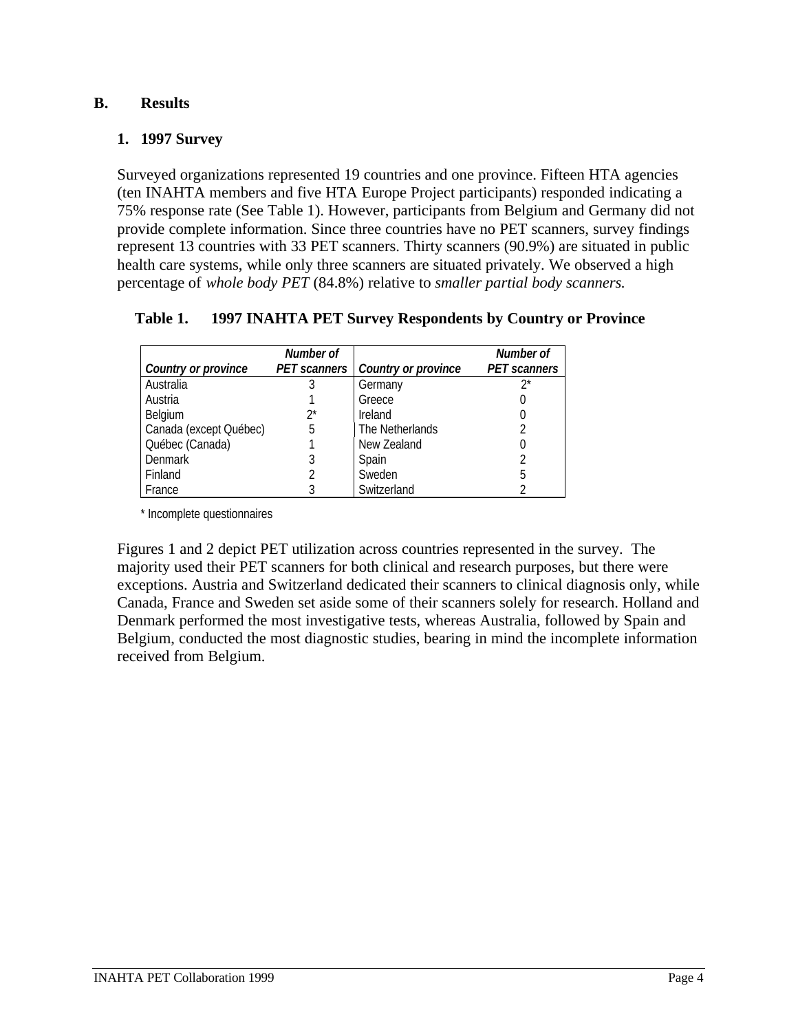## B. Results

### 1. 1997 Survey

Surveyed organizations represented 19 countries and one province. Fifteen HTA agencies (ten INAHTA members and five HTA Europe Project participants) responded indicating a 75% response rate (See Table 1). However, participants from Belgium and Germany did not provide complete information. Since three countries have no PET scanners, survey findings represent 13 countries with 33 PET scanners. Thirty scanners (90.9%) are situated in public health care systems, while only three scanners are situated privately. We observed a high percentage of *whole body PET* (84.8%) relative to *smaller partial body scanners.*

**Table 1. 1997 INAHTA PET Survey Respondents by Country or Province**

| *Country or province* | *Number of PET scanners* | *Country or province* | *Number of PET scanners* |
|---|---|---|---|
| Australia | 3 | Germany | 2* |
| Austria | 1 | Greece | 0 |
| Belgium | 2* | Ireland | 0 |
| Canada (except Québec) | 5 | The Netherlands | 2 |
| Québec (Canada) | 1 | New Zealand | 0 |
| Denmark | 3 | Spain | 2 |
| Finland | 2 | Sweden | 5 |
| France | 3 | Switzerland | 2 |

\* Incomplete questionnaires

Figures 1 and 2 depict PET utilization across countries represented in the survey. The majority used their PET scanners for both clinical and research purposes, but there were exceptions. Austria and Switzerland dedicated their scanners to clinical diagnosis only, while Canada, France and Sweden set aside some of their scanners solely for research. Holland and Denmark performed the most investigative tests, whereas Australia, followed by Spain and Belgium, conducted the most diagnostic studies, bearing in mind the incomplete information received from Belgium.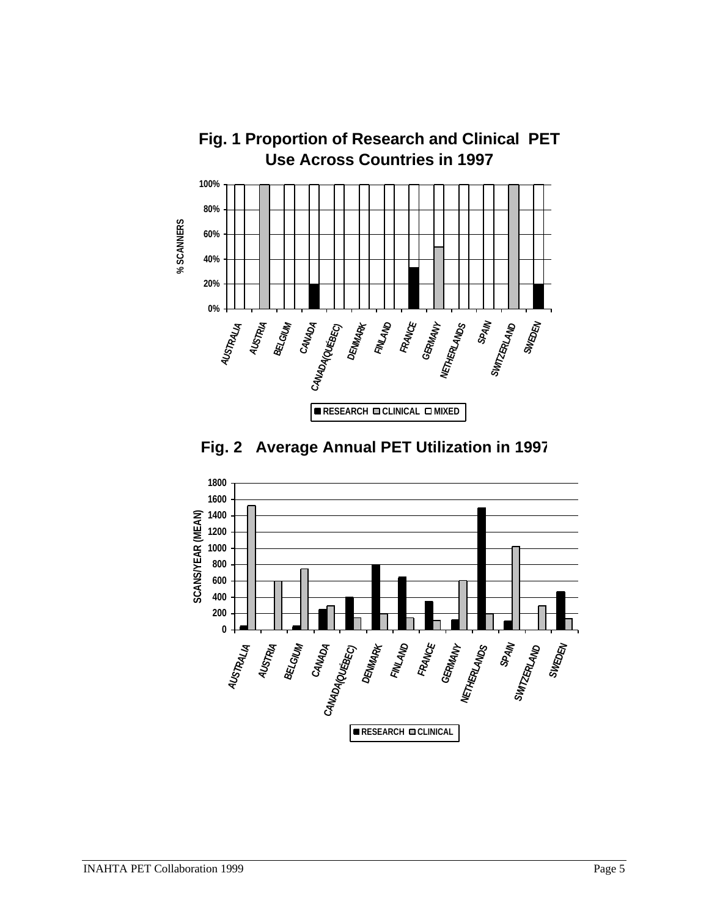**Fig. 1 Proportion of Research and Clinical PET Use Across Countries in 1997**

**Fig. 2 Average Annual PET Utilization in 1997**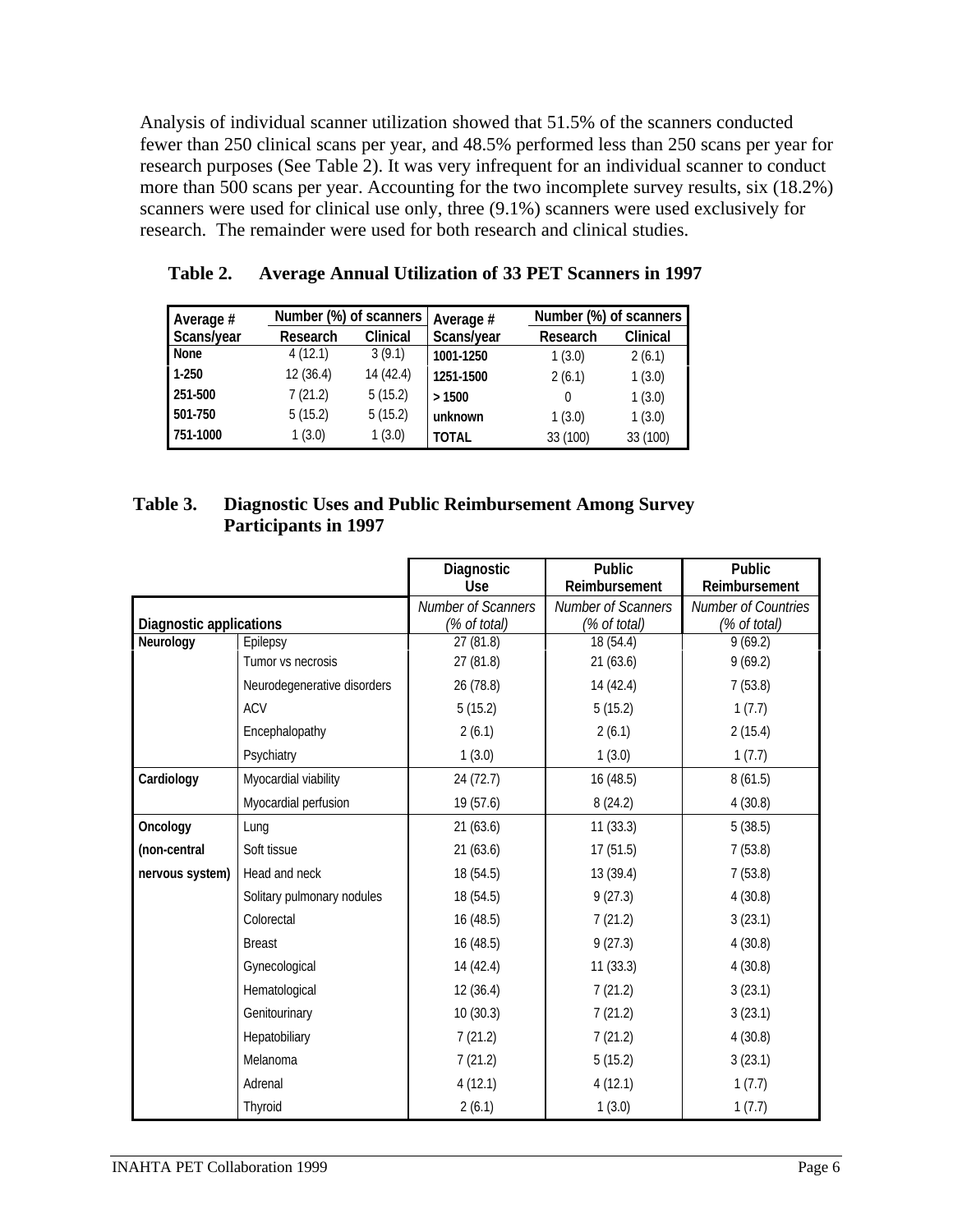Analysis of individual scanner utilization showed that 51.5% of the scanners conducted fewer than 250 clinical scans per year, and 48.5% performed less than 250 scans per year for research purposes (See Table 2). It was very infrequent for an individual scanner to conduct more than 500 scans per year. Accounting for the two incomplete survey results, six (18.2%) scanners were used for clinical use only, three (9.1%) scanners were used exclusively for research. The remainder were used for both research and clinical studies.

**Table 2. Average Annual Utilization of 33 PET Scanners in 1997**

| Average # Scans/year | Number (%) of scanners Research | Clinical | Average # Scans/year | Number (%) of scanners Research | Clinical |
|---|---|---|---|---|---|
| **None** | 4 (12.1) | 3 (9.1) | **1001-1250** | 1 (3.0) | 2 (6.1) |
| **1-250** | 12 (36.4) | 14 (42.4) | **1251-1500** | 2 (6.1) | 1 (3.0) |
| **251-500** | 7 (21.2) | 5 (15.2) | **> 1500** | 0 | 1 (3.0) |
| **501-750** | 5 (15.2) | 5 (15.2) | **unknown** | 1 (3.0) | 1 (3.0) |
| **751-1000** | 1 (3.0) | 1 (3.0) | **TOTAL** | 33 (100) | 33 (100) |

**Table 3. Diagnostic Uses and Public Reimbursement Among Survey Participants in 1997**

| Diagnostic applications | | Diagnostic Use<br>*Number of Scanners (% of total)* | Public Reimbursement<br>*Number of Scanners (% of total)* | Public Reimbursement<br>*Number of Countries (% of total)* |
|---|---|---|---|---|
| **Neurology** | Epilepsy | 27 (81.8) | 18 (54.4) | 9 (69.2) |
| | Tumor vs necrosis | 27 (81.8) | 21 (63.6) | 9 (69.2) |
| | Neurodegenerative disorders | 26 (78.8) | 14 (42.4) | 7 (53.8) |
| | ACV | 5 (15.2) | 5 (15.2) | 1 (7.7) |
| | Encephalopathy | 2 (6.1) | 2 (6.1) | 2 (15.4) |
| | Psychiatry | 1 (3.0) | 1 (3.0) | 1 (7.7) |
| **Cardiology** | Myocardial viability | 24 (72.7) | 16 (48.5) | 8 (61.5) |
| | Myocardial perfusion | 19 (57.6) | 8 (24.2) | 4 (30.8) |
| **Oncology (non-central nervous system)** | Lung | 21 (63.6) | 11 (33.3) | 5 (38.5) |
| | Soft tissue | 21 (63.6) | 17 (51.5) | 7 (53.8) |
| | Head and neck | 18 (54.5) | 13 (39.4) | 7 (53.8) |
| | Solitary pulmonary nodules | 18 (54.5) | 9 (27.3) | 4 (30.8) |
| | Colorectal | 16 (48.5) | 7 (21.2) | 3 (23.1) |
| | Breast | 16 (48.5) | 9 (27.3) | 4 (30.8) |
| | Gynecological | 14 (42.4) | 11 (33.3) | 4 (30.8) |
| | Hematological | 12 (36.4) | 7 (21.2) | 3 (23.1) |
| | Genitourinary | 10 (30.3) | 7 (21.2) | 3 (23.1) |
| | Hepatobiliary | 7 (21.2) | 7 (21.2) | 4 (30.8) |
| | Melanoma | 7 (21.2) | 5 (15.2) | 3 (23.1) |
| | Adrenal | 4 (12.1) | 4 (12.1) | 1 (7.7) |
| | Thyroid | 2 (6.1) | 1 (3.0) | 1 (7.7) |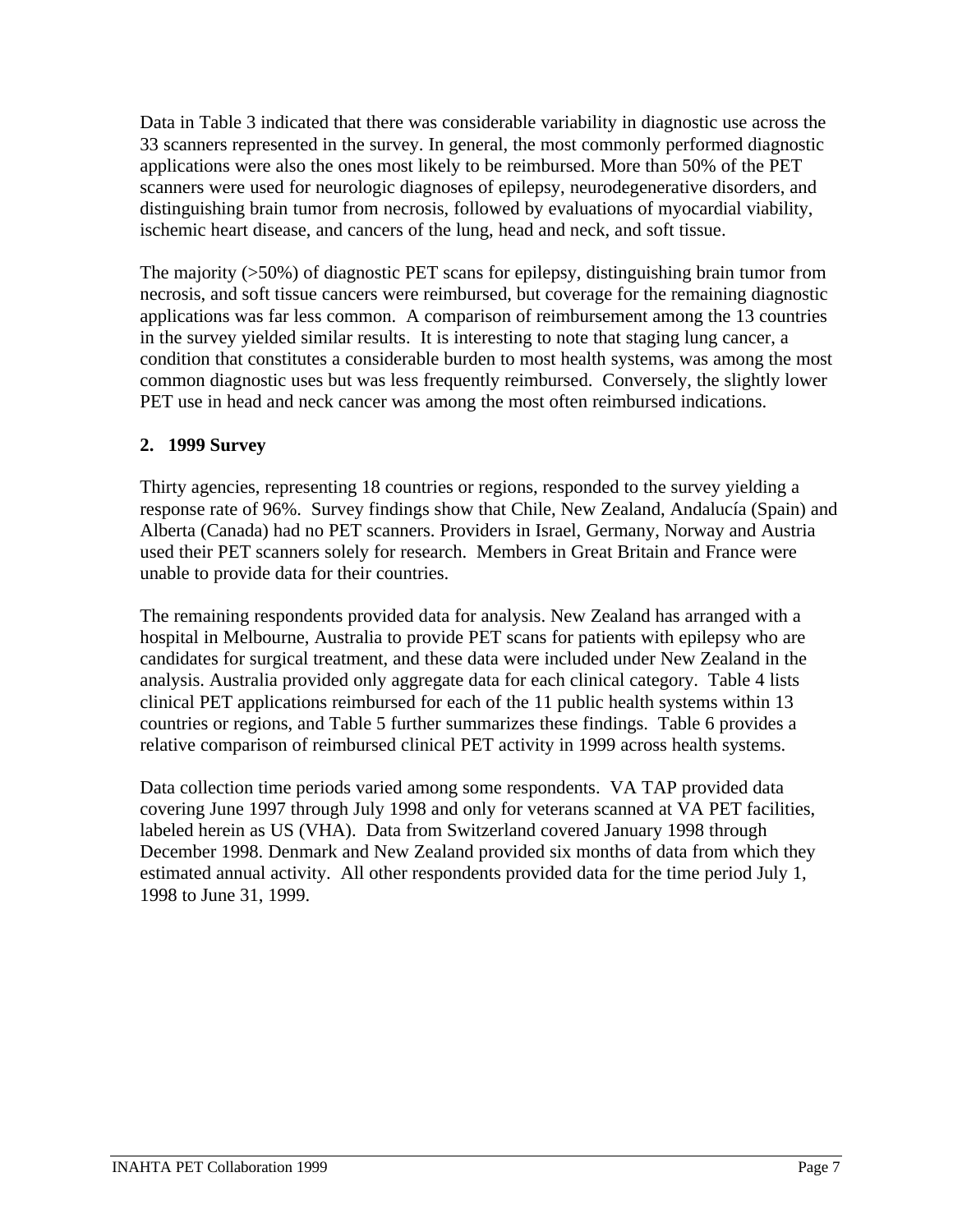Data in Table 3 indicated that there was considerable variability in diagnostic use across the 33 scanners represented in the survey. In general, the most commonly performed diagnostic applications were also the ones most likely to be reimbursed. More than 50% of the PET scanners were used for neurologic diagnoses of epilepsy, neurodegenerative disorders, and distinguishing brain tumor from necrosis, followed by evaluations of myocardial viability, ischemic heart disease, and cancers of the lung, head and neck, and soft tissue.

The majority (>50%) of diagnostic PET scans for epilepsy, distinguishing brain tumor from necrosis, and soft tissue cancers were reimbursed, but coverage for the remaining diagnostic applications was far less common. A comparison of reimbursement among the 13 countries in the survey yielded similar results. It is interesting to note that staging lung cancer, a condition that constitutes a considerable burden to most health systems, was among the most common diagnostic uses but was less frequently reimbursed. Conversely, the slightly lower PET use in head and neck cancer was among the most often reimbursed indications.

**2. 1999 Survey**

Thirty agencies, representing 18 countries or regions, responded to the survey yielding a response rate of 96%. Survey findings show that Chile, New Zealand, Andalucía (Spain) and Alberta (Canada) had no PET scanners. Providers in Israel, Germany, Norway and Austria used their PET scanners solely for research. Members in Great Britain and France were unable to provide data for their countries.

The remaining respondents provided data for analysis. New Zealand has arranged with a hospital in Melbourne, Australia to provide PET scans for patients with epilepsy who are candidates for surgical treatment, and these data were included under New Zealand in the analysis. Australia provided only aggregate data for each clinical category. Table 4 lists clinical PET applications reimbursed for each of the 11 public health systems within 13 countries or regions, and Table 5 further summarizes these findings. Table 6 provides a relative comparison of reimbursed clinical PET activity in 1999 across health systems.

Data collection time periods varied among some respondents. VA TAP provided data covering June 1997 through July 1998 and only for veterans scanned at VA PET facilities, labeled herein as US (VHA). Data from Switzerland covered January 1998 through December 1998. Denmark and New Zealand provided six months of data from which they estimated annual activity. All other respondents provided data for the time period July 1, 1998 to June 31, 1999.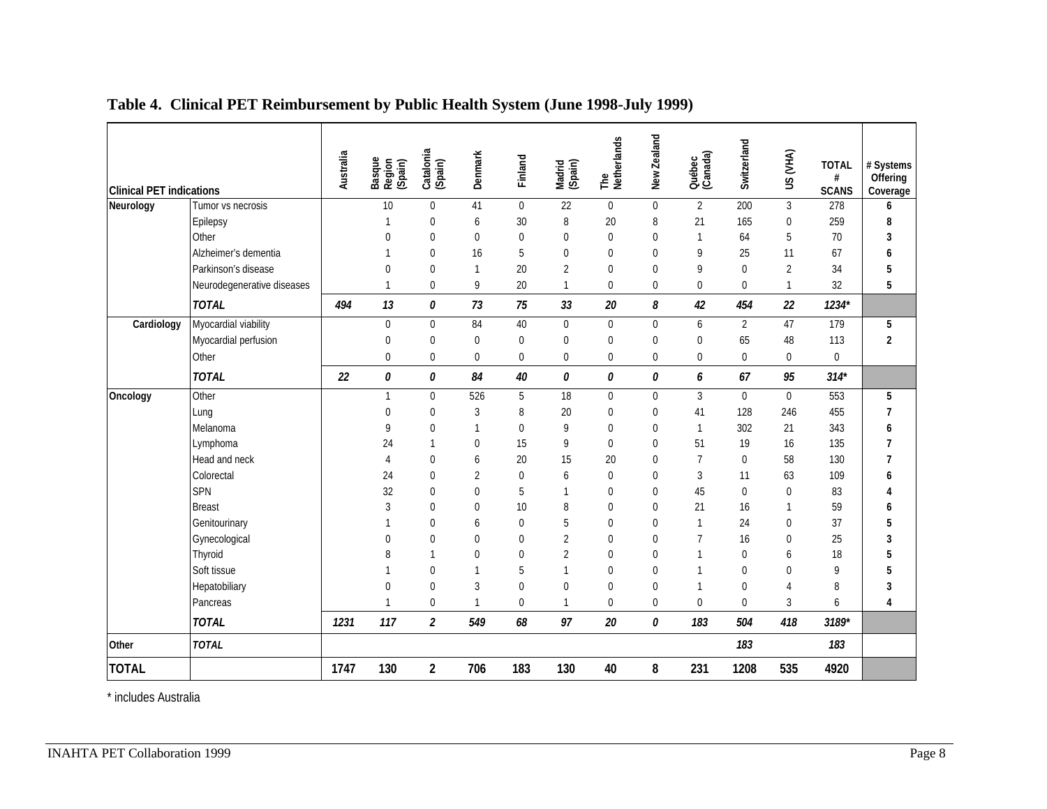## Table 4. Clinical PET Reimbursement by Public Health System (June 1998-July 1999)

| Clinical PET indications | | Australia | Basque Region (Spain) | Catalonia (Spain) | Denmark | Finland | Madrid (Spain) | The Netherlands | New Zealand | Québec (Canada) | Switzerland | US (VHA) | TOTAL # SCANS | # Systems Offering Coverage |
|---|---|---|---|---|---|---|---|---|---|---|---|---|---|---|
| **Neurology** | Tumor vs necrosis | | 10 | 0 | 41 | 0 | 22 | 0 | 0 | 2 | 200 | 3 | 278 | **6** |
| | Epilepsy | | 1 | 0 | 6 | 30 | 8 | 20 | 8 | 21 | 165 | 0 | 259 | **8** |
| | Other | | 0 | 0 | 0 | 0 | 0 | 0 | 0 | 1 | 64 | 5 | 70 | **3** |
| | Alzheimer's dementia | | 1 | 0 | 16 | 5 | 0 | 0 | 0 | 9 | 25 | 11 | 67 | **6** |
| | Parkinson's disease | | 0 | 0 | 1 | 20 | 2 | 0 | 0 | 9 | 0 | 2 | 34 | **5** |
| | Neurodegenerative diseases | | 1 | 0 | 9 | 20 | 1 | 0 | 0 | 0 | 0 | 1 | 32 | **5** |
| | ***TOTAL*** | ***494*** | ***13*** | ***0*** | ***73*** | ***75*** | ***33*** | ***20*** | ***8*** | ***42*** | ***454*** | ***22*** | ***1234**** | |
| **Cardiology** | Myocardial viability | | 0 | 0 | 84 | 40 | 0 | 0 | 0 | 6 | 2 | 47 | 179 | **5** |
| | Myocardial perfusion | | 0 | 0 | 0 | 0 | 0 | 0 | 0 | 0 | 65 | 48 | 113 | **2** |
| | Other | | 0 | 0 | 0 | 0 | 0 | 0 | 0 | 0 | 0 | 0 | 0 | |
| | ***TOTAL*** | ***22*** | ***0*** | ***0*** | ***84*** | ***40*** | ***0*** | ***0*** | ***0*** | ***6*** | ***67*** | ***95*** | ***314**** | |
| **Oncology** | Other | | 1 | 0 | 526 | 5 | 18 | 0 | 0 | 3 | 0 | 0 | 553 | **5** |
| | Lung | | 0 | 0 | 3 | 8 | 20 | 0 | 0 | 41 | 128 | 246 | 455 | **7** |
| | Melanoma | | 9 | 0 | 1 | 0 | 9 | 0 | 0 | 1 | 302 | 21 | 343 | **6** |
| | Lymphoma | | 24 | 1 | 0 | 15 | 9 | 0 | 0 | 51 | 19 | 16 | 135 | **7** |
| | Head and neck | | 4 | 0 | 6 | 20 | 15 | 20 | 0 | 7 | 0 | 58 | 130 | **7** |
| | Colorectal | | 24 | 0 | 2 | 0 | 6 | 0 | 0 | 3 | 11 | 63 | 109 | **6** |
| | SPN | | 32 | 0 | 0 | 5 | 1 | 0 | 0 | 45 | 0 | 0 | 83 | **4** |
| | Breast | | 3 | 0 | 0 | 10 | 8 | 0 | 0 | 21 | 16 | 1 | 59 | **6** |
| | Genitourinary | | 1 | 0 | 6 | 0 | 5 | 0 | 0 | 1 | 24 | 0 | 37 | **5** |
| | Gynecological | | 0 | 0 | 0 | 0 | 2 | 0 | 0 | 7 | 16 | 0 | 25 | **3** |
| | Thyroid | | 8 | 1 | 0 | 0 | 2 | 0 | 0 | 1 | 0 | 6 | 18 | **5** |
| | Soft tissue | | 1 | 0 | 1 | 5 | 1 | 0 | 0 | 1 | 0 | 0 | 9 | **5** |
| | Hepatobiliary | | 0 | 0 | 3 | 0 | 0 | 0 | 0 | 1 | 0 | 4 | 8 | **3** |
| | Pancreas | | 1 | 0 | 1 | 0 | 1 | 0 | 0 | 0 | 0 | 3 | 6 | **4** |
| | ***TOTAL*** | ***1231*** | ***117*** | ***2*** | ***549*** | ***68*** | ***97*** | ***20*** | ***0*** | ***183*** | ***504*** | ***418*** | ***3189**** | |
| **Other** | ***TOTAL*** | | | | | | | | | | ***183*** | | ***183*** | |
| **TOTAL** | | **1747** | **130** | **2** | **706** | **183** | **130** | **40** | **8** | **231** | **1208** | **535** | **4920** | |

\* includes Australia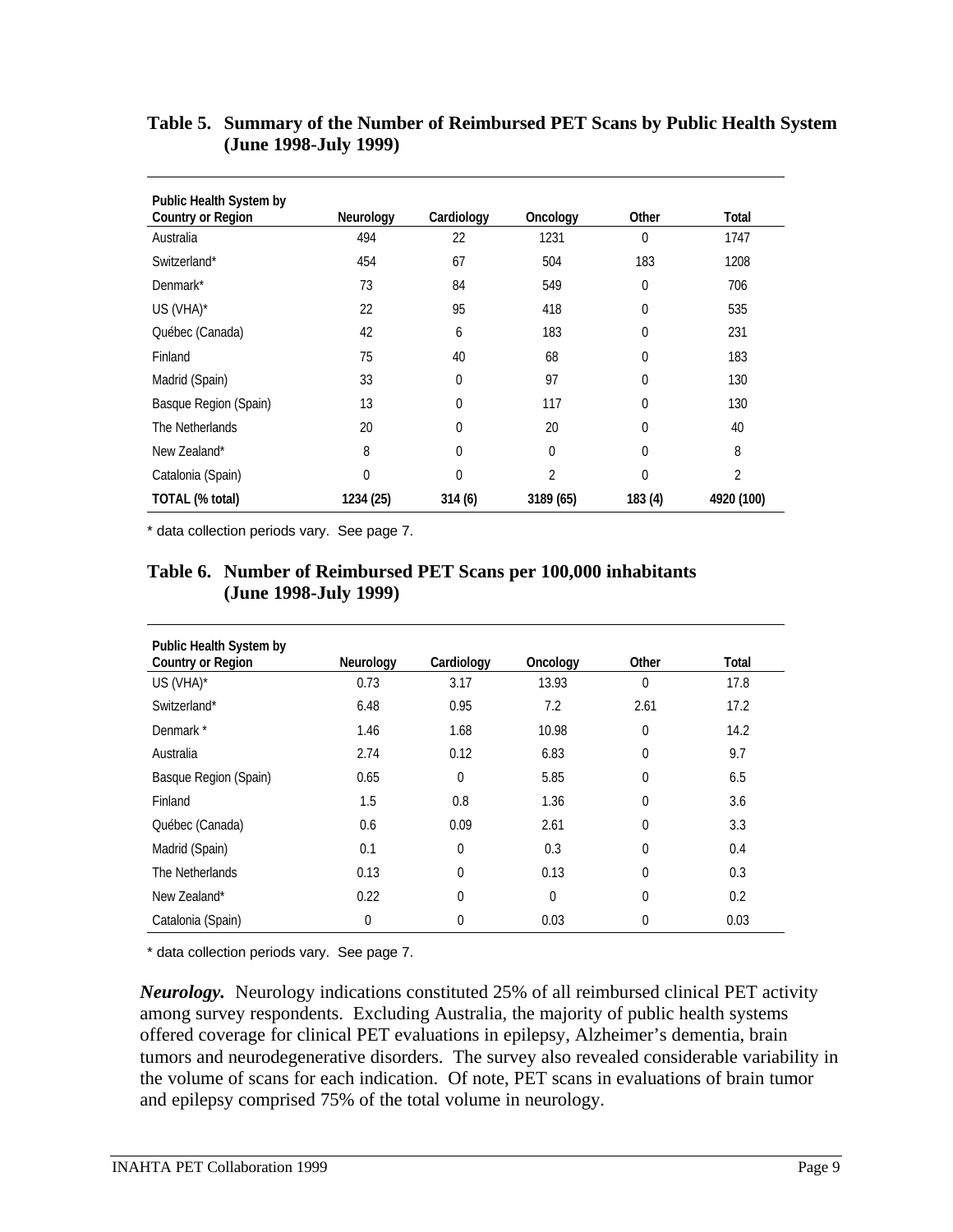**Table 5. Summary of the Number of Reimbursed PET Scans by Public Health System (June 1998-July 1999)**

| Public Health System by Country or Region | Neurology | Cardiology | Oncology | Other | Total |
|---|---|---|---|---|---|
| Australia | 494 | 22 | 1231 | 0 | 1747 |
| Switzerland* | 454 | 67 | 504 | 183 | 1208 |
| Denmark* | 73 | 84 | 549 | 0 | 706 |
| US (VHA)* | 22 | 95 | 418 | 0 | 535 |
| Québec (Canada) | 42 | 6 | 183 | 0 | 231 |
| Finland | 75 | 40 | 68 | 0 | 183 |
| Madrid (Spain) | 33 | 0 | 97 | 0 | 130 |
| Basque Region (Spain) | 13 | 0 | 117 | 0 | 130 |
| The Netherlands | 20 | 0 | 20 | 0 | 40 |
| New Zealand* | 8 | 0 | 0 | 0 | 8 |
| Catalonia (Spain) | 0 | 0 | 2 | 0 | 2 |
| **TOTAL (% total)** | **1234 (25)** | **314 (6)** | **3189 (65)** | **183 (4)** | **4920 (100)** |

\* data collection periods vary. See page 7.

**Table 6. Number of Reimbursed PET Scans per 100,000 inhabitants (June 1998-July 1999)**

| Public Health System by Country or Region | Neurology | Cardiology | Oncology | Other | Total |
|---|---|---|---|---|---|
| US (VHA)* | 0.73 | 3.17 | 13.93 | 0 | 17.8 |
| Switzerland* | 6.48 | 0.95 | 7.2 | 2.61 | 17.2 |
| Denmark * | 1.46 | 1.68 | 10.98 | 0 | 14.2 |
| Australia | 2.74 | 0.12 | 6.83 | 0 | 9.7 |
| Basque Region (Spain) | 0.65 | 0 | 5.85 | 0 | 6.5 |
| Finland | 1.5 | 0.8 | 1.36 | 0 | 3.6 |
| Québec (Canada) | 0.6 | 0.09 | 2.61 | 0 | 3.3 |
| Madrid (Spain) | 0.1 | 0 | 0.3 | 0 | 0.4 |
| The Netherlands | 0.13 | 0 | 0.13 | 0 | 0.3 |
| New Zealand* | 0.22 | 0 | 0 | 0 | 0.2 |
| Catalonia (Spain) | 0 | 0 | 0.03 | 0 | 0.03 |

\* data collection periods vary. See page 7.

***Neurology.*** Neurology indications constituted 25% of all reimbursed clinical PET activity among survey respondents. Excluding Australia, the majority of public health systems offered coverage for clinical PET evaluations in epilepsy, Alzheimer's dementia, brain tumors and neurodegenerative disorders. The survey also revealed considerable variability in the volume of scans for each indication. Of note, PET scans in evaluations of brain tumor and epilepsy comprised 75% of the total volume in neurology.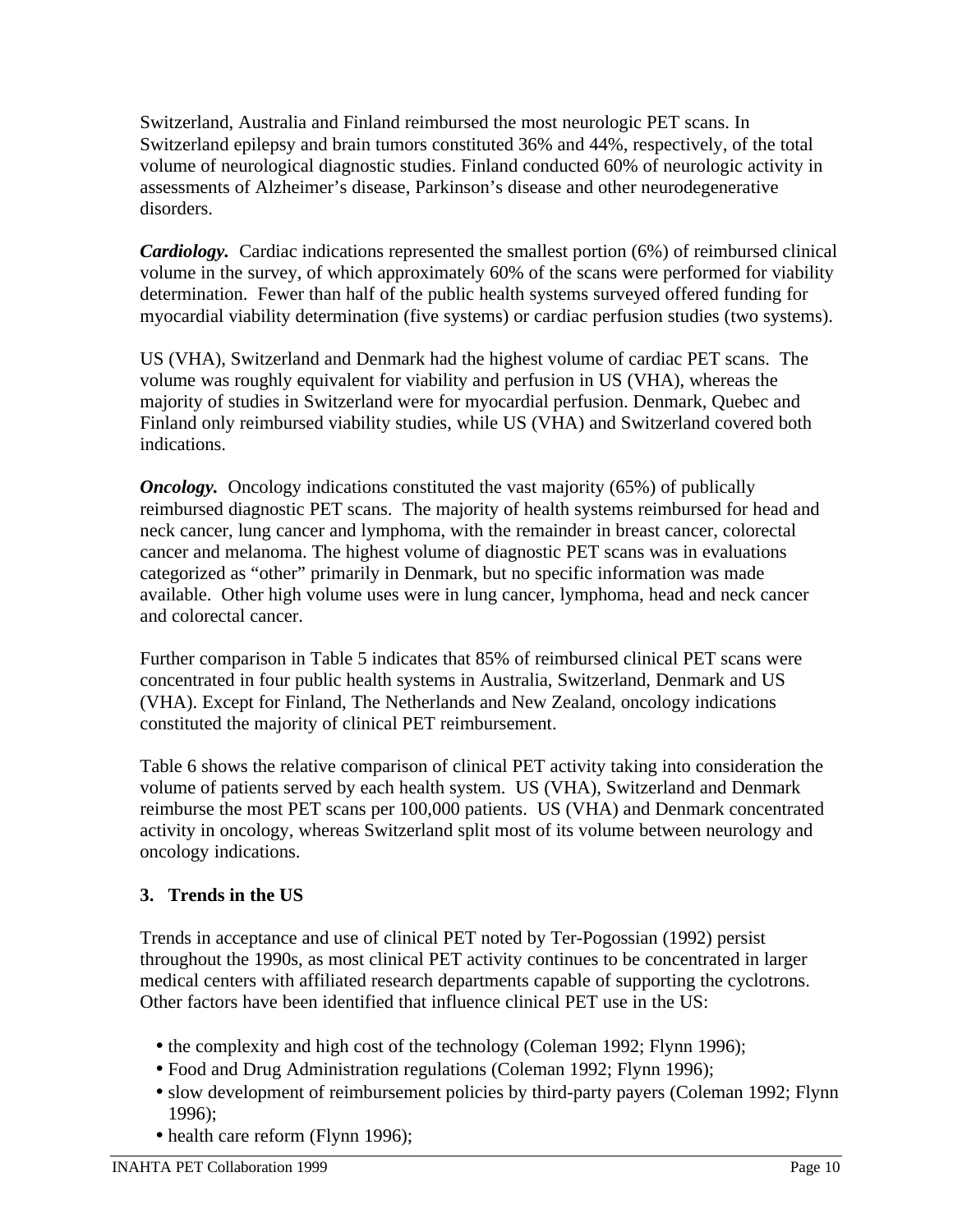Switzerland, Australia and Finland reimbursed the most neurologic PET scans. In Switzerland epilepsy and brain tumors constituted 36% and 44%, respectively, of the total volume of neurological diagnostic studies. Finland conducted 60% of neurologic activity in assessments of Alzheimer's disease, Parkinson's disease and other neurodegenerative disorders.

***Cardiology.*** Cardiac indications represented the smallest portion (6%) of reimbursed clinical volume in the survey, of which approximately 60% of the scans were performed for viability determination. Fewer than half of the public health systems surveyed offered funding for myocardial viability determination (five systems) or cardiac perfusion studies (two systems).

US (VHA), Switzerland and Denmark had the highest volume of cardiac PET scans. The volume was roughly equivalent for viability and perfusion in US (VHA), whereas the majority of studies in Switzerland were for myocardial perfusion. Denmark, Quebec and Finland only reimbursed viability studies, while US (VHA) and Switzerland covered both indications.

***Oncology.*** Oncology indications constituted the vast majority (65%) of publically reimbursed diagnostic PET scans. The majority of health systems reimbursed for head and neck cancer, lung cancer and lymphoma, with the remainder in breast cancer, colorectal cancer and melanoma. The highest volume of diagnostic PET scans was in evaluations categorized as "other" primarily in Denmark, but no specific information was made available. Other high volume uses were in lung cancer, lymphoma, head and neck cancer and colorectal cancer.

Further comparison in Table 5 indicates that 85% of reimbursed clinical PET scans were concentrated in four public health systems in Australia, Switzerland, Denmark and US (VHA). Except for Finland, The Netherlands and New Zealand, oncology indications constituted the majority of clinical PET reimbursement.

Table 6 shows the relative comparison of clinical PET activity taking into consideration the volume of patients served by each health system. US (VHA), Switzerland and Denmark reimburse the most PET scans per 100,000 patients. US (VHA) and Denmark concentrated activity in oncology, whereas Switzerland split most of its volume between neurology and oncology indications.

### 3. Trends in the US

Trends in acceptance and use of clinical PET noted by Ter-Pogossian (1992) persist throughout the 1990s, as most clinical PET activity continues to be concentrated in larger medical centers with affiliated research departments capable of supporting the cyclotrons. Other factors have been identified that influence clinical PET use in the US:

- the complexity and high cost of the technology (Coleman 1992; Flynn 1996);
- Food and Drug Administration regulations (Coleman 1992; Flynn 1996);
- slow development of reimbursement policies by third-party payers (Coleman 1992; Flynn 1996);
- health care reform (Flynn 1996);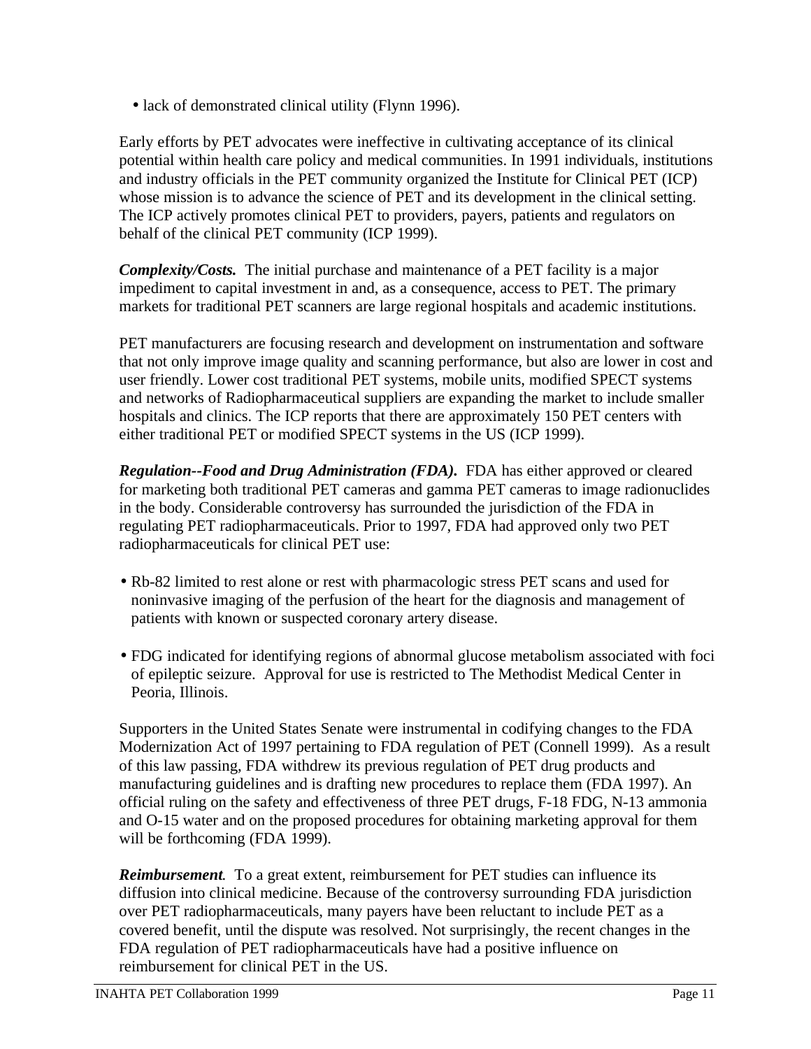- lack of demonstrated clinical utility (Flynn 1996).

Early efforts by PET advocates were ineffective in cultivating acceptance of its clinical potential within health care policy and medical communities. In 1991 individuals, institutions and industry officials in the PET community organized the Institute for Clinical PET (ICP) whose mission is to advance the science of PET and its development in the clinical setting. The ICP actively promotes clinical PET to providers, payers, patients and regulators on behalf of the clinical PET community (ICP 1999).

***Complexity/Costs.*** The initial purchase and maintenance of a PET facility is a major impediment to capital investment in and, as a consequence, access to PET. The primary markets for traditional PET scanners are large regional hospitals and academic institutions.

PET manufacturers are focusing research and development on instrumentation and software that not only improve image quality and scanning performance, but also are lower in cost and user friendly. Lower cost traditional PET systems, mobile units, modified SPECT systems and networks of Radiopharmaceutical suppliers are expanding the market to include smaller hospitals and clinics. The ICP reports that there are approximately 150 PET centers with either traditional PET or modified SPECT systems in the US (ICP 1999).

***Regulation--Food and Drug Administration (FDA).*** FDA has either approved or cleared for marketing both traditional PET cameras and gamma PET cameras to image radionuclides in the body. Considerable controversy has surrounded the jurisdiction of the FDA in regulating PET radiopharmaceuticals. Prior to 1997, FDA had approved only two PET radiopharmaceuticals for clinical PET use:

- Rb-82 limited to rest alone or rest with pharmacologic stress PET scans and used for noninvasive imaging of the perfusion of the heart for the diagnosis and management of patients with known or suspected coronary artery disease.

- FDG indicated for identifying regions of abnormal glucose metabolism associated with foci of epileptic seizure. Approval for use is restricted to The Methodist Medical Center in Peoria, Illinois.

Supporters in the United States Senate were instrumental in codifying changes to the FDA Modernization Act of 1997 pertaining to FDA regulation of PET (Connell 1999). As a result of this law passing, FDA withdrew its previous regulation of PET drug products and manufacturing guidelines and is drafting new procedures to replace them (FDA 1997). An official ruling on the safety and effectiveness of three PET drugs, F-18 FDG, N-13 ammonia and O-15 water and on the proposed procedures for obtaining marketing approval for them will be forthcoming (FDA 1999).

***Reimbursement.*** To a great extent, reimbursement for PET studies can influence its diffusion into clinical medicine. Because of the controversy surrounding FDA jurisdiction over PET radiopharmaceuticals, many payers have been reluctant to include PET as a covered benefit, until the dispute was resolved. Not surprisingly, the recent changes in the FDA regulation of PET radiopharmaceuticals have had a positive influence on reimbursement for clinical PET in the US.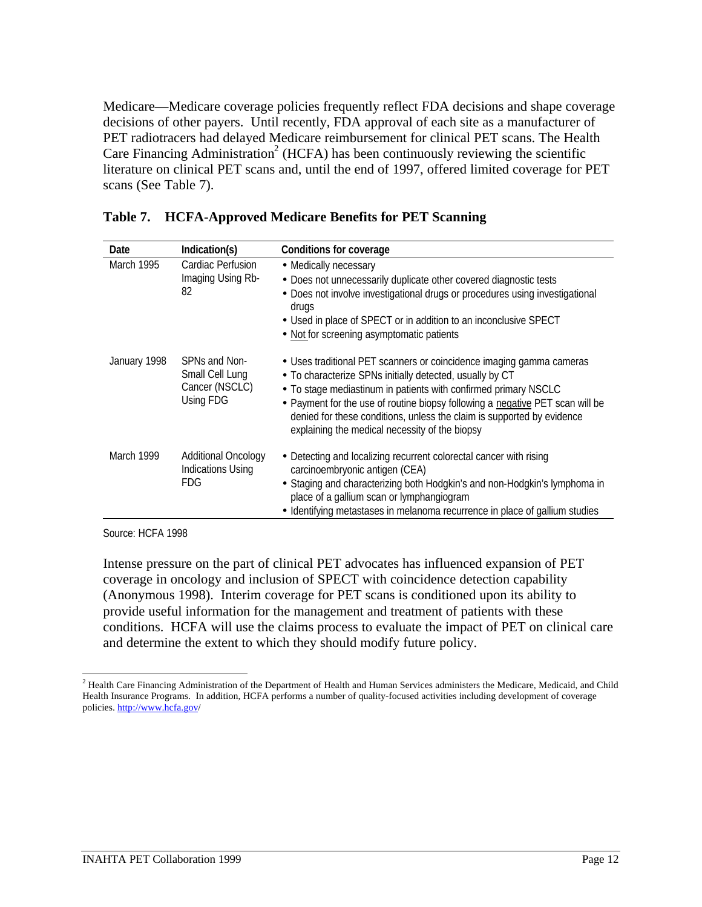Medicare—Medicare coverage policies frequently reflect FDA decisions and shape coverage decisions of other payers. Until recently, FDA approval of each site as a manufacturer of PET radiotracers had delayed Medicare reimbursement for clinical PET scans. The Health Care Financing Administration[2] (HCFA) has been continuously reviewing the scientific literature on clinical PET scans and, until the end of 1997, offered limited coverage for PET scans (See Table 7).

**Table 7. HCFA-Approved Medicare Benefits for PET Scanning**

| Date | Indication(s) | Conditions for coverage |
|---|---|---|
| March 1995 | Cardiac Perfusion Imaging Using Rb-82 | • Medically necessary<br>• Does not unnecessarily duplicate other covered diagnostic tests<br>• Does not involve investigational drugs or procedures using investigational drugs<br>• Used in place of SPECT or in addition to an inconclusive SPECT<br>• Not for screening asymptomatic patients |
| January 1998 | SPNs and Non-Small Cell Lung Cancer (NSCLC) Using FDG | • Uses traditional PET scanners or coincidence imaging gamma cameras<br>• To characterize SPNs initially detected, usually by CT<br>• To stage mediastinum in patients with confirmed primary NSCLC<br>• Payment for the use of routine biopsy following a negative PET scan will be denied for these conditions, unless the claim is supported by evidence explaining the medical necessity of the biopsy |
| March 1999 | Additional Oncology Indications Using FDG | • Detecting and localizing recurrent colorectal cancer with rising carcinoembryonic antigen (CEA)<br>• Staging and characterizing both Hodgkin's and non-Hodgkin's lymphoma in place of a gallium scan or lymphangiogram<br>• Identifying metastases in melanoma recurrence in place of gallium studies |

Source: HCFA 1998

Intense pressure on the part of clinical PET advocates has influenced expansion of PET coverage in oncology and inclusion of SPECT with coincidence detection capability (Anonymous 1998). Interim coverage for PET scans is conditioned upon its ability to provide useful information for the management and treatment of patients with these conditions. HCFA will use the claims process to evaluate the impact of PET on clinical care and determine the extent to which they should modify future policy.

---

[2] Health Care Financing Administration of the Department of Health and Human Services administers the Medicare, Medicaid, and Child Health Insurance Programs. In addition, HCFA performs a number of quality-focused activities including development of coverage policies. http://www.hcfa.gov/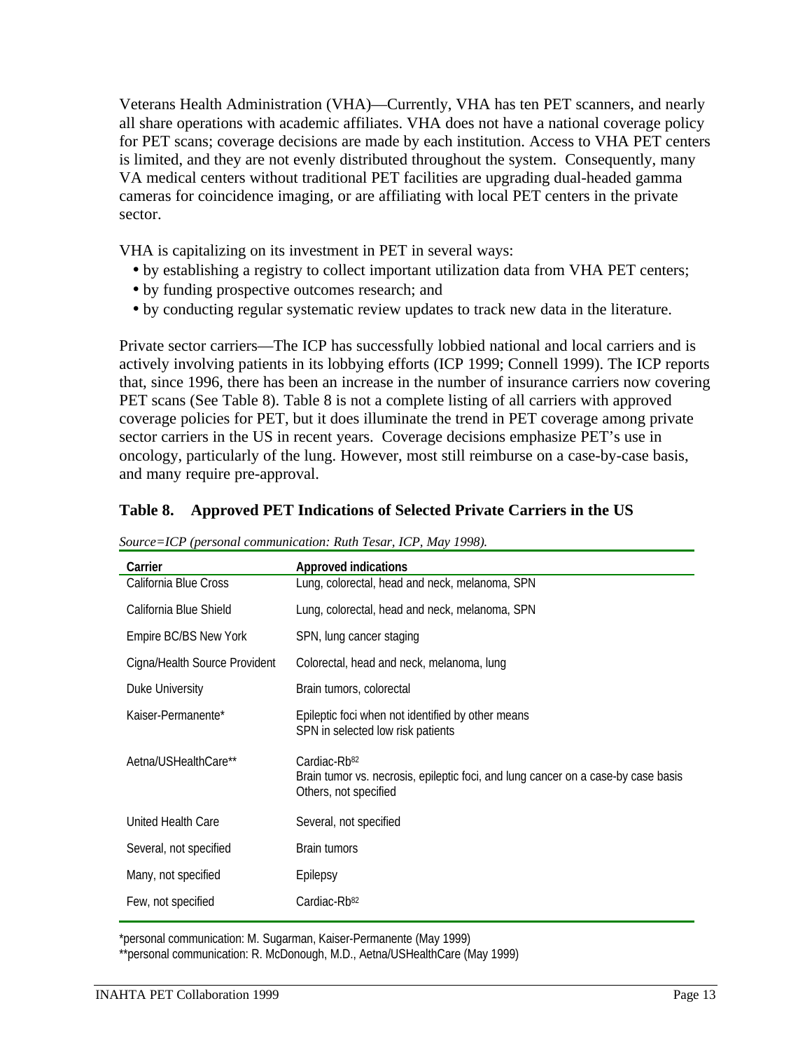Veterans Health Administration (VHA)—Currently, VHA has ten PET scanners, and nearly all share operations with academic affiliates. VHA does not have a national coverage policy for PET scans; coverage decisions are made by each institution. Access to VHA PET centers is limited, and they are not evenly distributed throughout the system. Consequently, many VA medical centers without traditional PET facilities are upgrading dual-headed gamma cameras for coincidence imaging, or are affiliating with local PET centers in the private sector.

VHA is capitalizing on its investment in PET in several ways:

- by establishing a registry to collect important utilization data from VHA PET centers;
- by funding prospective outcomes research; and
- by conducting regular systematic review updates to track new data in the literature.

Private sector carriers—The ICP has successfully lobbied national and local carriers and is actively involving patients in its lobbying efforts (ICP 1999; Connell 1999). The ICP reports that, since 1996, there has been an increase in the number of insurance carriers now covering PET scans (See Table 8). Table 8 is not a complete listing of all carriers with approved coverage policies for PET, but it does illuminate the trend in PET coverage among private sector carriers in the US in recent years. Coverage decisions emphasize PET's use in oncology, particularly of the lung. However, most still reimburse on a case-by-case basis, and many require pre-approval.

**Table 8. Approved PET Indications of Selected Private Carriers in the US**

*Source=ICP (personal communication: Ruth Tesar, ICP, May 1998).*

| Carrier | Approved indications |
|---|---|
| California Blue Cross | Lung, colorectal, head and neck, melanoma, SPN |
| California Blue Shield | Lung, colorectal, head and neck, melanoma, SPN |
| Empire BC/BS New York | SPN, lung cancer staging |
| Cigna/Health Source Provident | Colorectal, head and neck, melanoma, lung |
| Duke University | Brain tumors, colorectal |
| Kaiser-Permanente* | Epileptic foci when not identified by other means<br>SPN in selected low risk patients |
| Aetna/USHealthCare** | Cardiac-$Rb^{82}$<br>Brain tumor vs. necrosis, epileptic foci, and lung cancer on a case-by case basis<br>Others, not specified |
| United Health Care | Several, not specified |
| Several, not specified | Brain tumors |
| Many, not specified | Epilepsy |
| Few, not specified | Cardiac-$Rb^{82}$ |

*personal communication: M. Sugarman, Kaiser-Permanente (May 1999)

**personal communication: R. McDonough, M.D., Aetna/USHealthCare (May 1999)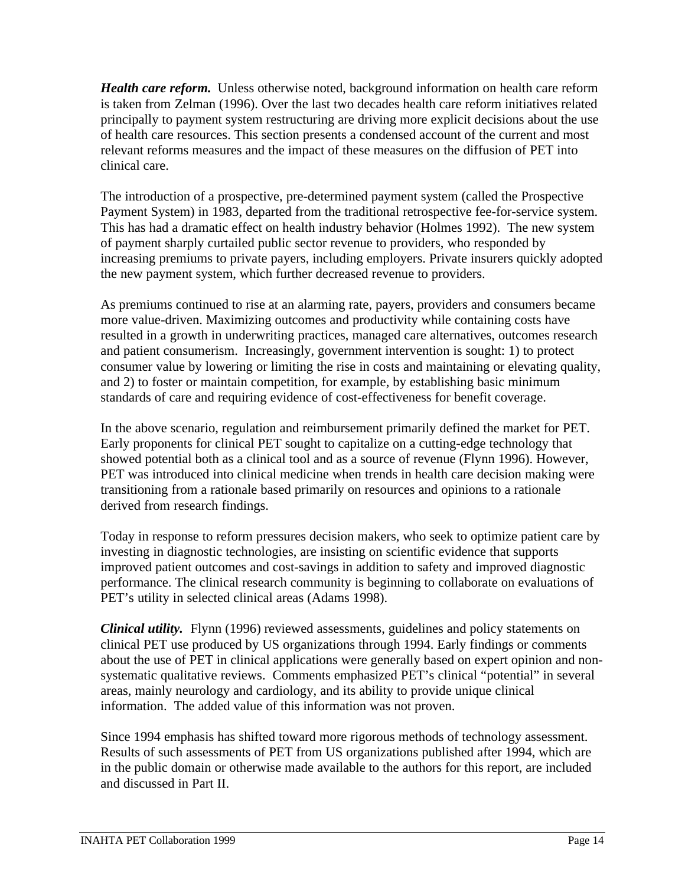***Health care reform.*** Unless otherwise noted, background information on health care reform is taken from Zelman (1996). Over the last two decades health care reform initiatives related principally to payment system restructuring are driving more explicit decisions about the use of health care resources. This section presents a condensed account of the current and most relevant reforms measures and the impact of these measures on the diffusion of PET into clinical care.

The introduction of a prospective, pre-determined payment system (called the Prospective Payment System) in 1983, departed from the traditional retrospective fee-for-service system. This has had a dramatic effect on health industry behavior (Holmes 1992). The new system of payment sharply curtailed public sector revenue to providers, who responded by increasing premiums to private payers, including employers. Private insurers quickly adopted the new payment system, which further decreased revenue to providers.

As premiums continued to rise at an alarming rate, payers, providers and consumers became more value-driven. Maximizing outcomes and productivity while containing costs have resulted in a growth in underwriting practices, managed care alternatives, outcomes research and patient consumerism. Increasingly, government intervention is sought: 1) to protect consumer value by lowering or limiting the rise in costs and maintaining or elevating quality, and 2) to foster or maintain competition, for example, by establishing basic minimum standards of care and requiring evidence of cost-effectiveness for benefit coverage.

In the above scenario, regulation and reimbursement primarily defined the market for PET. Early proponents for clinical PET sought to capitalize on a cutting-edge technology that showed potential both as a clinical tool and as a source of revenue (Flynn 1996). However, PET was introduced into clinical medicine when trends in health care decision making were transitioning from a rationale based primarily on resources and opinions to a rationale derived from research findings.

Today in response to reform pressures decision makers, who seek to optimize patient care by investing in diagnostic technologies, are insisting on scientific evidence that supports improved patient outcomes and cost-savings in addition to safety and improved diagnostic performance. The clinical research community is beginning to collaborate on evaluations of PET's utility in selected clinical areas (Adams 1998).

***Clinical utility.*** Flynn (1996) reviewed assessments, guidelines and policy statements on clinical PET use produced by US organizations through 1994. Early findings or comments about the use of PET in clinical applications were generally based on expert opinion and non-systematic qualitative reviews. Comments emphasized PET's clinical "potential" in several areas, mainly neurology and cardiology, and its ability to provide unique clinical information. The added value of this information was not proven.

Since 1994 emphasis has shifted toward more rigorous methods of technology assessment. Results of such assessments of PET from US organizations published after 1994, which are in the public domain or otherwise made available to the authors for this report, are included and discussed in Part II.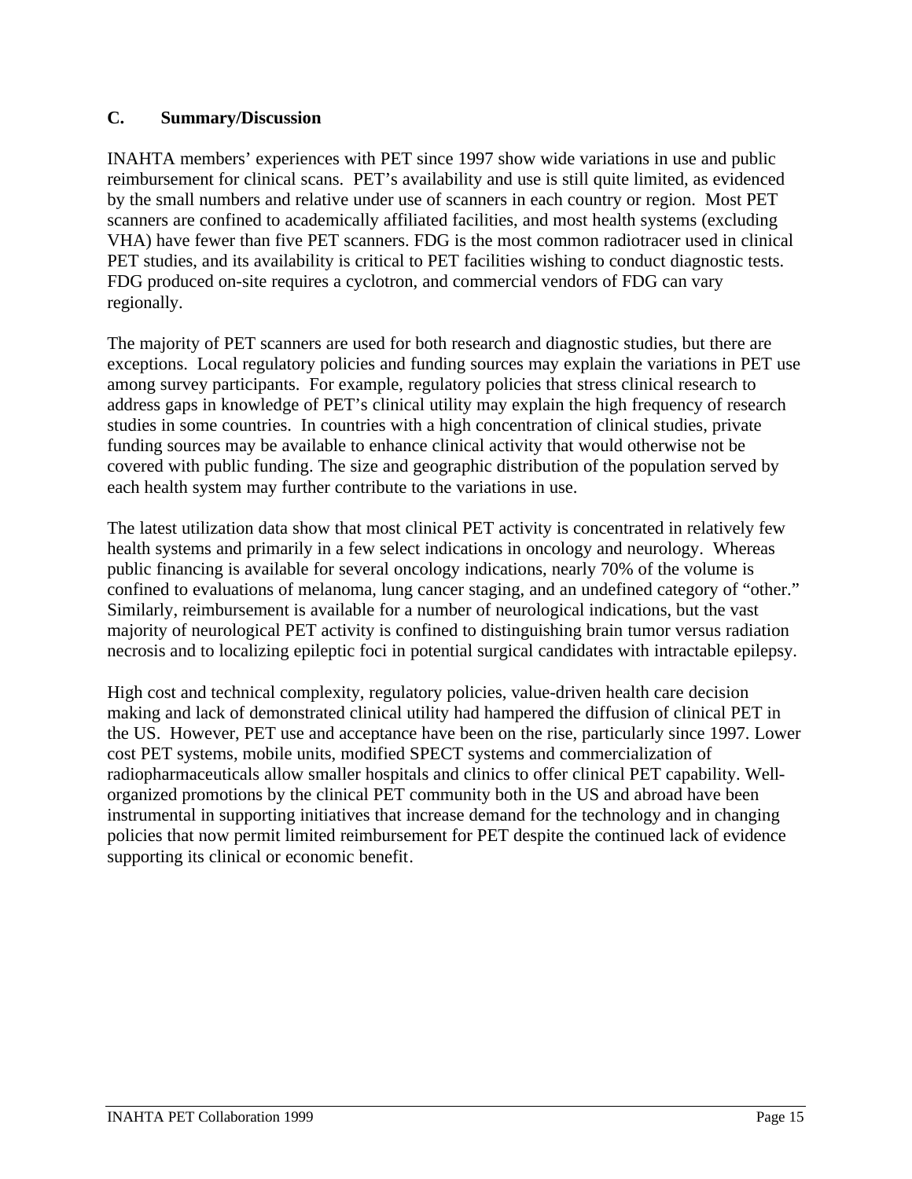## C. Summary/Discussion

INAHTA members' experiences with PET since 1997 show wide variations in use and public reimbursement for clinical scans. PET's availability and use is still quite limited, as evidenced by the small numbers and relative under use of scanners in each country or region. Most PET scanners are confined to academically affiliated facilities, and most health systems (excluding VHA) have fewer than five PET scanners. FDG is the most common radiotracer used in clinical PET studies, and its availability is critical to PET facilities wishing to conduct diagnostic tests. FDG produced on-site requires a cyclotron, and commercial vendors of FDG can vary regionally.

The majority of PET scanners are used for both research and diagnostic studies, but there are exceptions. Local regulatory policies and funding sources may explain the variations in PET use among survey participants. For example, regulatory policies that stress clinical research to address gaps in knowledge of PET's clinical utility may explain the high frequency of research studies in some countries. In countries with a high concentration of clinical studies, private funding sources may be available to enhance clinical activity that would otherwise not be covered with public funding. The size and geographic distribution of the population served by each health system may further contribute to the variations in use.

The latest utilization data show that most clinical PET activity is concentrated in relatively few health systems and primarily in a few select indications in oncology and neurology. Whereas public financing is available for several oncology indications, nearly 70% of the volume is confined to evaluations of melanoma, lung cancer staging, and an undefined category of "other." Similarly, reimbursement is available for a number of neurological indications, but the vast majority of neurological PET activity is confined to distinguishing brain tumor versus radiation necrosis and to localizing epileptic foci in potential surgical candidates with intractable epilepsy.

High cost and technical complexity, regulatory policies, value-driven health care decision making and lack of demonstrated clinical utility had hampered the diffusion of clinical PET in the US. However, PET use and acceptance have been on the rise, particularly since 1997. Lower cost PET systems, mobile units, modified SPECT systems and commercialization of radiopharmaceuticals allow smaller hospitals and clinics to offer clinical PET capability. Well-organized promotions by the clinical PET community both in the US and abroad have been instrumental in supporting initiatives that increase demand for the technology and in changing policies that now permit limited reimbursement for PET despite the continued lack of evidence supporting its clinical or economic benefit.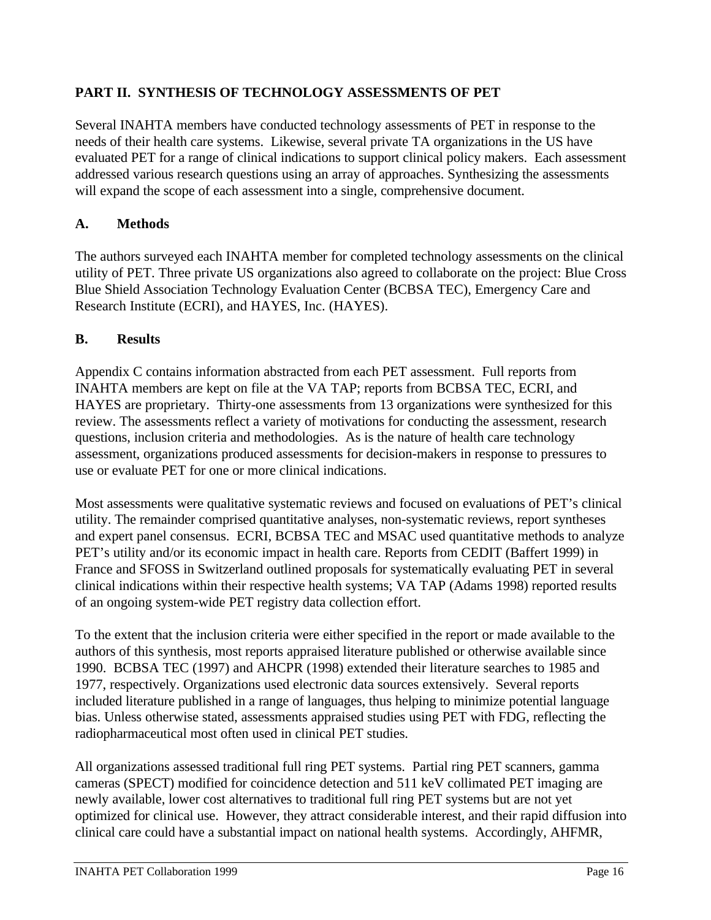## PART II. SYNTHESIS OF TECHNOLOGY ASSESSMENTS OF PET

Several INAHTA members have conducted technology assessments of PET in response to the needs of their health care systems. Likewise, several private TA organizations in the US have evaluated PET for a range of clinical indications to support clinical policy makers. Each assessment addressed various research questions using an array of approaches. Synthesizing the assessments will expand the scope of each assessment into a single, comprehensive document.

### A. Methods

The authors surveyed each INAHTA member for completed technology assessments on the clinical utility of PET. Three private US organizations also agreed to collaborate on the project: Blue Cross Blue Shield Association Technology Evaluation Center (BCBSA TEC), Emergency Care and Research Institute (ECRI), and HAYES, Inc. (HAYES).

### B. Results

Appendix C contains information abstracted from each PET assessment. Full reports from INAHTA members are kept on file at the VA TAP; reports from BCBSA TEC, ECRI, and HAYES are proprietary. Thirty-one assessments from 13 organizations were synthesized for this review. The assessments reflect a variety of motivations for conducting the assessment, research questions, inclusion criteria and methodologies. As is the nature of health care technology assessment, organizations produced assessments for decision-makers in response to pressures to use or evaluate PET for one or more clinical indications.

Most assessments were qualitative systematic reviews and focused on evaluations of PET's clinical utility. The remainder comprised quantitative analyses, non-systematic reviews, report syntheses and expert panel consensus. ECRI, BCBSA TEC and MSAC used quantitative methods to analyze PET's utility and/or its economic impact in health care. Reports from CEDIT (Baffert 1999) in France and SFOSS in Switzerland outlined proposals for systematically evaluating PET in several clinical indications within their respective health systems; VA TAP (Adams 1998) reported results of an ongoing system-wide PET registry data collection effort.

To the extent that the inclusion criteria were either specified in the report or made available to the authors of this synthesis, most reports appraised literature published or otherwise available since 1990. BCBSA TEC (1997) and AHCPR (1998) extended their literature searches to 1985 and 1977, respectively. Organizations used electronic data sources extensively. Several reports included literature published in a range of languages, thus helping to minimize potential language bias. Unless otherwise stated, assessments appraised studies using PET with FDG, reflecting the radiopharmaceutical most often used in clinical PET studies.

All organizations assessed traditional full ring PET systems. Partial ring PET scanners, gamma cameras (SPECT) modified for coincidence detection and 511 keV collimated PET imaging are newly available, lower cost alternatives to traditional full ring PET systems but are not yet optimized for clinical use. However, they attract considerable interest, and their rapid diffusion into clinical care could have a substantial impact on national health systems. Accordingly, AHFMR,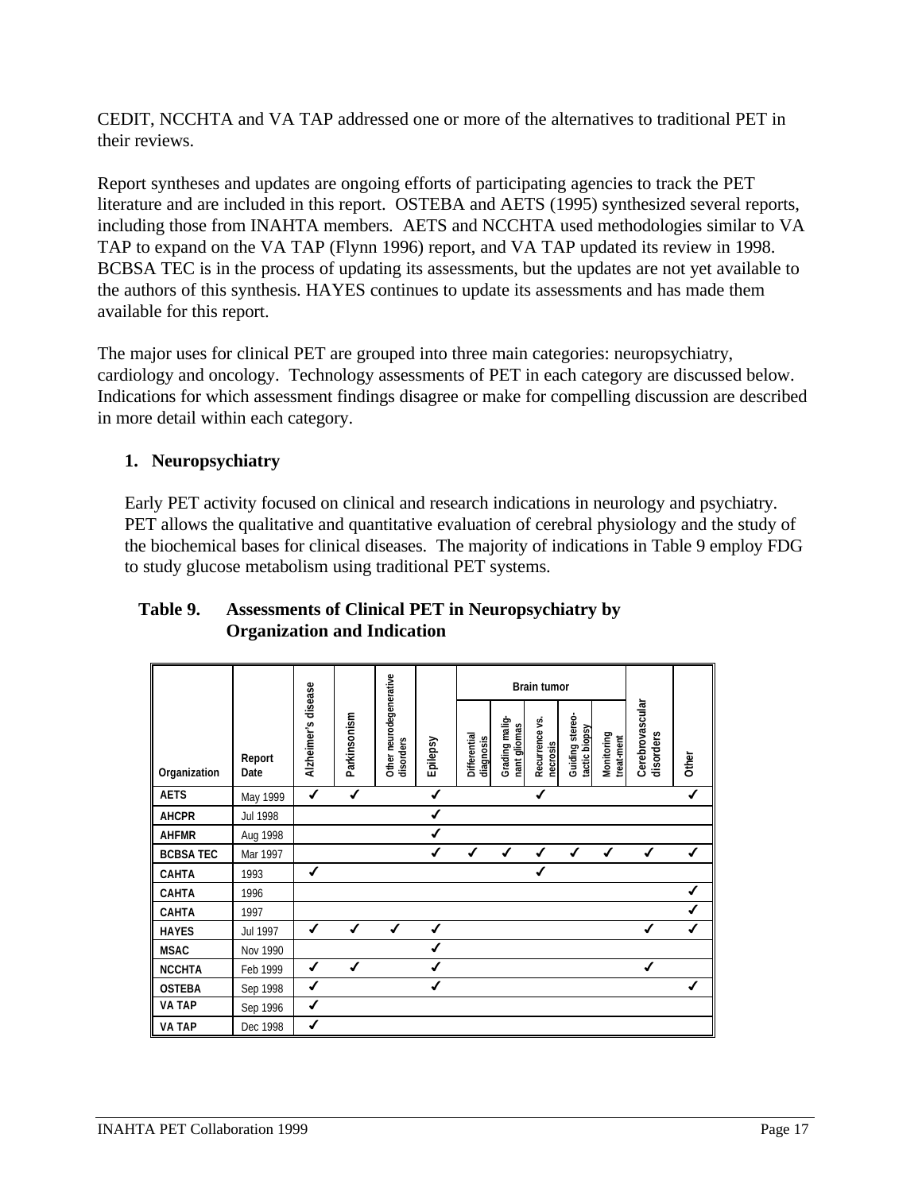CEDIT, NCCHTA and VA TAP addressed one or more of the alternatives to traditional PET in their reviews.

Report syntheses and updates are ongoing efforts of participating agencies to track the PET literature and are included in this report. OSTEBA and AETS (1995) synthesized several reports, including those from INAHTA members. AETS and NCCHTA used methodologies similar to VA TAP to expand on the VA TAP (Flynn 1996) report, and VA TAP updated its review in 1998. BCBSA TEC is in the process of updating its assessments, but the updates are not yet available to the authors of this synthesis. HAYES continues to update its assessments and has made them available for this report.

The major uses for clinical PET are grouped into three main categories: neuropsychiatry, cardiology and oncology. Technology assessments of PET in each category are discussed below. Indications for which assessment findings disagree or make for compelling discussion are described in more detail within each category.

## 1. Neuropsychiatry

Early PET activity focused on clinical and research indications in neurology and psychiatry. PET allows the qualitative and quantitative evaluation of cerebral physiology and the study of the biochemical bases for clinical diseases. The majority of indications in Table 9 employ FDG to study glucose metabolism using traditional PET systems.

**Table 9. Assessments of Clinical PET in Neuropsychiatry by Organization and Indication**

| Organization | Report Date | Alzheimer's disease | Parkinsonism | Other neurodegenerative disorders | Epilepsy | Brain tumor | | | | | Cerebrovascular disorders | Other |
|---|---|---|---|---|---|---|---|---|---|---|---|---|
| | | | | | | Differential diagnosis | Grading malignant gliomas | Recurrence vs. necrosis | Guiding stereotactic biopsy | Monitoring treat-ment | | |
| AETS | May 1999 | ✓ | ✓ | | ✓ | | | ✓ | | | | ✓ |
| AHCPR | Jul 1998 | | | | ✓ | | | | | | | |
| AHFMR | Aug 1998 | | | | ✓ | | | | | | | |
| BCBSA TEC | Mar 1997 | | | | ✓ | ✓ | ✓ | ✓ | ✓ | ✓ | ✓ | ✓ |
| CAHTA | 1993 | ✓ | | | | | | ✓ | | | | |
| CAHTA | 1996 | | | | | | | | | | | ✓ |
| CAHTA | 1997 | | | | | | | | | | | ✓ |
| HAYES | Jul 1997 | ✓ | ✓ | ✓ | ✓ | | | | | | ✓ | ✓ |
| MSAC | Nov 1990 | | | | ✓ | | | | | | | |
| NCCHTA | Feb 1999 | ✓ | ✓ | | ✓ | | | | | | ✓ | |
| OSTEBA | Sep 1998 | ✓ | | | ✓ | | | | | | | ✓ |
| VA TAP | Sep 1996 | ✓ | | | | | | | | | | |
| VA TAP | Dec 1998 | ✓ | | | | | | | | | | |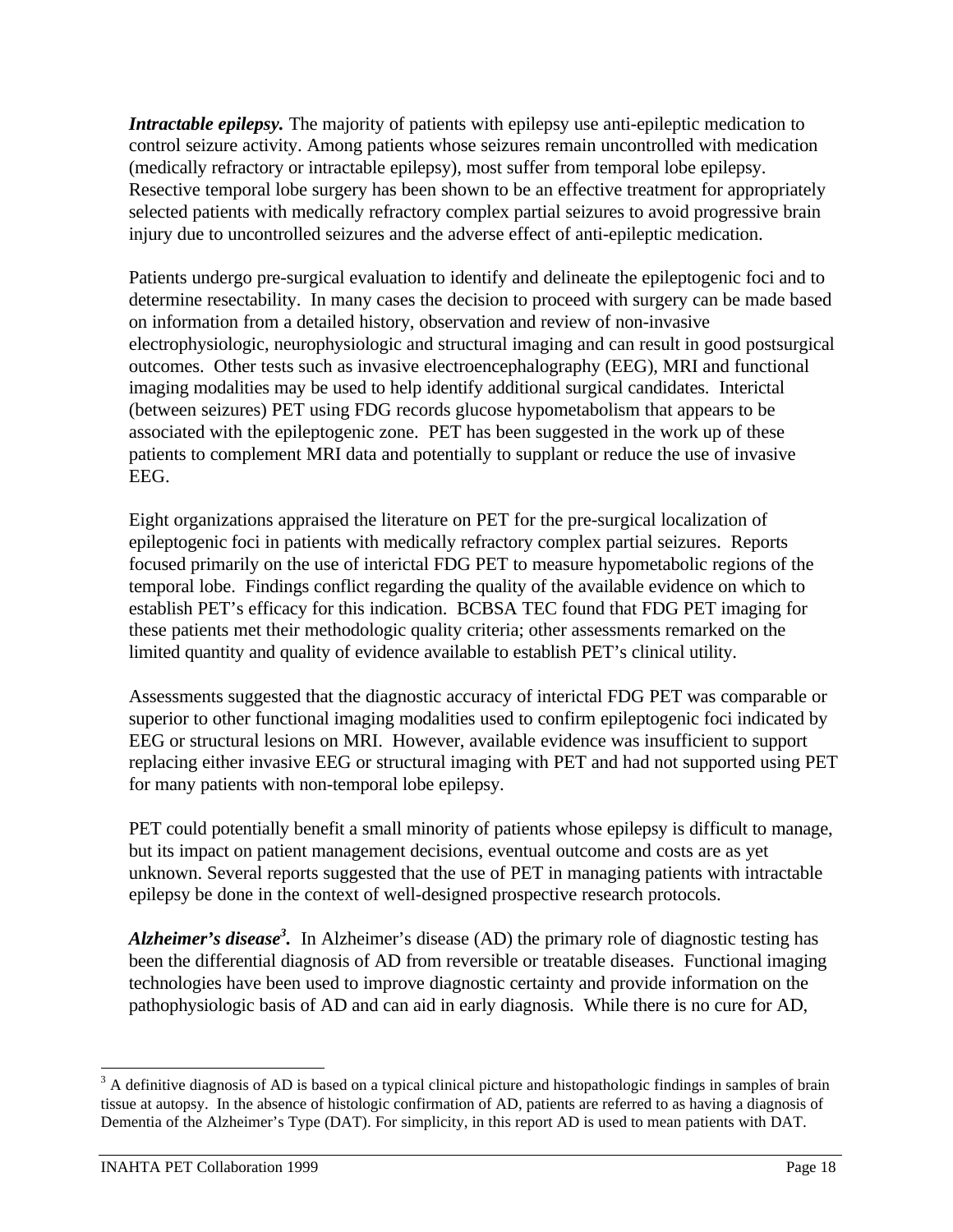***Intractable epilepsy.*** The majority of patients with epilepsy use anti-epileptic medication to control seizure activity. Among patients whose seizures remain uncontrolled with medication (medically refractory or intractable epilepsy), most suffer from temporal lobe epilepsy. Resective temporal lobe surgery has been shown to be an effective treatment for appropriately selected patients with medically refractory complex partial seizures to avoid progressive brain injury due to uncontrolled seizures and the adverse effect of anti-epileptic medication.

Patients undergo pre-surgical evaluation to identify and delineate the epileptogenic foci and to determine resectability. In many cases the decision to proceed with surgery can be made based on information from a detailed history, observation and review of non-invasive electrophysiologic, neurophysiologic and structural imaging and can result in good postsurgical outcomes. Other tests such as invasive electroencephalography (EEG), MRI and functional imaging modalities may be used to help identify additional surgical candidates. Interictal (between seizures) PET using FDG records glucose hypometabolism that appears to be associated with the epileptogenic zone. PET has been suggested in the work up of these patients to complement MRI data and potentially to supplant or reduce the use of invasive EEG.

Eight organizations appraised the literature on PET for the pre-surgical localization of epileptogenic foci in patients with medically refractory complex partial seizures. Reports focused primarily on the use of interictal FDG PET to measure hypometabolic regions of the temporal lobe. Findings conflict regarding the quality of the available evidence on which to establish PET's efficacy for this indication. BCBSA TEC found that FDG PET imaging for these patients met their methodologic quality criteria; other assessments remarked on the limited quantity and quality of evidence available to establish PET's clinical utility.

Assessments suggested that the diagnostic accuracy of interictal FDG PET was comparable or superior to other functional imaging modalities used to confirm epileptogenic foci indicated by EEG or structural lesions on MRI. However, available evidence was insufficient to support replacing either invasive EEG or structural imaging with PET and had not supported using PET for many patients with non-temporal lobe epilepsy.

PET could potentially benefit a small minority of patients whose epilepsy is difficult to manage, but its impact on patient management decisions, eventual outcome and costs are as yet unknown. Several reports suggested that the use of PET in managing patients with intractable epilepsy be done in the context of well-designed prospective research protocols.

***Alzheimer's disease[3].*** In Alzheimer's disease (AD) the primary role of diagnostic testing has been the differential diagnosis of AD from reversible or treatable diseases. Functional imaging technologies have been used to improve diagnostic certainty and provide information on the pathophysiologic basis of AD and can aid in early diagnosis. While there is no cure for AD,

---

[3] A definitive diagnosis of AD is based on a typical clinical picture and histopathologic findings in samples of brain tissue at autopsy. In the absence of histologic confirmation of AD, patients are referred to as having a diagnosis of Dementia of the Alzheimer's Type (DAT). For simplicity, in this report AD is used to mean patients with DAT.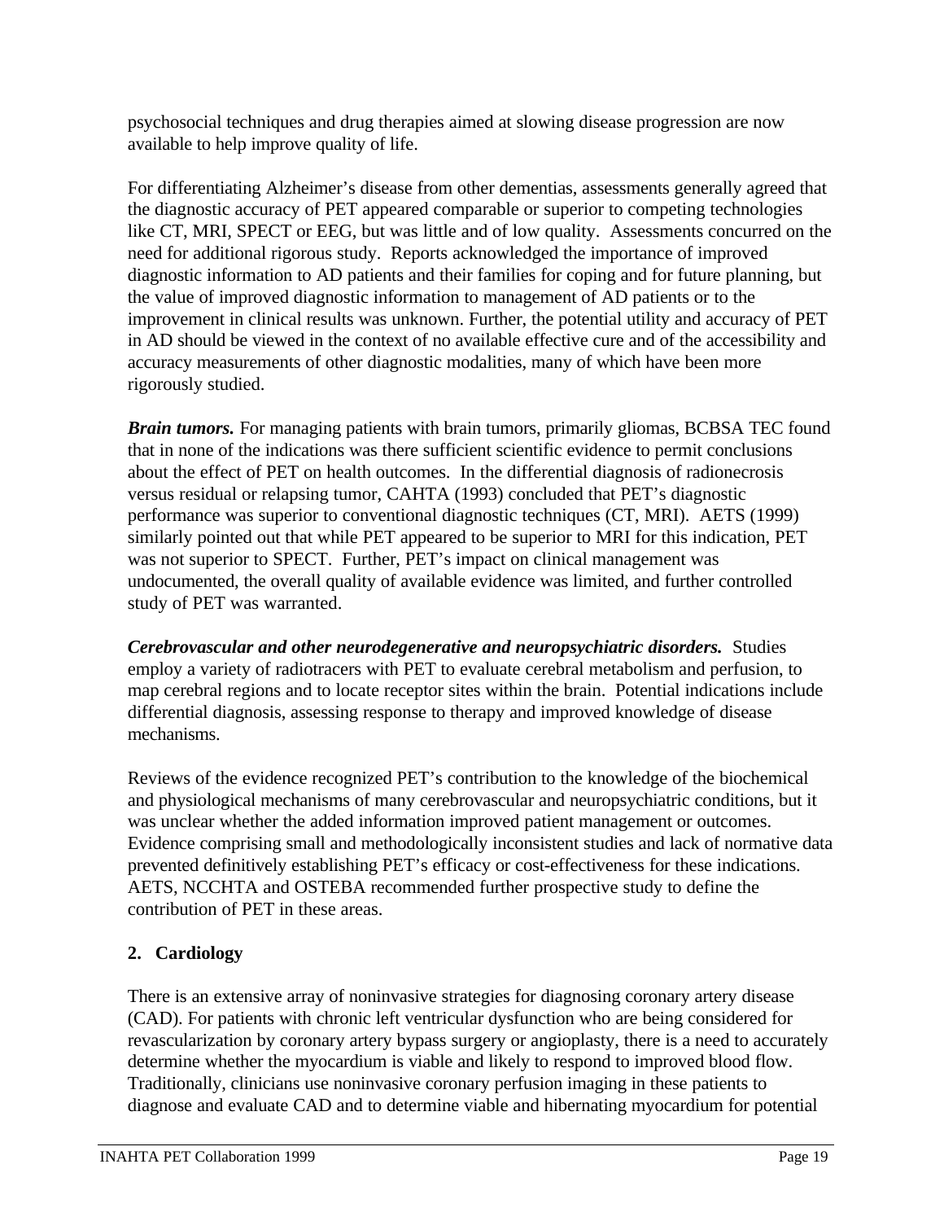psychosocial techniques and drug therapies aimed at slowing disease progression are now available to help improve quality of life.

For differentiating Alzheimer's disease from other dementias, assessments generally agreed that the diagnostic accuracy of PET appeared comparable or superior to competing technologies like CT, MRI, SPECT or EEG, but was little and of low quality. Assessments concurred on the need for additional rigorous study. Reports acknowledged the importance of improved diagnostic information to AD patients and their families for coping and for future planning, but the value of improved diagnostic information to management of AD patients or to the improvement in clinical results was unknown. Further, the potential utility and accuracy of PET in AD should be viewed in the context of no available effective cure and of the accessibility and accuracy measurements of other diagnostic modalities, many of which have been more rigorously studied.

***Brain tumors.*** For managing patients with brain tumors, primarily gliomas, BCBSA TEC found that in none of the indications was there sufficient scientific evidence to permit conclusions about the effect of PET on health outcomes. In the differential diagnosis of radionecrosis versus residual or relapsing tumor, CAHTA (1993) concluded that PET's diagnostic performance was superior to conventional diagnostic techniques (CT, MRI). AETS (1999) similarly pointed out that while PET appeared to be superior to MRI for this indication, PET was not superior to SPECT. Further, PET's impact on clinical management was undocumented, the overall quality of available evidence was limited, and further controlled study of PET was warranted.

***Cerebrovascular and other neurodegenerative and neuropsychiatric disorders.*** Studies employ a variety of radiotracers with PET to evaluate cerebral metabolism and perfusion, to map cerebral regions and to locate receptor sites within the brain. Potential indications include differential diagnosis, assessing response to therapy and improved knowledge of disease mechanisms.

Reviews of the evidence recognized PET's contribution to the knowledge of the biochemical and physiological mechanisms of many cerebrovascular and neuropsychiatric conditions, but it was unclear whether the added information improved patient management or outcomes. Evidence comprising small and methodologically inconsistent studies and lack of normative data prevented definitively establishing PET's efficacy or cost-effectiveness for these indications. AETS, NCCHTA and OSTEBA recommended further prospective study to define the contribution of PET in these areas.

## 2. Cardiology

There is an extensive array of noninvasive strategies for diagnosing coronary artery disease (CAD). For patients with chronic left ventricular dysfunction who are being considered for revascularization by coronary artery bypass surgery or angioplasty, there is a need to accurately determine whether the myocardium is viable and likely to respond to improved blood flow. Traditionally, clinicians use noninvasive coronary perfusion imaging in these patients to diagnose and evaluate CAD and to determine viable and hibernating myocardium for potential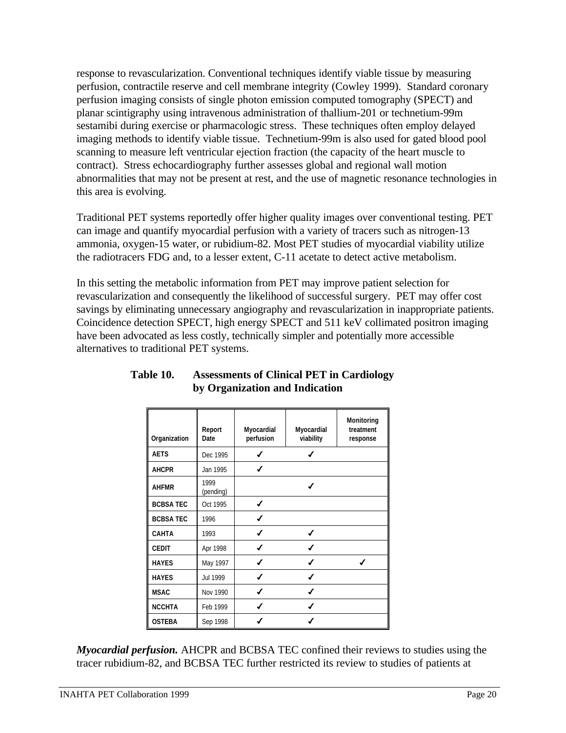response to revascularization. Conventional techniques identify viable tissue by measuring perfusion, contractile reserve and cell membrane integrity (Cowley 1999). Standard coronary perfusion imaging consists of single photon emission computed tomography (SPECT) and planar scintigraphy using intravenous administration of thallium-201 or technetium-99m sestamibi during exercise or pharmacologic stress. These techniques often employ delayed imaging methods to identify viable tissue. Technetium-99m is also used for gated blood pool scanning to measure left ventricular ejection fraction (the capacity of the heart muscle to contract). Stress echocardiography further assesses global and regional wall motion abnormalities that may not be present at rest, and the use of magnetic resonance technologies in this area is evolving.

Traditional PET systems reportedly offer higher quality images over conventional testing. PET can image and quantify myocardial perfusion with a variety of tracers such as nitrogen-13 ammonia, oxygen-15 water, or rubidium-82. Most PET studies of myocardial viability utilize the radiotracers FDG and, to a lesser extent, C-11 acetate to detect active metabolism.

In this setting the metabolic information from PET may improve patient selection for revascularization and consequently the likelihood of successful surgery. PET may offer cost savings by eliminating unnecessary angiography and revascularization in inappropriate patients. Coincidence detection SPECT, high energy SPECT and 511 keV collimated positron imaging have been advocated as less costly, technically simpler and potentially more accessible alternatives to traditional PET systems.

**Table 10. Assessments of Clinical PET in Cardiology by Organization and Indication**

| Organization | Report Date | Myocardial perfusion | Myocardial viability | Monitoring treatment response |
|---|---|---|---|---|
| **AETS** | Dec 1995 | ✓ | ✓ | |
| **AHCPR** | Jan 1995 | ✓ | | |
| **AHFMR** | 1999 (pending) | | ✓ | |
| **BCBSA TEC** | Oct 1995 | ✓ | | |
| **BCBSA TEC** | 1996 | ✓ | | |
| **CAHTA** | 1993 | ✓ | ✓ | |
| **CEDIT** | Apr 1998 | ✓ | ✓ | |
| **HAYES** | May 1997 | ✓ | ✓ | ✓ |
| **HAYES** | Jul 1999 | ✓ | ✓ | |
| **MSAC** | Nov 1990 | ✓ | ✓ | |
| **NCCHTA** | Feb 1999 | ✓ | ✓ | |
| **OSTEBA** | Sep 1998 | ✓ | ✓ | |

***Myocardial perfusion.*** AHCPR and BCBSA TEC confined their reviews to studies using the tracer rubidium-82, and BCBSA TEC further restricted its review to studies of patients at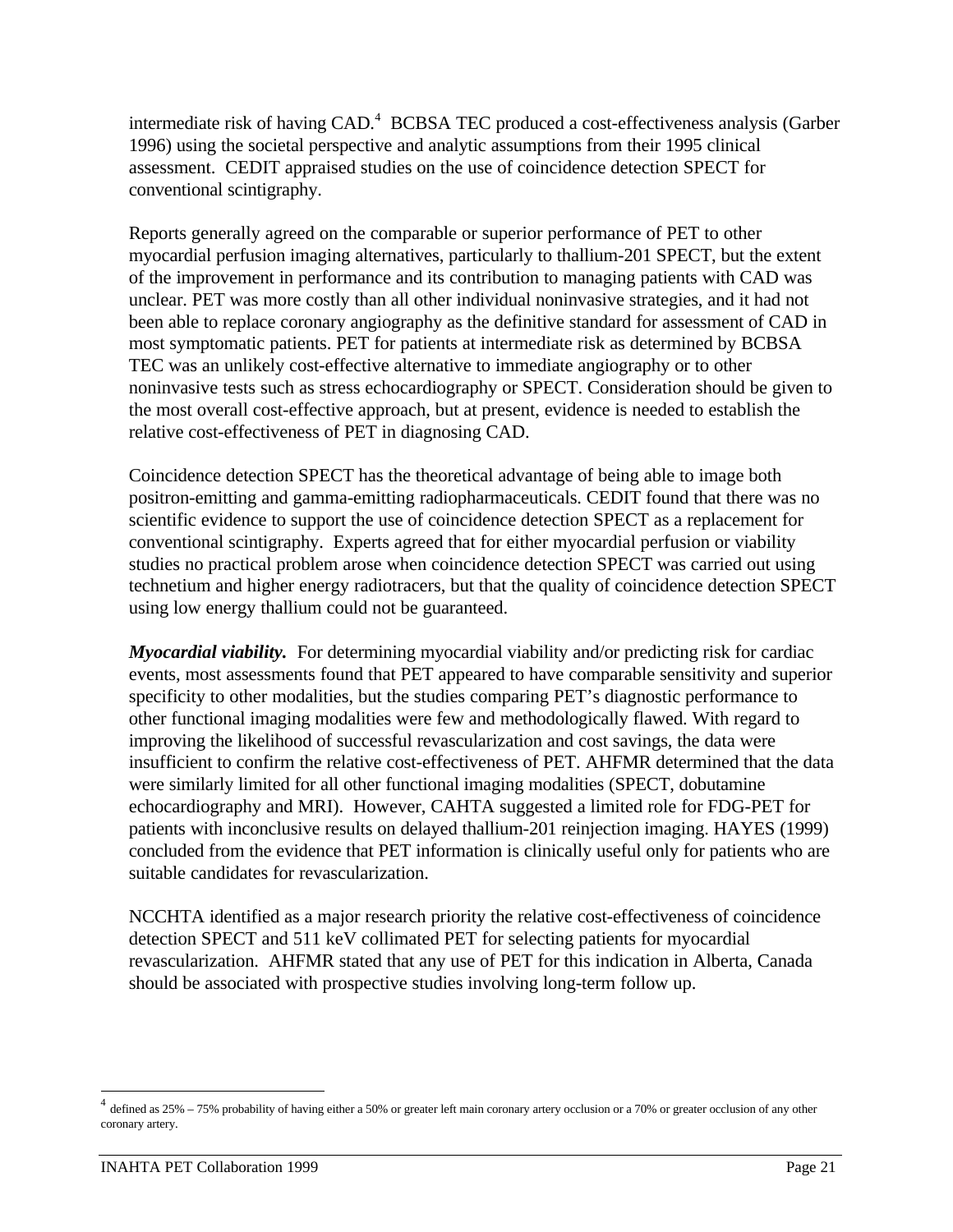intermediate risk of having CAD.[4] BCBSA TEC produced a cost-effectiveness analysis (Garber 1996) using the societal perspective and analytic assumptions from their 1995 clinical assessment. CEDIT appraised studies on the use of coincidence detection SPECT for conventional scintigraphy.

Reports generally agreed on the comparable or superior performance of PET to other myocardial perfusion imaging alternatives, particularly to thallium-201 SPECT, but the extent of the improvement in performance and its contribution to managing patients with CAD was unclear. PET was more costly than all other individual noninvasive strategies, and it had not been able to replace coronary angiography as the definitive standard for assessment of CAD in most symptomatic patients. PET for patients at intermediate risk as determined by BCBSA TEC was an unlikely cost-effective alternative to immediate angiography or to other noninvasive tests such as stress echocardiography or SPECT. Consideration should be given to the most overall cost-effective approach, but at present, evidence is needed to establish the relative cost-effectiveness of PET in diagnosing CAD.

Coincidence detection SPECT has the theoretical advantage of being able to image both positron-emitting and gamma-emitting radiopharmaceuticals. CEDIT found that there was no scientific evidence to support the use of coincidence detection SPECT as a replacement for conventional scintigraphy. Experts agreed that for either myocardial perfusion or viability studies no practical problem arose when coincidence detection SPECT was carried out using technetium and higher energy radiotracers, but that the quality of coincidence detection SPECT using low energy thallium could not be guaranteed.

***Myocardial viability.*** For determining myocardial viability and/or predicting risk for cardiac events, most assessments found that PET appeared to have comparable sensitivity and superior specificity to other modalities, but the studies comparing PET's diagnostic performance to other functional imaging modalities were few and methodologically flawed. With regard to improving the likelihood of successful revascularization and cost savings, the data were insufficient to confirm the relative cost-effectiveness of PET. AHFMR determined that the data were similarly limited for all other functional imaging modalities (SPECT, dobutamine echocardiography and MRI). However, CAHTA suggested a limited role for FDG-PET for patients with inconclusive results on delayed thallium-201 reinjection imaging. HAYES (1999) concluded from the evidence that PET information is clinically useful only for patients who are suitable candidates for revascularization.

NCCHTA identified as a major research priority the relative cost-effectiveness of coincidence detection SPECT and 511 keV collimated PET for selecting patients for myocardial revascularization. AHFMR stated that any use of PET for this indication in Alberta, Canada should be associated with prospective studies involving long-term follow up.

[4] defined as 25% – 75% probability of having either a 50% or greater left main coronary artery occlusion or a 70% or greater occlusion of any other coronary artery.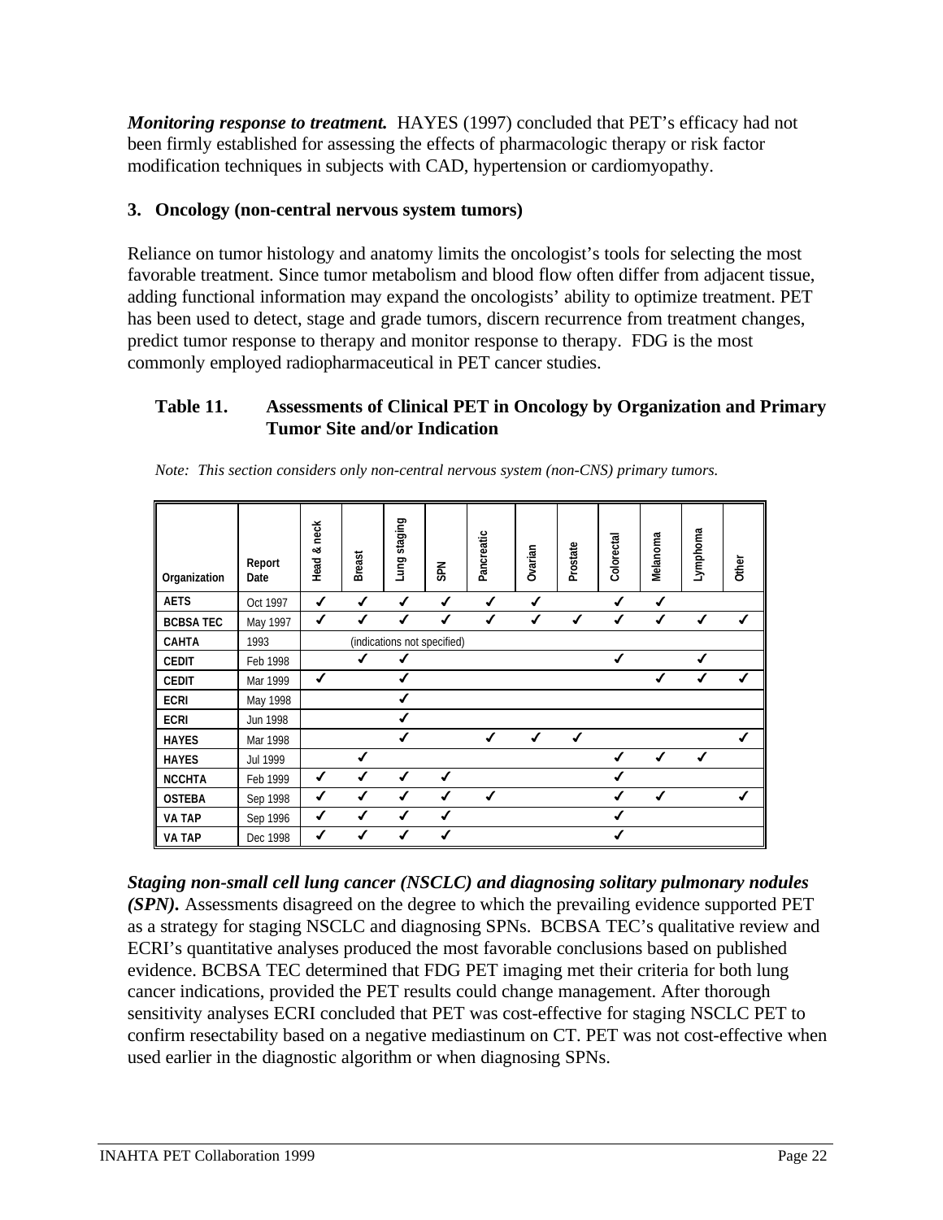***Monitoring response to treatment.*** HAYES (1997) concluded that PET's efficacy had not been firmly established for assessing the effects of pharmacologic therapy or risk factor modification techniques in subjects with CAD, hypertension or cardiomyopathy.

### 3. Oncology (non-central nervous system tumors)

Reliance on tumor histology and anatomy limits the oncologist's tools for selecting the most favorable treatment. Since tumor metabolism and blood flow often differ from adjacent tissue, adding functional information may expand the oncologists' ability to optimize treatment. PET has been used to detect, stage and grade tumors, discern recurrence from treatment changes, predict tumor response to therapy and monitor response to therapy. FDG is the most commonly employed radiopharmaceutical in PET cancer studies.

**Table 11. Assessments of Clinical PET in Oncology by Organization and Primary Tumor Site and/or Indication**

*Note: This section considers only non-central nervous system (non-CNS) primary tumors.*

| Organization | Report Date | Head & neck | Breast | Lung staging | SPN | Pancreatic | Ovarian | Prostate | Colorectal | Melanoma | Lymphoma | Other |
|---|---|---|---|---|---|---|---|---|---|---|---|---|
| AETS | Oct 1997 | ✓ | ✓ | ✓ | ✓ | ✓ | ✓ | | ✓ | ✓ | | |
| BCBSA TEC | May 1997 | ✓ | ✓ | ✓ | ✓ | ✓ | ✓ | ✓ | ✓ | ✓ | ✓ | ✓ |
| CAHTA | 1993 | (indications not specified) | | | | | | | | | | |
| CEDIT | Feb 1998 | | ✓ | ✓ | | | | | ✓ | | ✓ | |
| CEDIT | Mar 1999 | ✓ | | ✓ | | | | | | ✓ | ✓ | ✓ |
| ECRI | May 1998 | | | ✓ | | | | | | | | |
| ECRI | Jun 1998 | | | ✓ | | | | | | | | |
| HAYES | Mar 1998 | | | ✓ | | ✓ | ✓ | ✓ | | | | ✓ |
| HAYES | Jul 1999 | | ✓ | | | | | | ✓ | ✓ | ✓ | |
| NCCHTA | Feb 1999 | ✓ | ✓ | ✓ | ✓ | | | | ✓ | | | |
| OSTEBA | Sep 1998 | ✓ | ✓ | ✓ | ✓ | ✓ | | | ✓ | ✓ | | ✓ |
| VA TAP | Sep 1996 | ✓ | ✓ | ✓ | ✓ | | | | ✓ | | | |
| VA TAP | Dec 1998 | ✓ | ✓ | ✓ | ✓ | | | | ✓ | | | |

***Staging non-small cell lung cancer (NSCLC) and diagnosing solitary pulmonary nodules (SPN).*** Assessments disagreed on the degree to which the prevailing evidence supported PET as a strategy for staging NSCLC and diagnosing SPNs. BCBSA TEC's qualitative review and ECRI's quantitative analyses produced the most favorable conclusions based on published evidence. BCBSA TEC determined that FDG PET imaging met their criteria for both lung cancer indications, provided the PET results could change management. After thorough sensitivity analyses ECRI concluded that PET was cost-effective for staging NSCLC PET to confirm resectability based on a negative mediastinum on CT. PET was not cost-effective when used earlier in the diagnostic algorithm or when diagnosing SPNs.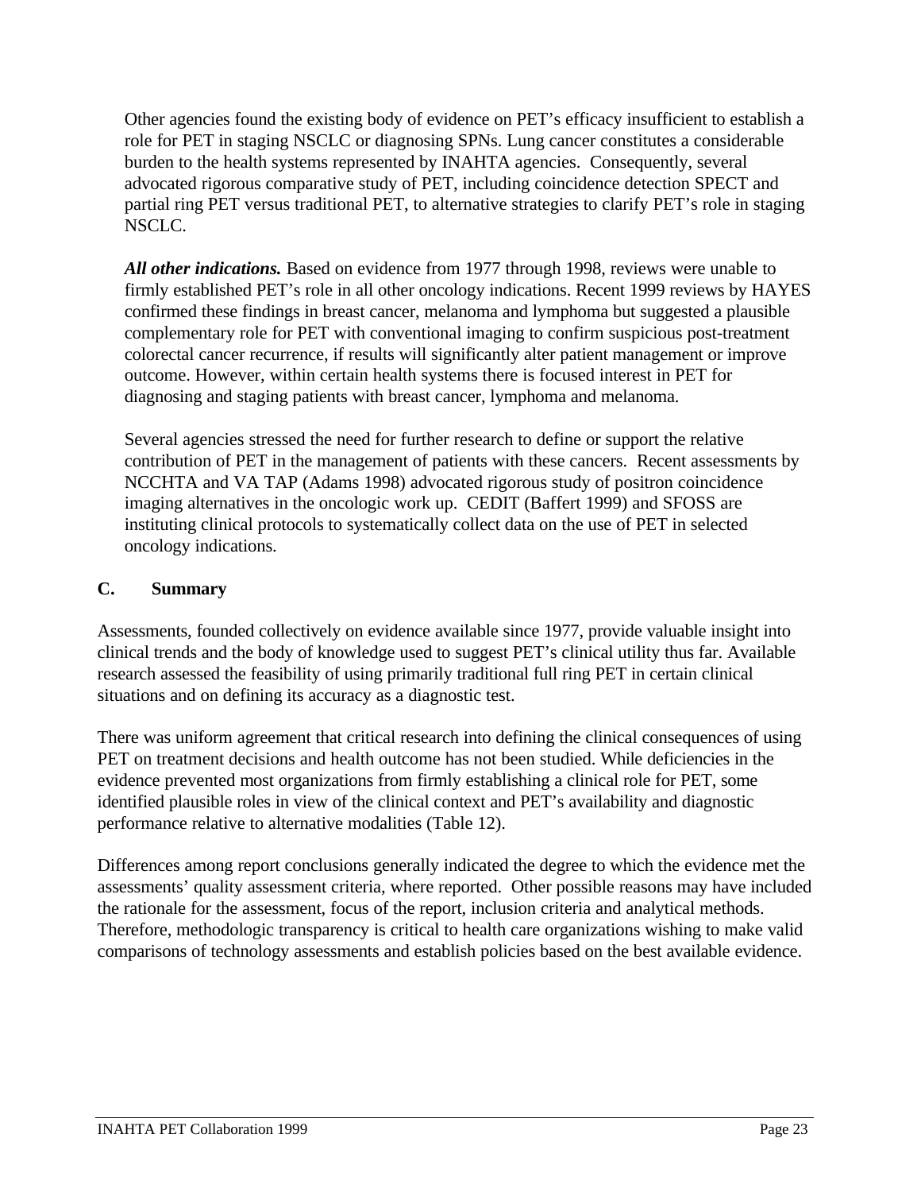Other agencies found the existing body of evidence on PET's efficacy insufficient to establish a role for PET in staging NSCLC or diagnosing SPNs. Lung cancer constitutes a considerable burden to the health systems represented by INAHTA agencies. Consequently, several advocated rigorous comparative study of PET, including coincidence detection SPECT and partial ring PET versus traditional PET, to alternative strategies to clarify PET's role in staging NSCLC.

***All other indications.*** Based on evidence from 1977 through 1998, reviews were unable to firmly established PET's role in all other oncology indications. Recent 1999 reviews by HAYES confirmed these findings in breast cancer, melanoma and lymphoma but suggested a plausible complementary role for PET with conventional imaging to confirm suspicious post-treatment colorectal cancer recurrence, if results will significantly alter patient management or improve outcome. However, within certain health systems there is focused interest in PET for diagnosing and staging patients with breast cancer, lymphoma and melanoma.

Several agencies stressed the need for further research to define or support the relative contribution of PET in the management of patients with these cancers. Recent assessments by NCCHTA and VA TAP (Adams 1998) advocated rigorous study of positron coincidence imaging alternatives in the oncologic work up. CEDIT (Baffert 1999) and SFOSS are instituting clinical protocols to systematically collect data on the use of PET in selected oncology indications.

## C. Summary

Assessments, founded collectively on evidence available since 1977, provide valuable insight into clinical trends and the body of knowledge used to suggest PET's clinical utility thus far. Available research assessed the feasibility of using primarily traditional full ring PET in certain clinical situations and on defining its accuracy as a diagnostic test.

There was uniform agreement that critical research into defining the clinical consequences of using PET on treatment decisions and health outcome has not been studied. While deficiencies in the evidence prevented most organizations from firmly establishing a clinical role for PET, some identified plausible roles in view of the clinical context and PET's availability and diagnostic performance relative to alternative modalities (Table 12).

Differences among report conclusions generally indicated the degree to which the evidence met the assessments' quality assessment criteria, where reported. Other possible reasons may have included the rationale for the assessment, focus of the report, inclusion criteria and analytical methods. Therefore, methodologic transparency is critical to health care organizations wishing to make valid comparisons of technology assessments and establish policies based on the best available evidence.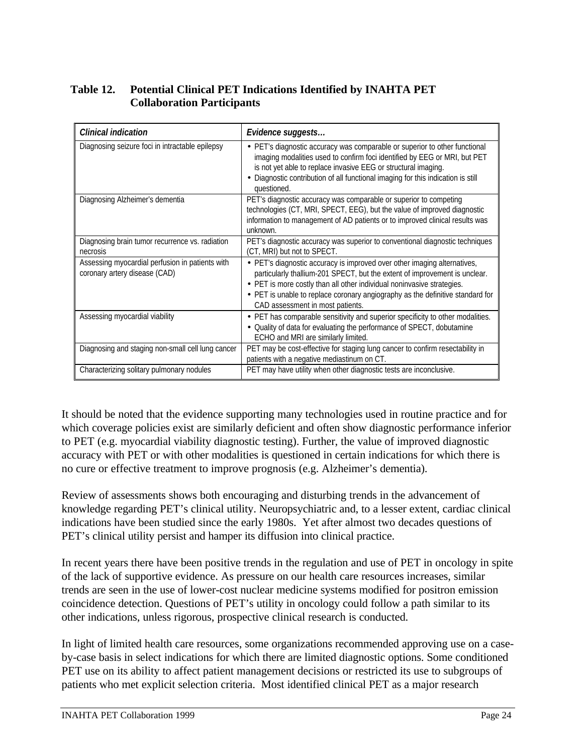**Table 12. Potential Clinical PET Indications Identified by INAHTA PET Collaboration Participants**

| *Clinical indication* | *Evidence suggests…* |
|---|---|
| Diagnosing seizure foci in intractable epilepsy | • PET's diagnostic accuracy was comparable or superior to other functional imaging modalities used to confirm foci identified by EEG or MRI, but PET is not yet able to replace invasive EEG or structural imaging. • Diagnostic contribution of all functional imaging for this indication is still questioned. |
| Diagnosing Alzheimer's dementia | PET's diagnostic accuracy was comparable or superior to competing technologies (CT, MRI, SPECT, EEG), but the value of improved diagnostic information to management of AD patients or to improved clinical results was unknown. |
| Diagnosing brain tumor recurrence vs. radiation necrosis | PET's diagnostic accuracy was superior to conventional diagnostic techniques (CT, MRI) but not to SPECT. |
| Assessing myocardial perfusion in patients with coronary artery disease (CAD) | • PET's diagnostic accuracy is improved over other imaging alternatives, particularly thallium-201 SPECT, but the extent of improvement is unclear. • PET is more costly than all other individual noninvasive strategies. • PET is unable to replace coronary angiography as the definitive standard for CAD assessment in most patients. |
| Assessing myocardial viability | • PET has comparable sensitivity and superior specificity to other modalities. • Quality of data for evaluating the performance of SPECT, dobutamine ECHO and MRI are similarly limited. |
| Diagnosing and staging non-small cell lung cancer | PET may be cost-effective for staging lung cancer to confirm resectability in patients with a negative mediastinum on CT. |
| Characterizing solitary pulmonary nodules | PET may have utility when other diagnostic tests are inconclusive. |

It should be noted that the evidence supporting many technologies used in routine practice and for which coverage policies exist are similarly deficient and often show diagnostic performance inferior to PET (e.g. myocardial viability diagnostic testing). Further, the value of improved diagnostic accuracy with PET or with other modalities is questioned in certain indications for which there is no cure or effective treatment to improve prognosis (e.g. Alzheimer's dementia).

Review of assessments shows both encouraging and disturbing trends in the advancement of knowledge regarding PET's clinical utility. Neuropsychiatric and, to a lesser extent, cardiac clinical indications have been studied since the early 1980s. Yet after almost two decades questions of PET's clinical utility persist and hamper its diffusion into clinical practice.

In recent years there have been positive trends in the regulation and use of PET in oncology in spite of the lack of supportive evidence. As pressure on our health care resources increases, similar trends are seen in the use of lower-cost nuclear medicine systems modified for positron emission coincidence detection. Questions of PET's utility in oncology could follow a path similar to its other indications, unless rigorous, prospective clinical research is conducted.

In light of limited health care resources, some organizations recommended approving use on a case-by-case basis in select indications for which there are limited diagnostic options. Some conditioned PET use on its ability to affect patient management decisions or restricted its use to subgroups of patients who met explicit selection criteria. Most identified clinical PET as a major research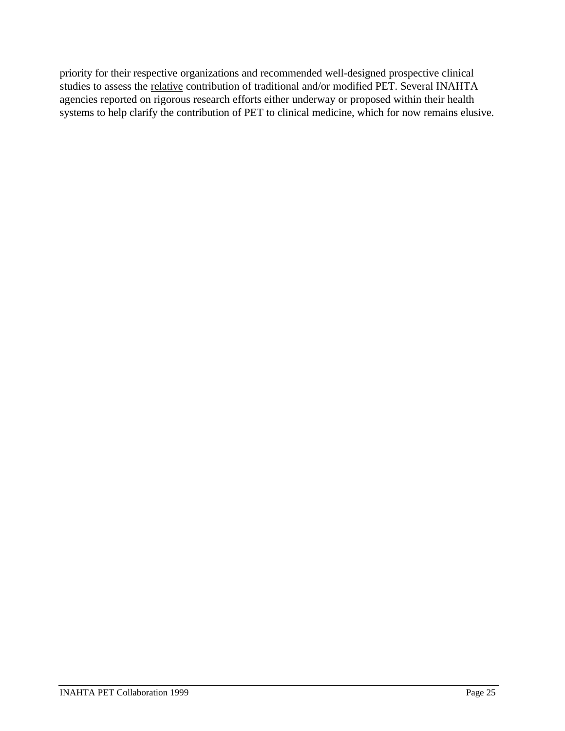priority for their respective organizations and recommended well-designed prospective clinical studies to assess the <u>relative</u> contribution of traditional and/or modified PET. Several INAHTA agencies reported on rigorous research efforts either underway or proposed within their health systems to help clarify the contribution of PET to clinical medicine, which for now remains elusive.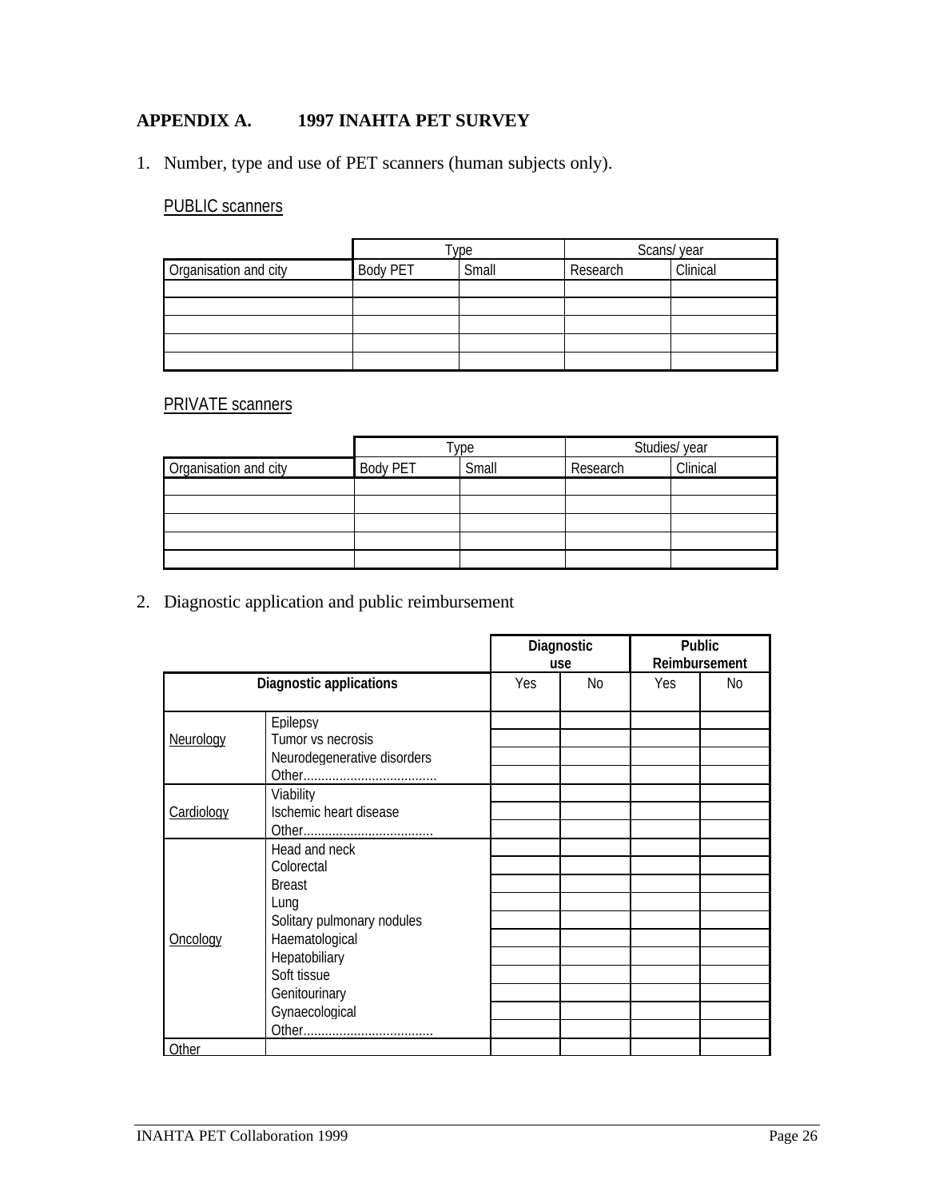## APPENDIX A. 1997 INAHTA PET SURVEY

1. Number, type and use of PET scanners (human subjects only).

PUBLIC scanners

| | Type | | Scans/ year | |
|---|---|---|---|---|
| Organisation and city | Body PET | Small | Research | Clinical |
| | | | | |
| | | | | |
| | | | | |
| | | | | |
| | | | | |

PRIVATE scanners

| | Type | | Studies/ year | |
|---|---|---|---|---|
| Organisation and city | Body PET | Small | Research | Clinical |
| | | | | |
| | | | | |
| | | | | |
| | | | | |
| | | | | |

2. Diagnostic application and public reimbursement

| Diagnostic applications | | Diagnostic use | | Public Reimbursement | |
|---|---|---|---|---|---|
| | | Yes | No | Yes | No |
| Neurology | Epilepsy | | | | |
| | Tumor vs necrosis | | | | |
| | Neurodegenerative disorders | | | | |
| | Other.................................... | | | | |
| Cardiology | Viability | | | | |
| | Ischemic heart disease | | | | |
| | Other.................................... | | | | |
| Oncology | Head and neck | | | | |
| | Colorectal | | | | |
| | Breast | | | | |
| | Lung | | | | |
| | Solitary pulmonary nodules | | | | |
| | Haematological | | | | |
| | Hepatobiliary | | | | |
| | Soft tissue | | | | |
| | Genitourinary | | | | |
| | Gynaecological | | | | |
| | Other.................................... | | | | |
| Other | | | | | |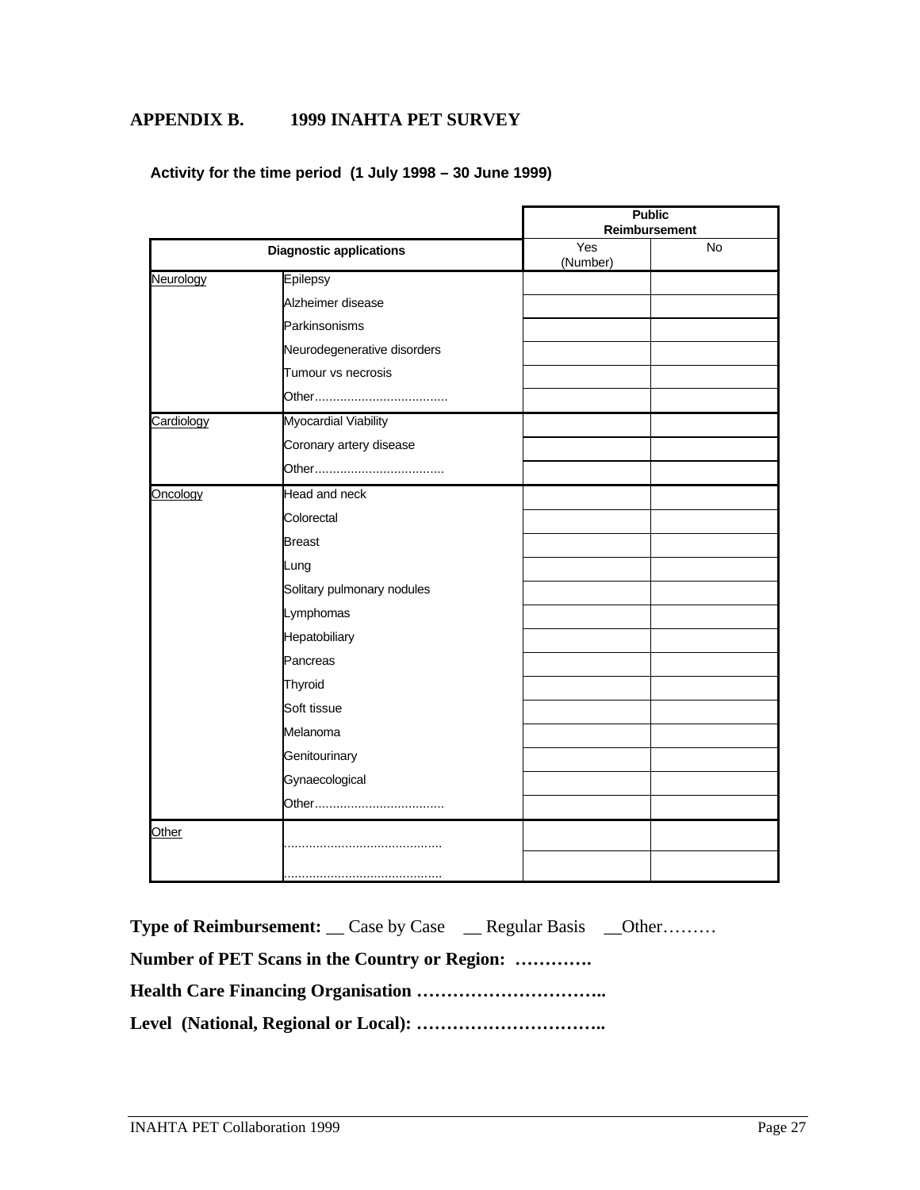# APPENDIX B. 1999 INAHTA PET SURVEY

**Activity for the time period (1 July 1998 – 30 June 1999)**

| Diagnostic applications | | Public Reimbursement | |
|---|---|---|---|
| | | Yes (Number) | No |
| Neurology | Epilepsy | | |
| | Alzheimer disease | | |
| | Parkinsonisms | | |
| | Neurodegenerative disorders | | |
| | Tumour vs necrosis | | |
| | Other.................................... | | |
| Cardiology | Myocardial Viability | | |
| | Coronary artery disease | | |
| | Other.................................... | | |
| Oncology | Head and neck | | |
| | Colorectal | | |
| | Breast | | |
| | Lung | | |
| | Solitary pulmonary nodules | | |
| | Lymphomas | | |
| | Hepatobiliary | | |
| | Pancreas | | |
| | Thyroid | | |
| | Soft tissue | | |
| | Melanoma | | |
| | Genitourinary | | |
| | Gynaecological | | |
| | Other.................................... | | |
| Other | ........................................... | | |
| | ........................................... | | |

**Type of Reimbursement:** __ Case by Case __ Regular Basis __Other………

**Number of PET Scans in the Country or Region: ………….**

**Health Care Financing Organisation …………………………..**

**Level (National, Regional or Local): …………………………..**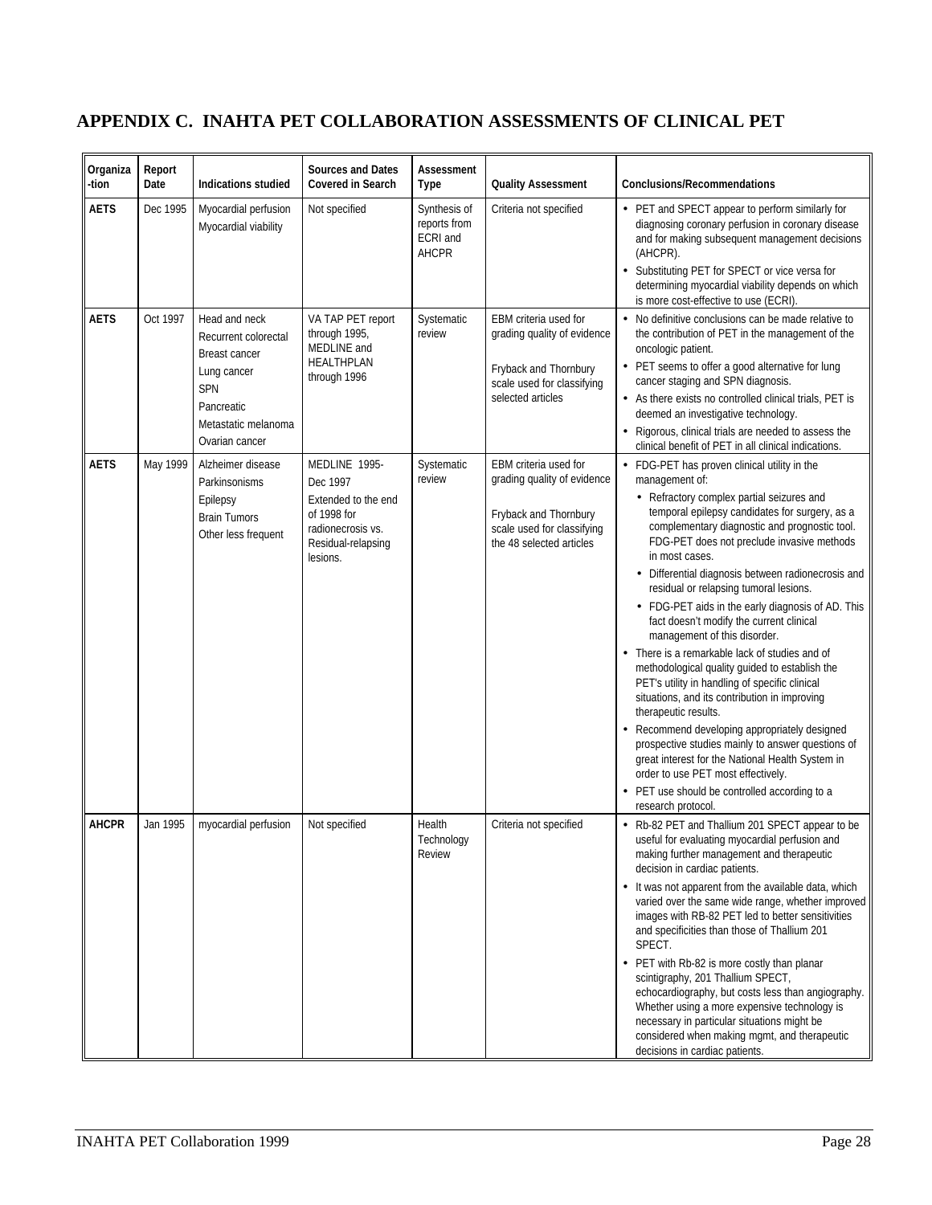# APPENDIX C. INAHTA PET COLLABORATION ASSESSMENTS OF CLINICAL PET

| Organiza-tion | Report Date | Indications studied | Sources and Dates Covered in Search | Assessment Type | Quality Assessment | Conclusions/Recommendations |
|---|---|---|---|---|---|---|
| **AETS** | Dec 1995 | Myocardial perfusion<br>Myocardial viability | Not specified | Synthesis of reports from ECRI and AHCPR | Criteria not specified | • PET and SPECT appear to perform similarly for diagnosing coronary perfusion in coronary disease and for making subsequent management decisions (AHCPR).<br>• Substituting PET for SPECT or vice versa for determining myocardial viability depends on which is more cost-effective to use (ECRI). |
| **AETS** | Oct 1997 | Head and neck<br>Recurrent colorectal<br>Breast cancer<br>Lung cancer<br>SPN<br>Pancreatic<br>Metastatic melanoma<br>Ovarian cancer | VA TAP PET report through 1995, MEDLINE and HEALTHPLAN through 1996 | Systematic review | EBM criteria used for grading quality of evidence<br><br>Fryback and Thornbury scale used for classifying selected articles | • No definitive conclusions can be made relative to the contribution of PET in the management of the oncologic patient.<br>• PET seems to offer a good alternative for lung cancer staging and SPN diagnosis.<br>• As there exists no controlled clinical trials, PET is deemed an investigative technology.<br>• Rigorous, clinical trials are needed to assess the clinical benefit of PET in all clinical indications. |
| **AETS** | May 1999 | Alzheimer disease<br>Parkinsonisms<br>Epilepsy<br>Brain Tumors<br>Other less frequent | MEDLINE 1995-Dec 1997<br>Extended to the end of 1998 for radionecrosis vs. Residual-relapsing lesions. | Systematic review | EBM criteria used for grading quality of evidence<br><br>Fryback and Thornbury scale used for classifying the 48 selected articles | • FDG-PET has proven clinical utility in the management of:<br>&nbsp;&nbsp;• Refractory complex partial seizures and temporal epilepsy candidates for surgery, as a complementary diagnostic and prognostic tool. FDG-PET does not preclude invasive methods in most cases.<br>&nbsp;&nbsp;• Differential diagnosis between radionecrosis and residual or relapsing tumoral lesions.<br>&nbsp;&nbsp;• FDG-PET aids in the early diagnosis of AD. This fact doesn't modify the current clinical management of this disorder.<br>• There is a remarkable lack of studies and of methodological quality guided to establish the PET's utility in handling of specific clinical situations, and its contribution in improving therapeutic results.<br>• Recommend developing appropriately designed prospective studies mainly to answer questions of great interest for the National Health System in order to use PET most effectively.<br>• PET use should be controlled according to a research protocol. |
| **AHCPR** | Jan 1995 | myocardial perfusion | Not specified | Health Technology Review | Criteria not specified | • Rb-82 PET and Thallium 201 SPECT appear to be useful for evaluating myocardial perfusion and making further management and therapeutic decision in cardiac patients.<br>• It was not apparent from the available data, which varied over the same wide range, whether improved images with RB-82 PET led to better sensitivities and specificities than those of Thallium 201 SPECT.<br>• PET with Rb-82 is more costly than planar scintigraphy, 201 Thallium SPECT, echocardiography, but costs less than angiography. Whether using a more expensive technology is necessary in particular situations might be considered when making mgmt, and therapeutic decisions in cardiac patients. |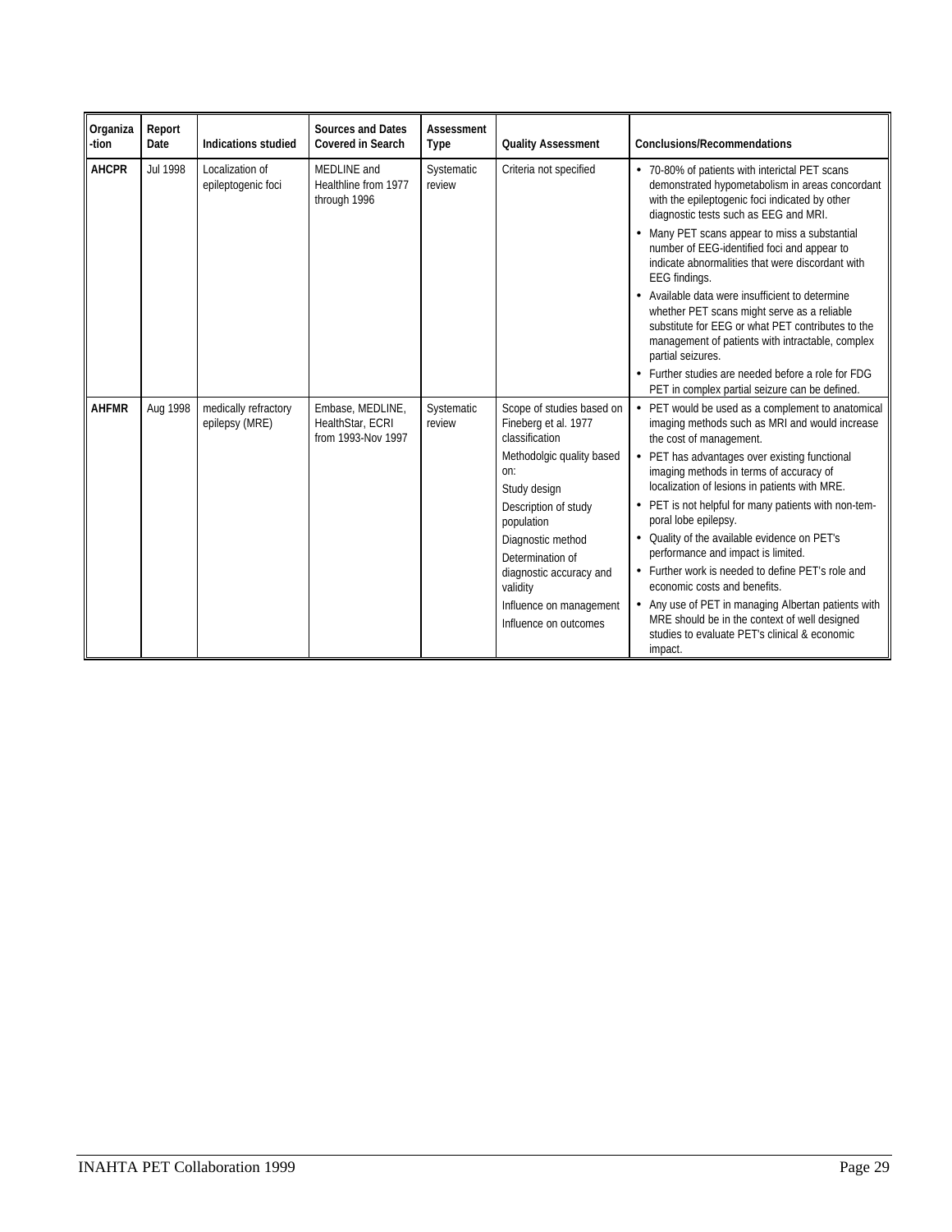| Organiza-tion | Report Date | Indications studied | Sources and Dates Covered in Search | Assessment Type | Quality Assessment | Conclusions/Recommendations |
|---|---|---|---|---|---|---|
| **AHCPR** | Jul 1998 | Localization of epileptogenic foci | MEDLINE and Healthline from 1977 through 1996 | Systematic review | Criteria not specified | • 70-80% of patients with interictal PET scans demonstrated hypometabolism in areas concordant with the epileptogenic foci indicated by other diagnostic tests such as EEG and MRI.<br>• Many PET scans appear to miss a substantial number of EEG-identified foci and appear to indicate abnormalities that were discordant with EEG findings.<br>• Available data were insufficient to determine whether PET scans might serve as a reliable substitute for EEG or what PET contributes to the management of patients with intractable, complex partial seizures.<br>• Further studies are needed before a role for FDG PET in complex partial seizure can be defined. |
| **AHFMR** | Aug 1998 | medically refractory epilepsy (MRE) | Embase, MEDLINE, HealthStar, ECRI from 1993-Nov 1997 | Systematic review | Scope of studies based on Fineberg et al. 1977 classification<br>Methodolgic quality based on:<br>Study design<br>Description of study population<br>Diagnostic method<br>Determination of diagnostic accuracy and validity<br>Influence on management<br>Influence on outcomes | • PET would be used as a complement to anatomical imaging methods such as MRI and would increase the cost of management.<br>• PET has advantages over existing functional imaging methods in terms of accuracy of localization of lesions in patients with MRE.<br>• PET is not helpful for many patients with non-temporal lobe epilepsy.<br>• Quality of the available evidence on PET's performance and impact is limited.<br>• Further work is needed to define PET's role and economic costs and benefits.<br>• Any use of PET in managing Albertan patients with MRE should be in the context of well designed studies to evaluate PET's clinical & economic impact. |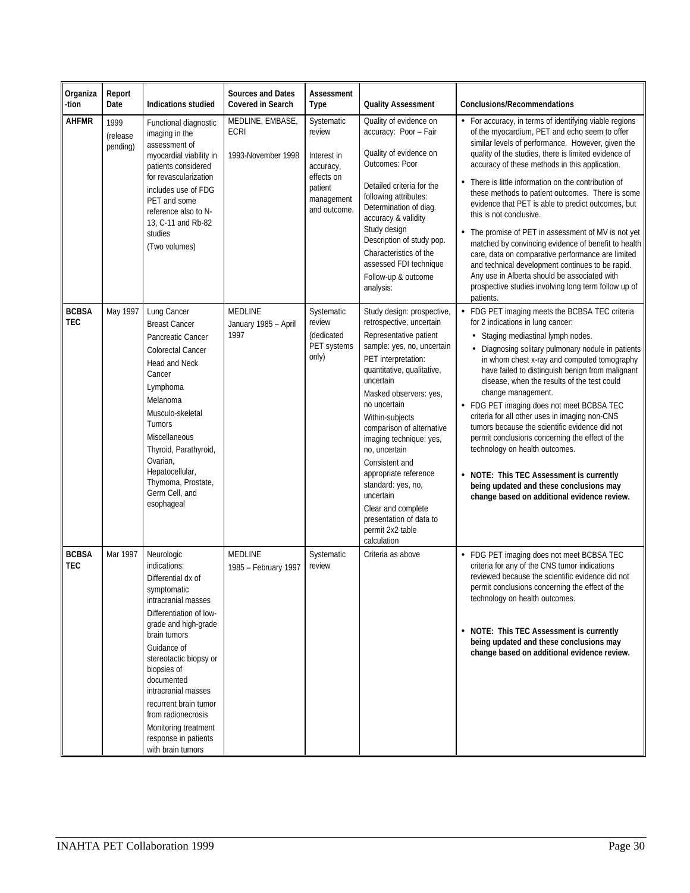| Organiza-tion | Report Date | Indications studied | Sources and Dates Covered in Search | Assessment Type | Quality Assessment | Conclusions/Recommendations |
|---|---|---|---|---|---|---|
| **AHFMR** | 1999 (release pending) | Functional diagnostic imaging in the assessment of myocardial viability in patients considered for revascularization includes use of FDG PET and some reference also to N-13, C-11 and Rb-82 studies (Two volumes) | MEDLINE, EMBASE, ECRI 1993-November 1998 | Systematic review Interest in accuracy, effects on patient management and outcome. | Quality of evidence on accuracy: Poor – Fair Quality of evidence on Outcomes: Poor Detailed criteria for the following attributes: Determination of diag. accuracy & validity Study design Description of study pop. Characteristics of the assessed FDI technique Follow-up & outcome analysis: | • For accuracy, in terms of identifying viable regions of the myocardium, PET and echo seem to offer similar levels of performance. However, given the quality of the studies, there is limited evidence of accuracy of these methods in this application. • There is little information on the contribution of these methods to patient outcomes. There is some evidence that PET is able to predict outcomes, but this is not conclusive. • The promise of PET in assessment of MV is not yet matched by convincing evidence of benefit to health care, data on comparative performance are limited and technical development continues to be rapid. Any use in Alberta should be associated with prospective studies involving long term follow up of patients. |
| **BCBSA TEC** | May 1997 | Lung Cancer Breast Cancer Pancreatic Cancer Colorectal Cancer Head and Neck Cancer Lymphoma Melanoma Musculo-skeletal Tumors Miscellaneous Thyroid, Parathyroid, Ovarian, Hepatocellular, Thymoma, Prostate, Germ Cell, and esophageal | MEDLINE January 1985 – April 1997 | Systematic review (dedicated PET systems only) | Study design: prospective, retrospective, uncertain Representative patient sample: yes, no, uncertain PET interpretation: quantitative, qualitative, uncertain Masked observers: yes, no uncertain Within-subjects comparison of alternative imaging technique: yes, no, uncertain Consistent and appropriate reference standard: yes, no, uncertain Clear and complete presentation of data to permit 2x2 table calculation | • FDG PET imaging meets the BCBSA TEC criteria for 2 indications in lung cancer: • Staging mediastinal lymph nodes. • Diagnosing solitary pulmonary nodule in patients in whom chest x-ray and computed tomography have failed to distinguish benign from malignant disease, when the results of the test could change management. • FDG PET imaging does not meet BCBSA TEC criteria for all other uses in imaging non-CNS tumors because the scientific evidence did not permit conclusions concerning the effect of the technology on health outcomes. • **NOTE: This TEC Assessment is currently being updated and these conclusions may change based on additional evidence review.** |
| **BCBSA TEC** | Mar 1997 | Neurologic indications: Differential dx of symptomatic intracranial masses Differentiation of low-grade and high-grade brain tumors Guidance of stereotactic biopsy or biopsies of documented intracranial masses recurrent brain tumor from radionecrosis Monitoring treatment response in patients with brain tumors | MEDLINE 1985 – February 1997 | Systematic review | Criteria as above | • FDG PET imaging does not meet BCBSA TEC criteria for any of the CNS tumor indications reviewed because the scientific evidence did not permit conclusions concerning the effect of the technology on health outcomes. • **NOTE: This TEC Assessment is currently being updated and these conclusions may change based on additional evidence review.** |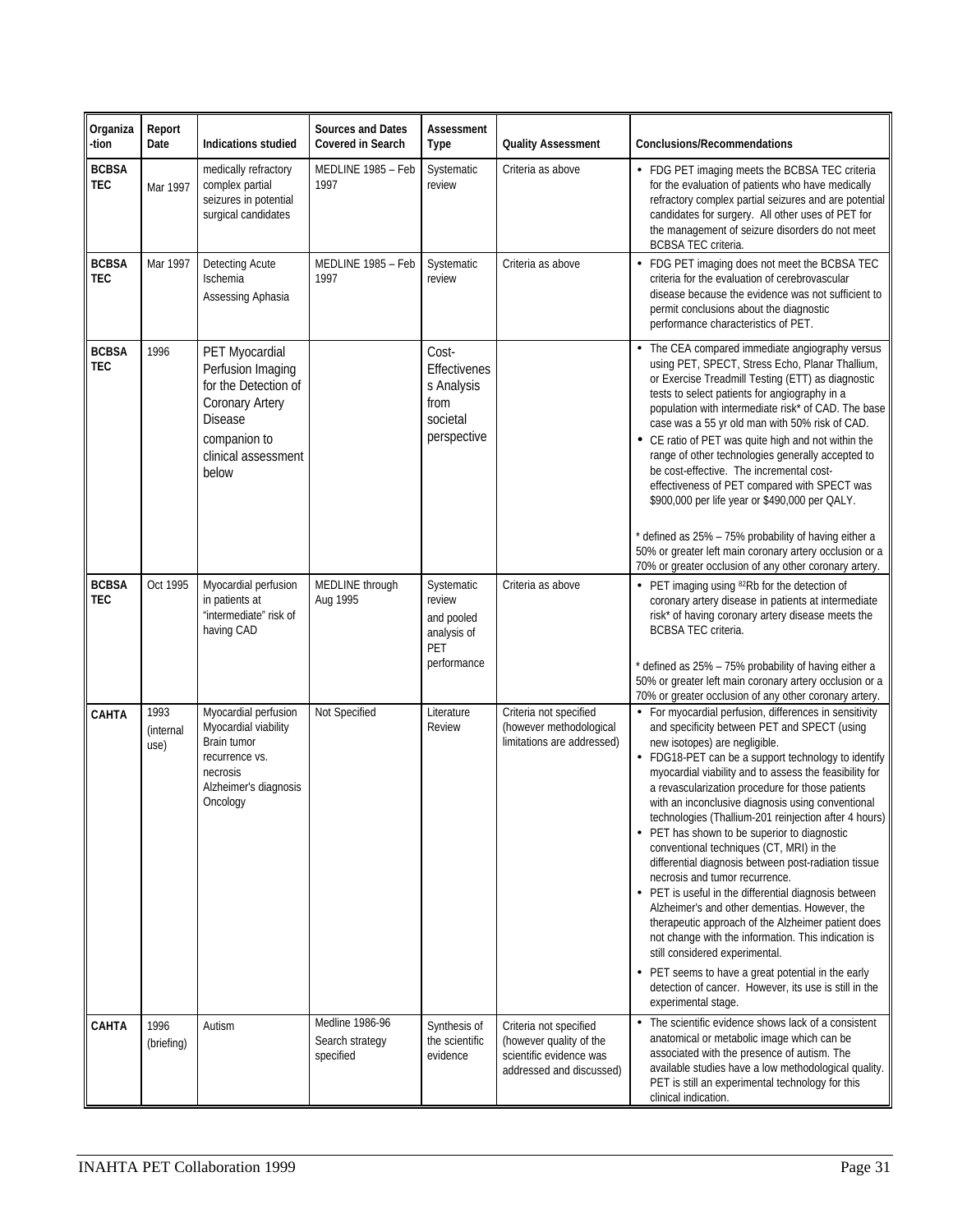| Organiza-tion | Report Date | Indications studied | Sources and Dates Covered in Search | Assessment Type | Quality Assessment | Conclusions/Recommendations |
|---|---|---|---|---|---|---|
| **BCBSA TEC** | Mar 1997 | medically refractory complex partial seizures in potential surgical candidates | MEDLINE 1985 – Feb 1997 | Systematic review | Criteria as above | • FDG PET imaging meets the BCBSA TEC criteria for the evaluation of patients who have medically refractory complex partial seizures and are potential candidates for surgery. All other uses of PET for the management of seizure disorders do not meet BCBSA TEC criteria. |
| **BCBSA TEC** | Mar 1997 | Detecting Acute Ischemia<br>Assessing Aphasia | MEDLINE 1985 – Feb 1997 | Systematic review | Criteria as above | • FDG PET imaging does not meet the BCBSA TEC criteria for the evaluation of cerebrovascular disease because the evidence was not sufficient to permit conclusions about the diagnostic performance characteristics of PET. |
| **BCBSA TEC** | 1996 | PET Myocardial Perfusion Imaging for the Detection of Coronary Artery Disease<br>companion to clinical assessment below | | Cost-Effectivenes s Analysis from societal perspective | | • The CEA compared immediate angiography versus using PET, SPECT, Stress Echo, Planar Thallium, or Exercise Treadmill Testing (ETT) as diagnostic tests to select patients for angiography in a population with intermediate risk* of CAD. The base case was a 55 yr old man with 50% risk of CAD.<br>• CE ratio of PET was quite high and not within the range of other technologies generally accepted to be cost-effective. The incremental cost-effectiveness of PET compared with SPECT was $900,000 per life year or $490,000 per QALY.<br><br>* defined as 25% – 75% probability of having either a 50% or greater left main coronary artery occlusion or a 70% or greater occlusion of any other coronary artery. |
| **BCBSA TEC** | Oct 1995 | Myocardial perfusion in patients at "intermediate" risk of having CAD | MEDLINE through Aug 1995 | Systematic review and pooled analysis of PET performance | Criteria as above | • PET imaging using $^{82}$Rb for the detection of coronary artery disease in patients at intermediate risk* of having coronary artery disease meets the BCBSA TEC criteria.<br><br>* defined as 25% – 75% probability of having either a 50% or greater left main coronary artery occlusion or a 70% or greater occlusion of any other coronary artery. |
| **CAHTA** | 1993 (internal use) | Myocardial perfusion<br>Myocardial viability<br>Brain tumor recurrence vs. necrosis<br>Alzheimer's diagnosis<br>Oncology | Not Specified | Literature Review | Criteria not specified (however methodological limitations are addressed) | • For myocardial perfusion, differences in sensitivity and specificity between PET and SPECT (using new isotopes) are negligible.<br>• FDG18-PET can be a support technology to identify myocardial viability and to assess the feasibility for a revascularization procedure for those patients with an inconclusive diagnosis using conventional technologies (Thallium-201 reinjection after 4 hours)<br>• PET has shown to be superior to diagnostic conventional techniques (CT, MRI) in the differential diagnosis between post-radiation tissue necrosis and tumor recurrence.<br>• PET is useful in the differential diagnosis between Alzheimer's and other dementias. However, the therapeutic approach of the Alzheimer patient does not change with the information. This indication is still considered experimental.<br>• PET seems to have a great potential in the early detection of cancer. However, its use is still in the experimental stage. |
| **CAHTA** | 1996 (briefing) | Autism | Medline 1986-96<br>Search strategy specified | Synthesis of the scientific evidence | Criteria not specified (however quality of the scientific evidence was addressed and discussed) | • The scientific evidence shows lack of a consistent anatomical or metabolic image which can be associated with the presence of autism. The available studies have a low methodological quality. PET is still an experimental technology for this clinical indication. |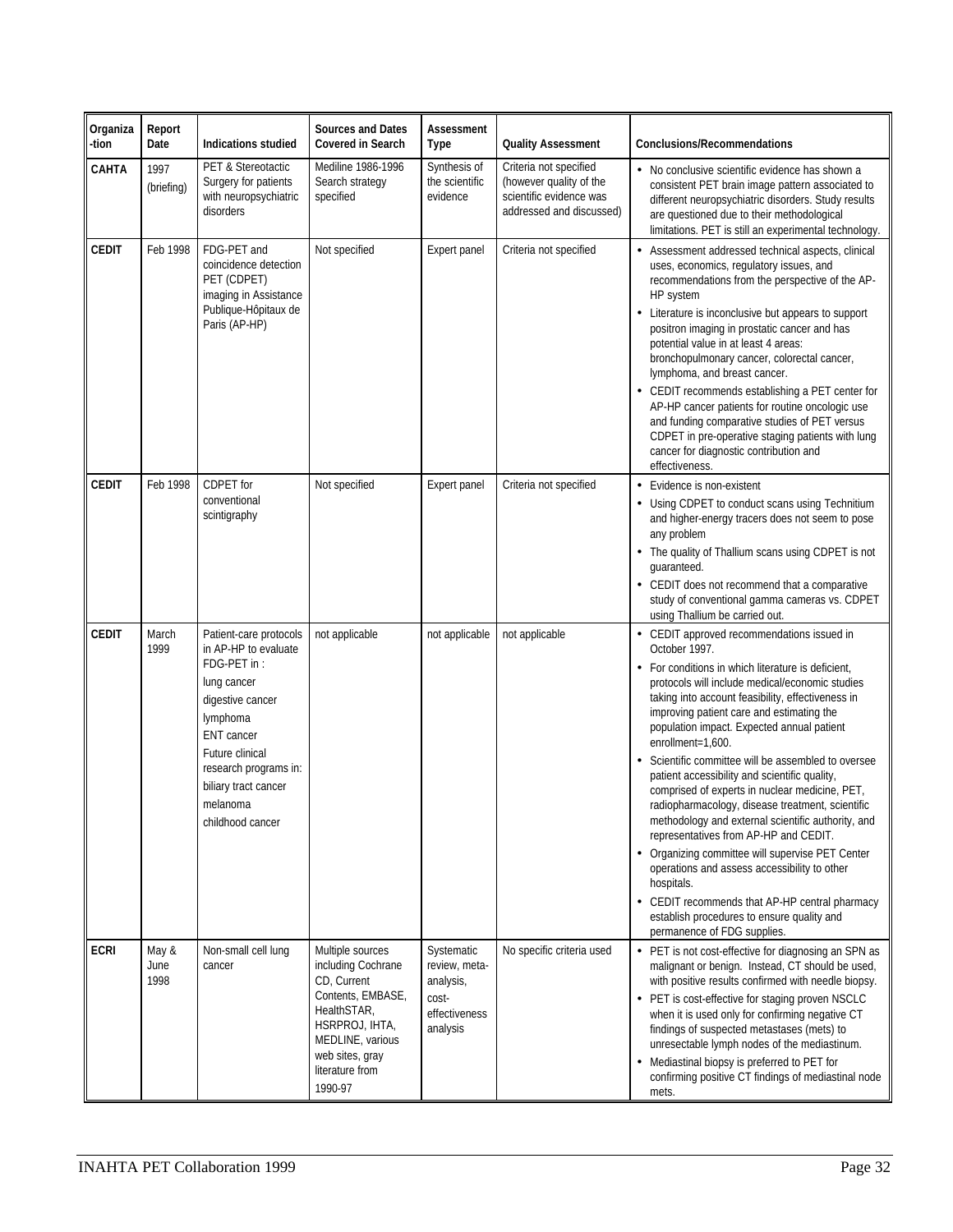| Organiza-tion | Report Date | Indications studied | Sources and Dates Covered in Search | Assessment Type | Quality Assessment | Conclusions/Recommendations |
|---|---|---|---|---|---|---|
| **CAHTA** | 1997 (briefing) | PET & Stereotactic Surgery for patients with neuropsychiatric disorders | Mediline 1986-1996 Search strategy specified | Synthesis of the scientific evidence | Criteria not specified (however quality of the scientific evidence was addressed and discussed) | • No conclusive scientific evidence has shown a consistent PET brain image pattern associated to different neuropsychiatric disorders. Study results are questioned due to their methodological limitations. PET is still an experimental technology. |
| **CEDIT** | Feb 1998 | FDG-PET and coincidence detection PET (CDPET) imaging in Assistance Publique-Hôpitaux de Paris (AP-HP) | Not specified | Expert panel | Criteria not specified | • Assessment addressed technical aspects, clinical uses, economics, regulatory issues, and recommendations from the perspective of the AP-HP system<br>• Literature is inconclusive but appears to support positron imaging in prostatic cancer and has potential value in at least 4 areas: bronchopulmonary cancer, colorectal cancer, lymphoma, and breast cancer.<br>• CEDIT recommends establishing a PET center for AP-HP cancer patients for routine oncologic use and funding comparative studies of PET versus CDPET in pre-operative staging patients with lung cancer for diagnostic contribution and effectiveness. |
| **CEDIT** | Feb 1998 | CDPET for conventional scintigraphy | Not specified | Expert panel | Criteria not specified | • Evidence is non-existent<br>• Using CDPET to conduct scans using Technitium and higher-energy tracers does not seem to pose any problem<br>• The quality of Thallium scans using CDPET is not guaranteed.<br>• CEDIT does not recommend that a comparative study of conventional gamma cameras vs. CDPET using Thallium be carried out. |
| **CEDIT** | March 1999 | Patient-care protocols in AP-HP to evaluate FDG-PET in :<br>lung cancer<br>digestive cancer<br>lymphoma<br>ENT cancer<br>Future clinical research programs in:<br>biliary tract cancer<br>melanoma<br>childhood cancer | not applicable | not applicable | not applicable | • CEDIT approved recommendations issued in October 1997.<br>• For conditions in which literature is deficient, protocols will include medical/economic studies taking into account feasibility, effectiveness in improving patient care and estimating the population impact. Expected annual patient enrollment=1,600.<br>• Scientific committee will be assembled to oversee patient accessibility and scientific quality, comprised of experts in nuclear medicine, PET, radiopharmacology, disease treatment, scientific methodology and external scientific authority, and representatives from AP-HP and CEDIT.<br>• Organizing committee will supervise PET Center operations and assess accessibility to other hospitals.<br>• CEDIT recommends that AP-HP central pharmacy establish procedures to ensure quality and permanence of FDG supplies. |
| **ECRI** | May & June 1998 | Non-small cell lung cancer | Multiple sources including Cochrane CD, Current Contents, EMBASE, HealthSTAR, HSRPROJ, IHTA, MEDLINE, various web sites, gray literature from 1990-97 | Systematic review, meta-analysis, cost-effectiveness analysis | No specific criteria used | • PET is not cost-effective for diagnosing an SPN as malignant or benign. Instead, CT should be used, with positive results confirmed with needle biopsy.<br>• PET is cost-effective for staging proven NSCLC when it is used only for confirming negative CT findings of suspected metastases (mets) to unresectable lymph nodes of the mediastinum.<br>• Mediastinal biopsy is preferred to PET for confirming positive CT findings of mediastinal node mets. |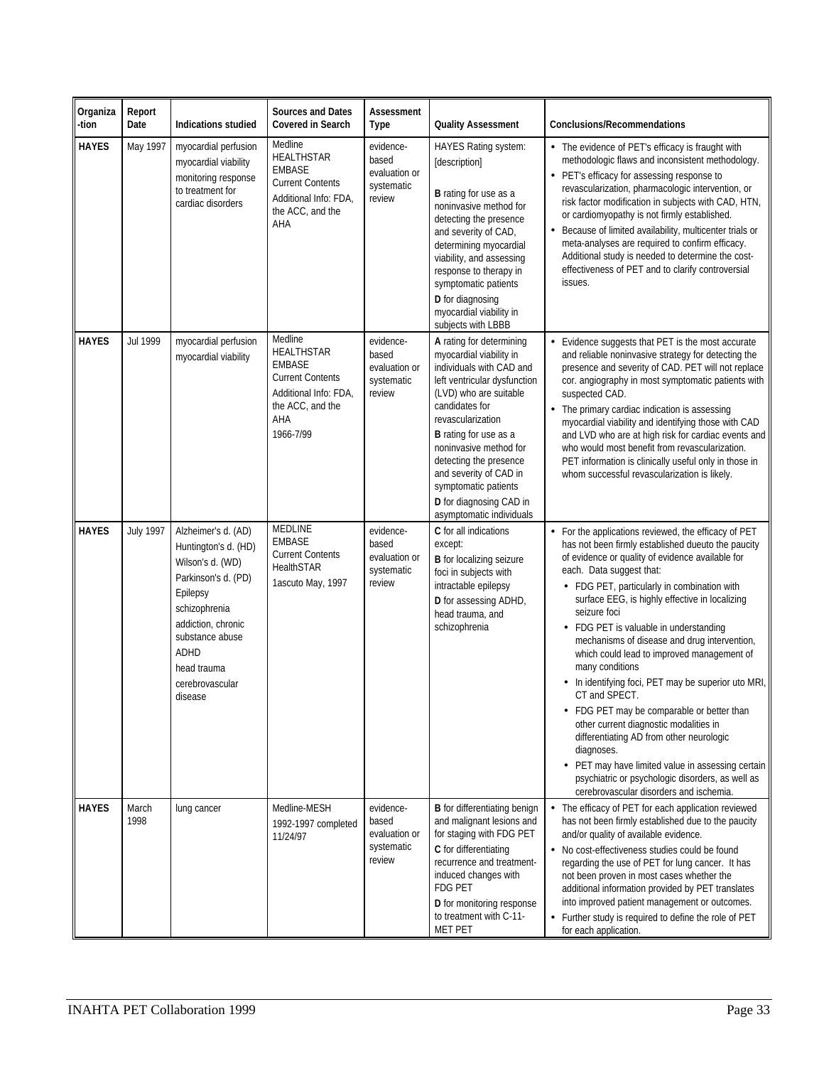| Organiza-tion | Report Date | Indications studied | Sources and Dates Covered in Search | Assessment Type | Quality Assessment | Conclusions/Recommendations |
|---|---|---|---|---|---|---|
| **HAYES** | May 1997 | myocardial perfusion<br>myocardial viability<br>monitoring response to treatment for cardiac disorders | Medline<br>HEALTHSTAR<br>EMBASE<br>Current Contents<br>Additional Info: FDA, the ACC, and the AHA | evidence-based evaluation or systematic review | HAYES Rating system: [description]<br><br>**B** rating for use as a noninvasive method for detecting the presence and severity of CAD, determining myocardial viability, and assessing response to therapy in symptomatic patients<br>**D** for diagnosing myocardial viability in subjects with LBBB | • The evidence of PET's efficacy is fraught with methodologic flaws and inconsistent methodology.<br>• PET's efficacy for assessing response to revascularization, pharmacologic intervention, or risk factor modification in subjects with CAD, HTN, or cardiomyopathy is not firmly established.<br>• Because of limited availability, multicenter trials or meta-analyses are required to confirm efficacy. Additional study is needed to determine the cost-effectiveness of PET and to clarify controversial issues. |
| **HAYES** | Jul 1999 | myocardial perfusion<br>myocardial viability | Medline<br>HEALTHSTAR<br>EMBASE<br>Current Contents<br>Additional Info: FDA, the ACC, and the AHA<br>1966-7/99 | evidence-based evaluation or systematic review | **A** rating for determining myocardial viability in individuals with CAD and left ventricular dysfunction (LVD) who are suitable candidates for revascularization<br>**B** rating for use as a noninvasive method for detecting the presence and severity of CAD in symptomatic patients<br>**D** for diagnosing CAD in asymptomatic individuals | • Evidence suggests that PET is the most accurate and reliable noninvasive strategy for detecting the presence and severity of CAD. PET will not replace cor. angiography in most symptomatic patients with suspected CAD.<br>• The primary cardiac indication is assessing myocardial viability and identifying those with CAD and LVD who are at high risk for cardiac events and who would most benefit from revascularization. PET information is clinically useful only in those in whom successful revascularization is likely. |
| **HAYES** | July 1997 | Alzheimer's d. (AD)<br>Huntington's d. (HD)<br>Wilson's d. (WD)<br>Parkinson's d. (PD)<br>Epilepsy<br>schizophrenia<br>addiction, chronic substance abuse<br>ADHD<br>head trauma<br>cerebrovascular disease | MEDLINE<br>EMBASE<br>Current Contents<br>HealthSTAR<br>1ascuto May, 1997 | evidence-based evaluation or systematic review | **C** for all indications except:<br>**B** for localizing seizure foci in subjects with intractable epilepsy<br>**D** for assessing ADHD, head trauma, and schizophrenia | • For the applications reviewed, the efficacy of PET has not been firmly established dueuto the paucity of evidence or quality of evidence available for each. Data suggest that:<br>  • FDG PET, particularly in combination with surface EEG, is highly effective in localizing seizure foci<br>  • FDG PET is valuable in understanding mechanisms of disease and drug intervention, which could lead to improved management of many conditions<br>  • In identifying foci, PET may be superior uto MRI, CT and SPECT.<br>  • FDG PET may be comparable or better than other current diagnostic modalities in differentiating AD from other neurologic diagnoses.<br>  • PET may have limited value in assessing certain psychiatric or psychologic disorders, as well as cerebrovascular disorders and ischemia. |
| **HAYES** | March 1998 | lung cancer | Medline-MESH<br>1992-1997 completed 11/24/97 | evidence-based evaluation or systematic review | **B** for differentiating benign and malignant lesions and for staging with FDG PET<br>**C** for differentiating recurrence and treatment-induced changes with FDG PET<br>**D** for monitoring response to treatment with C-11-MET PET | • The efficacy of PET for each application reviewed has not been firmly established due to the paucity and/or quality of available evidence.<br>• No cost-effectiveness studies could be found regarding the use of PET for lung cancer. It has not been proven in most cases whether the additional information provided by PET translates into improved patient management or outcomes.<br>• Further study is required to define the role of PET for each application. |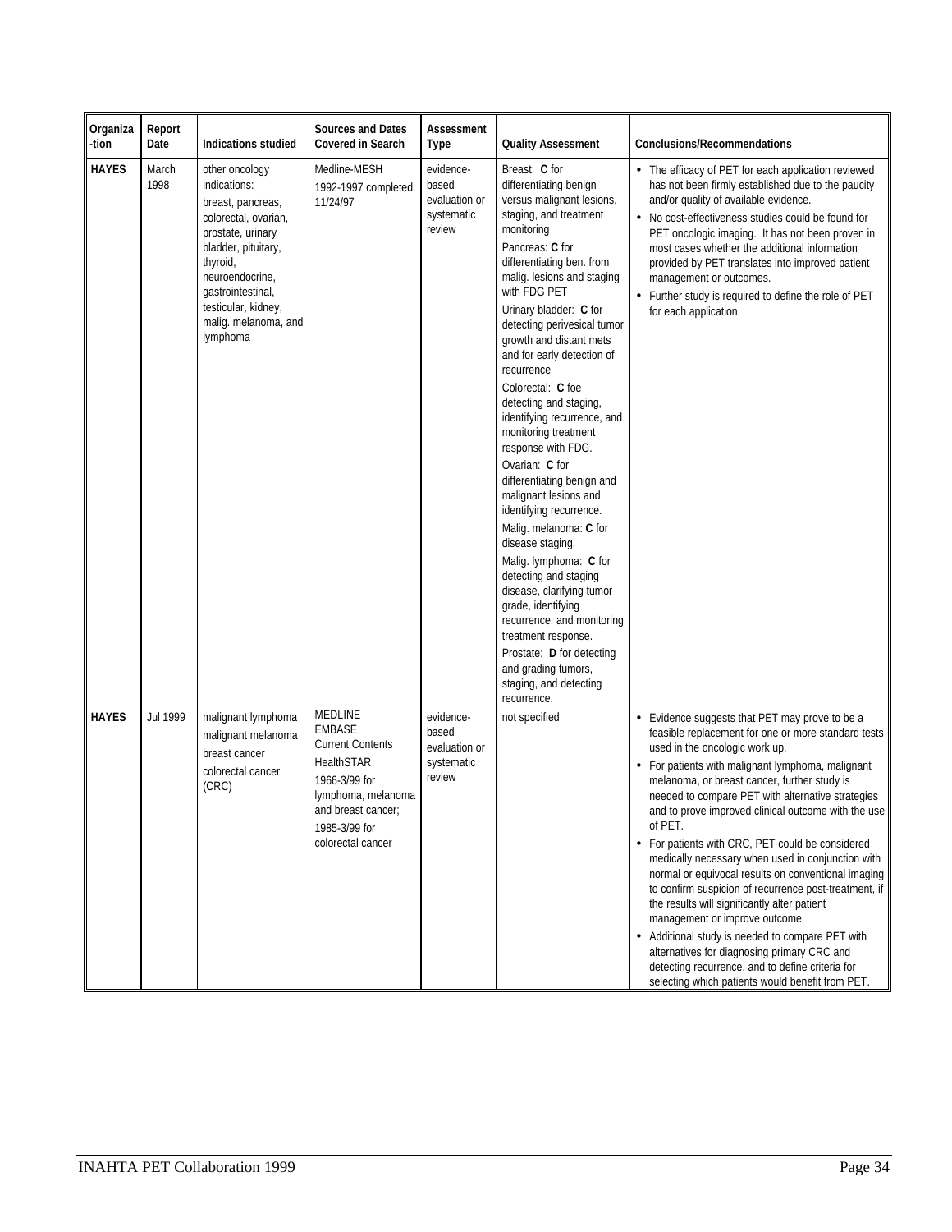| Organiza -tion | Report Date | Indications studied | Sources and Dates Covered in Search | Assessment Type | Quality Assessment | Conclusions/Recommendations |
|---|---|---|---|---|---|---|
| **HAYES** | March 1998 | other oncology indications: breast, pancreas, colorectal, ovarian, prostate, urinary bladder, pituitary, thyroid, neuroendocrine, gastrointestinal, testicular, kidney, malig. melanoma, and lymphoma | Medline-MESH 1992-1997 completed 11/24/97 | evidence-based evaluation or systematic review | Breast: **C** for differentiating benign versus malignant lesions, staging, and treatment monitoring<br>Pancreas: **C** for differentiating ben. from malig. lesions and staging with FDG PET<br>Urinary bladder: **C** for detecting perivesical tumor growth and distant mets and for early detection of recurrence<br>Colorectal: **C** foe detecting and staging, identifying recurrence, and monitoring treatment response with FDG.<br>Ovarian: **C** for differentiating benign and malignant lesions and identifying recurrence.<br>Malig. melanoma: **C** for disease staging.<br>Malig. lymphoma: **C** for detecting and staging disease, clarifying tumor grade, identifying recurrence, and monitoring treatment response.<br>Prostate: **D** for detecting and grading tumors, staging, and detecting recurrence. | • The efficacy of PET for each application reviewed has not been firmly established due to the paucity and/or quality of available evidence.<br>• No cost-effectiveness studies could be found for PET oncologic imaging. It has not been proven in most cases whether the additional information provided by PET translates into improved patient management or outcomes.<br>• Further study is required to define the role of PET for each application. |
| **HAYES** | Jul 1999 | malignant lymphoma<br>malignant melanoma<br>breast cancer<br>colorectal cancer (CRC) | MEDLINE<br>EMBASE<br>Current Contents<br>HealthSTAR<br>1966-3/99 for lymphoma, melanoma and breast cancer;<br>1985-3/99 for colorectal cancer | evidence-based evaluation or systematic review | not specified | • Evidence suggests that PET may prove to be a feasible replacement for one or more standard tests used in the oncologic work up.<br>• For patients with malignant lymphoma, malignant melanoma, or breast cancer, further study is needed to compare PET with alternative strategies and to prove improved clinical outcome with the use of PET.<br>• For patients with CRC, PET could be considered medically necessary when used in conjunction with normal or equivocal results on conventional imaging to confirm suspicion of recurrence post-treatment, if the results will significantly alter patient management or improve outcome.<br>• Additional study is needed to compare PET with alternatives for diagnosing primary CRC and detecting recurrence, and to define criteria for selecting which patients would benefit from PET. |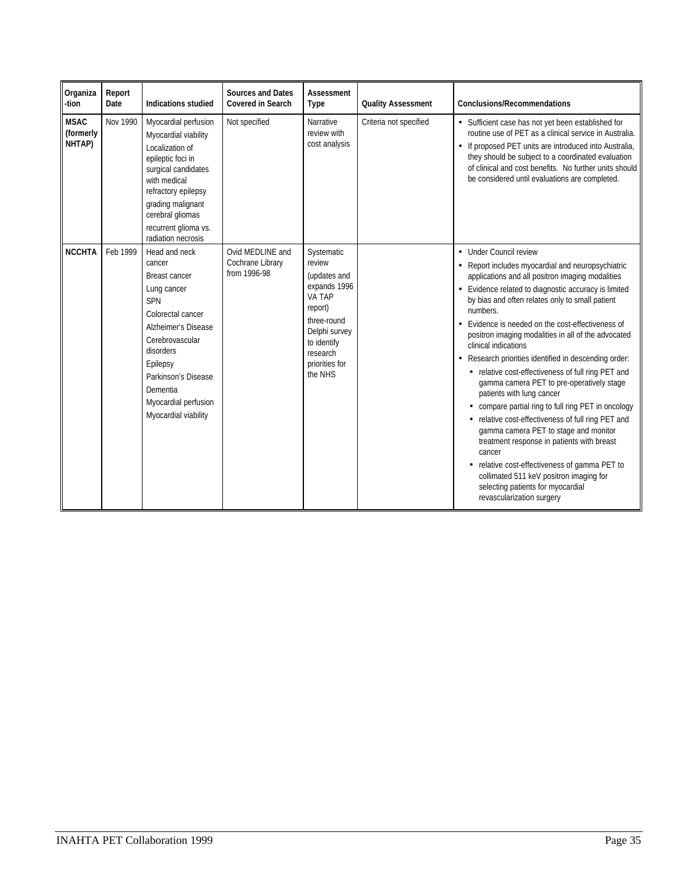| Organiza-tion | Report Date | Indications studied | Sources and Dates Covered in Search | Assessment Type | Quality Assessment | Conclusions/Recommendations |
|---|---|---|---|---|---|---|
| **MSAC (formerly NHTAP)** | Nov 1990 | Myocardial perfusion<br>Myocardial viability<br>Localization of epileptic foci in surgical candidates with medical refractory epilepsy<br>grading malignant cerebral gliomas<br>recurrent glioma vs. radiation necrosis | Not specified | Narrative review with cost analysis | Criteria not specified | • Sufficient case has not yet been established for routine use of PET as a clinical service in Australia.<br>• If proposed PET units are introduced into Australia, they should be subject to a coordinated evaluation of clinical and cost benefits. No further units should be considered until evaluations are completed. |
| **NCCHTA** | Feb 1999 | Head and neck cancer<br>Breast cancer<br>Lung cancer<br>SPN<br>Colorectal cancer<br>Alzheimer's Disease<br>Cerebrovascular disorders<br>Epilepsy<br>Parkinson's Disease<br>Dementia<br>Myocardial perfusion<br>Myocardial viability | Ovid MEDLINE and Cochrane Library from 1996-98 | Systematic review (updates and expands 1996 VA TAP report)<br>three-round Delphi survey to identify research priorities for the NHS | | • Under Council review<br>• Report includes myocardial and neuropsychiatric applications and all positron imaging modalities<br>• Evidence related to diagnostic accuracy is limited by bias and often relates only to small patient numbers.<br>• Evidence is needed on the cost-effectiveness of positron imaging modalities in all of the advocated clinical indications<br>• Research priorities identified in descending order:<br>&nbsp;&nbsp;• relative cost-effectiveness of full ring PET and gamma camera PET to pre-operatively stage patients with lung cancer<br>&nbsp;&nbsp;• compare partial ring to full ring PET in oncology<br>&nbsp;&nbsp;• relative cost-effectiveness of full ring PET and gamma camera PET to stage and monitor treatment response in patients with breast cancer<br>&nbsp;&nbsp;• relative cost-effectiveness of gamma PET to collimated 511 keV positron imaging for selecting patients for myocardial revascularization surgery |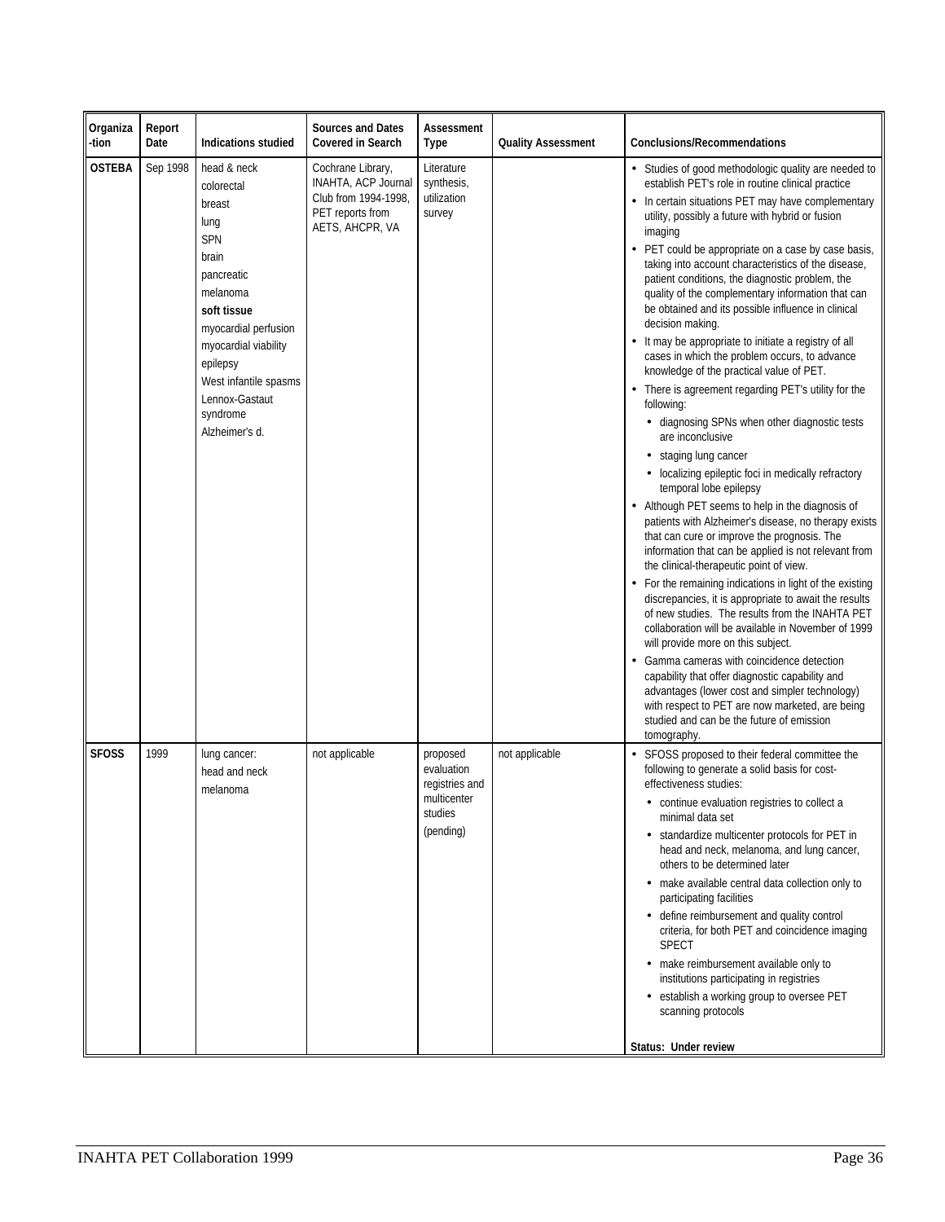| Organiza-tion | Report Date | Indications studied | Sources and Dates Covered in Search | Assessment Type | Quality Assessment | Conclusions/Recommendations |
|---|---|---|---|---|---|---|
| **OSTEBA** | Sep 1998 | head & neck<br>colorectal<br>breast<br>lung<br>SPN<br>brain<br>pancreatic<br>melanoma<br>**soft tissue**<br>myocardial perfusion<br>myocardial viability<br>epilepsy<br>West infantile spasms<br>Lennox-Gastaut syndrome<br>Alzheimer's d. | Cochrane Library, INAHTA, ACP Journal Club from 1994-1998, PET reports from AETS, AHCPR, VA | Literature synthesis, utilization survey | | • Studies of good methodologic quality are needed to establish PET's role in routine clinical practice<br>• In certain situations PET may have complementary utility, possibly a future with hybrid or fusion imaging<br>• PET could be appropriate on a case by case basis, taking into account characteristics of the disease, patient conditions, the diagnostic problem, the quality of the complementary information that can be obtained and its possible influence in clinical decision making.<br>• It may be appropriate to initiate a registry of all cases in which the problem occurs, to advance knowledge of the practical value of PET.<br>• There is agreement regarding PET's utility for the following:<br>  • diagnosing SPNs when other diagnostic tests are inconclusive<br>  • staging lung cancer<br>  • localizing epileptic foci in medically refractory temporal lobe epilepsy<br>• Although PET seems to help in the diagnosis of patients with Alzheimer's disease, no therapy exists that can cure or improve the prognosis. The information that can be applied is not relevant from the clinical-therapeutic point of view.<br>• For the remaining indications in light of the existing discrepancies, it is appropriate to await the results of new studies. The results from the INAHTA PET collaboration will be available in November of 1999 will provide more on this subject.<br>• Gamma cameras with coincidence detection capability that offer diagnostic capability and advantages (lower cost and simpler technology) with respect to PET are now marketed, are being studied and can be the future of emission tomography. |
| **SFOSS** | 1999 | lung cancer:<br>head and neck<br>melanoma | not applicable | proposed evaluation registries and multicenter studies (pending) | not applicable | • SFOSS proposed to their federal committee the following to generate a solid basis for cost-effectiveness studies:<br>  • continue evaluation registries to collect a minimal data set<br>  • standardize multicenter protocols for PET in head and neck, melanoma, and lung cancer, others to be determined later<br>  • make available central data collection only to participating facilities<br>  • define reimbursement and quality control criteria, for both PET and coincidence imaging SPECT<br>  • make reimbursement available only to institutions participating in registries<br>  • establish a working group to oversee PET scanning protocols<br><br>**Status: Under review** |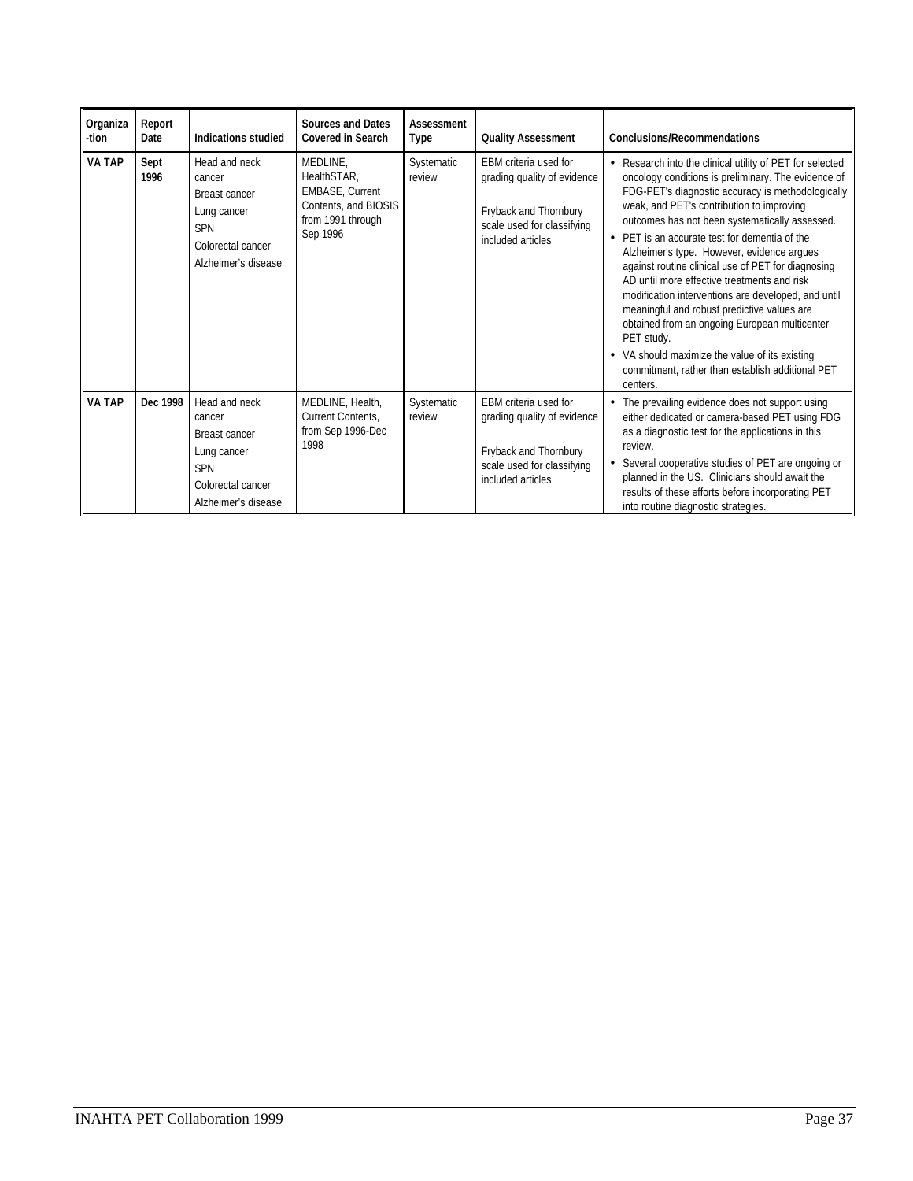| Organiza-tion | Report Date | Indications studied | Sources and Dates Covered in Search | Assessment Type | Quality Assessment | Conclusions/Recommendations |
|---|---|---|---|---|---|---|
| **VA TAP** | **Sept 1996** | Head and neck cancer<br>Breast cancer<br>Lung cancer<br>SPN<br>Colorectal cancer<br>Alzheimer's disease | MEDLINE, HealthSTAR, EMBASE, Current Contents, and BIOSIS from 1991 through Sep 1996 | Systematic review | EBM criteria used for grading quality of evidence<br><br>Fryback and Thornbury scale used for classifying included articles | • Research into the clinical utility of PET for selected oncology conditions is preliminary. The evidence of FDG-PET's diagnostic accuracy is methodologically weak, and PET's contribution to improving outcomes has not been systematically assessed.<br>• PET is an accurate test for dementia of the Alzheimer's type. However, evidence argues against routine clinical use of PET for diagnosing AD until more effective treatments and risk modification interventions are developed, and until meaningful and robust predictive values are obtained from an ongoing European multicenter PET study.<br>• VA should maximize the value of its existing commitment, rather than establish additional PET centers. |
| **VA TAP** | **Dec 1998** | Head and neck cancer<br>Breast cancer<br>Lung cancer<br>SPN<br>Colorectal cancer<br>Alzheimer's disease | MEDLINE, Health, Current Contents, from Sep 1996-Dec 1998 | Systematic review | EBM criteria used for grading quality of evidence<br><br>Fryback and Thornbury scale used for classifying included articles | • The prevailing evidence does not support using either dedicated or camera-based PET using FDG as a diagnostic test for the applications in this review.<br>• Several cooperative studies of PET are ongoing or planned in the US. Clinicians should await the results of these efforts before incorporating PET into routine diagnostic strategies. |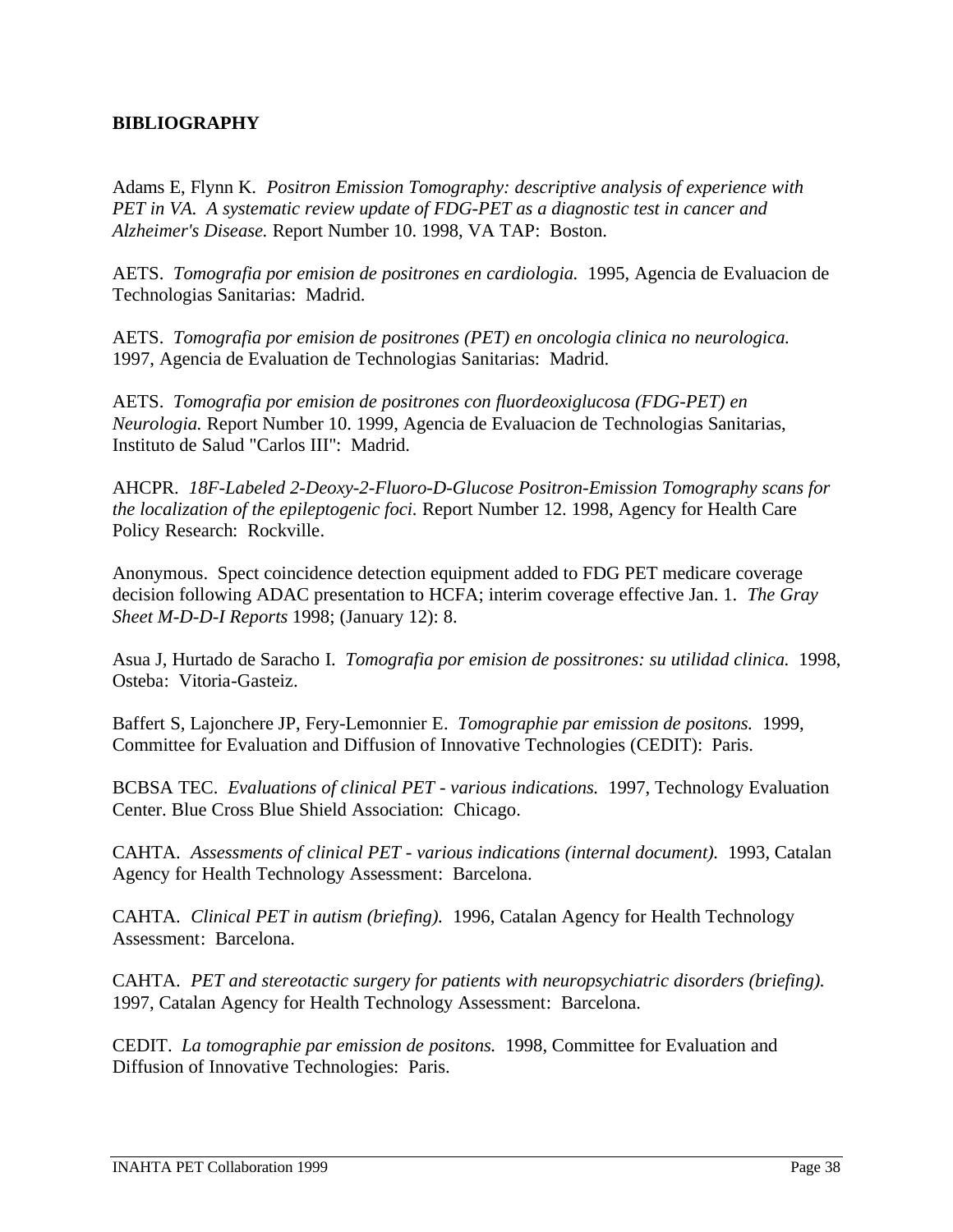**BIBLIOGRAPHY**

Adams E, Flynn K. *Positron Emission Tomography: descriptive analysis of experience with PET in VA. A systematic review update of FDG-PET as a diagnostic test in cancer and Alzheimer's Disease.* Report Number 10. 1998, VA TAP: Boston.

AETS. *Tomografia por emision de positrones en cardiologia.* 1995, Agencia de Evaluacion de Technologias Sanitarias: Madrid.

AETS. *Tomografia por emision de positrones (PET) en oncologia clinica no neurologica.* 1997, Agencia de Evaluation de Technologias Sanitarias: Madrid.

AETS. *Tomografia por emision de positrones con fluordeoxiglucosa (FDG-PET) en Neurologia.* Report Number 10. 1999, Agencia de Evaluacion de Technologias Sanitarias, Instituto de Salud "Carlos III": Madrid.

AHCPR. *18F-Labeled 2-Deoxy-2-Fluoro-D-Glucose Positron-Emission Tomography scans for the localization of the epileptogenic foci.* Report Number 12. 1998, Agency for Health Care Policy Research: Rockville.

Anonymous. Spect coincidence detection equipment added to FDG PET medicare coverage decision following ADAC presentation to HCFA; interim coverage effective Jan. 1. *The Gray Sheet M-D-D-I Reports* 1998; (January 12): 8.

Asua J, Hurtado de Saracho I. *Tomografia por emision de possitrones: su utilidad clinica.* 1998, Osteba: Vitoria-Gasteiz.

Baffert S, Lajonchere JP, Fery-Lemonnier E. *Tomographie par emission de positons.* 1999, Committee for Evaluation and Diffusion of Innovative Technologies (CEDIT): Paris.

BCBSA TEC. *Evaluations of clinical PET - various indications.* 1997, Technology Evaluation Center. Blue Cross Blue Shield Association: Chicago.

CAHTA. *Assessments of clinical PET - various indications (internal document).* 1993, Catalan Agency for Health Technology Assessment: Barcelona.

CAHTA. *Clinical PET in autism (briefing).* 1996, Catalan Agency for Health Technology Assessment: Barcelona.

CAHTA. *PET and stereotactic surgery for patients with neuropsychiatric disorders (briefing).* 1997, Catalan Agency for Health Technology Assessment: Barcelona.

CEDIT. *La tomographie par emission de positons.* 1998, Committee for Evaluation and Diffusion of Innovative Technologies: Paris.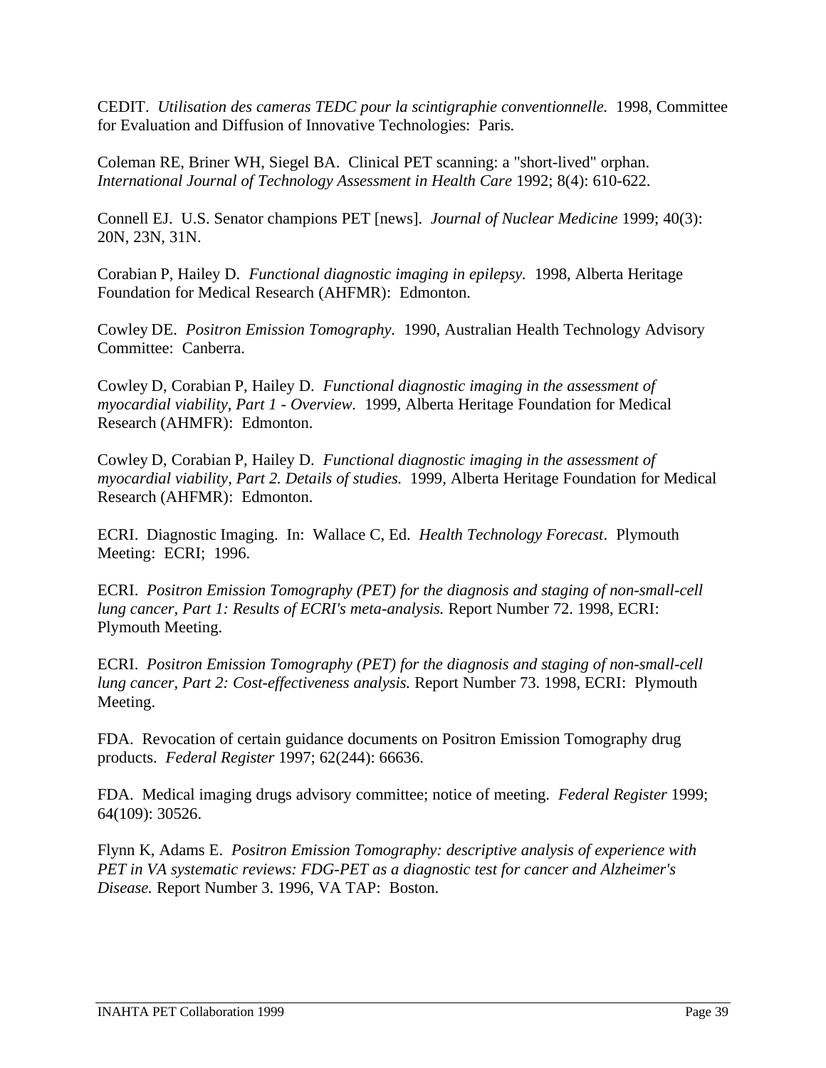CEDIT. *Utilisation des cameras TEDC pour la scintigraphie conventionnelle.* 1998, Committee for Evaluation and Diffusion of Innovative Technologies: Paris.

Coleman RE, Briner WH, Siegel BA. Clinical PET scanning: a "short-lived" orphan. *International Journal of Technology Assessment in Health Care* 1992; 8(4): 610-622.

Connell EJ. U.S. Senator champions PET [news]. *Journal of Nuclear Medicine* 1999; 40(3): 20N, 23N, 31N.

Corabian P, Hailey D. *Functional diagnostic imaging in epilepsy.* 1998, Alberta Heritage Foundation for Medical Research (AHFMR): Edmonton.

Cowley DE. *Positron Emission Tomography.* 1990, Australian Health Technology Advisory Committee: Canberra.

Cowley D, Corabian P, Hailey D. *Functional diagnostic imaging in the assessment of myocardial viability, Part 1 - Overview.* 1999, Alberta Heritage Foundation for Medical Research (AHMFR): Edmonton.

Cowley D, Corabian P, Hailey D. *Functional diagnostic imaging in the assessment of myocardial viability, Part 2. Details of studies.* 1999, Alberta Heritage Foundation for Medical Research (AHFMR): Edmonton.

ECRI. Diagnostic Imaging. In: Wallace C, Ed. *Health Technology Forecast*. Plymouth Meeting: ECRI; 1996.

ECRI. *Positron Emission Tomography (PET) for the diagnosis and staging of non-small-cell lung cancer, Part 1: Results of ECRI's meta-analysis.* Report Number 72. 1998, ECRI: Plymouth Meeting.

ECRI. *Positron Emission Tomography (PET) for the diagnosis and staging of non-small-cell lung cancer, Part 2: Cost-effectiveness analysis.* Report Number 73. 1998, ECRI: Plymouth Meeting.

FDA. Revocation of certain guidance documents on Positron Emission Tomography drug products. *Federal Register* 1997; 62(244): 66636.

FDA. Medical imaging drugs advisory committee; notice of meeting. *Federal Register* 1999; 64(109): 30526.

Flynn K, Adams E. *Positron Emission Tomography: descriptive analysis of experience with PET in VA systematic reviews: FDG-PET as a diagnostic test for cancer and Alzheimer's Disease.* Report Number 3. 1996, VA TAP: Boston.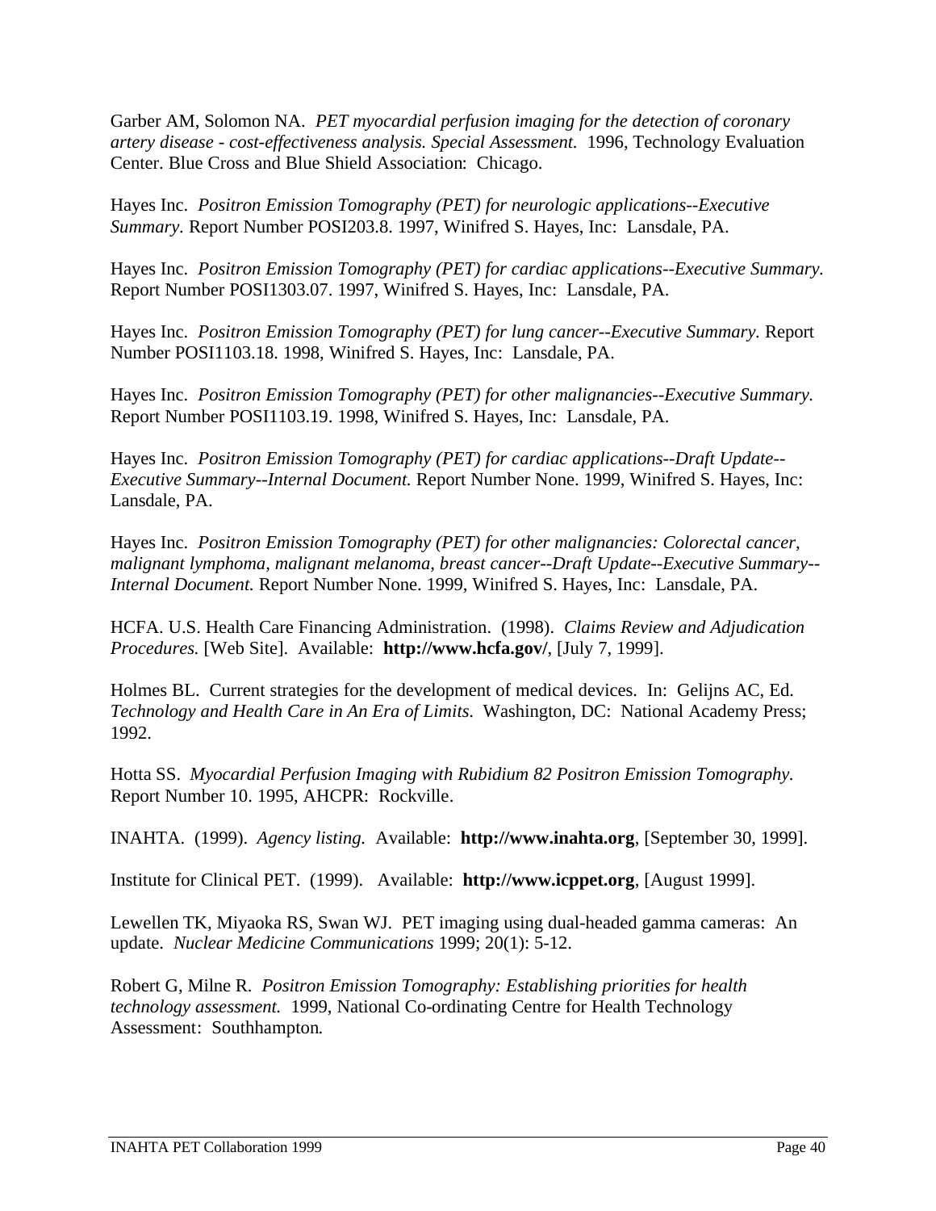Garber AM, Solomon NA. *PET myocardial perfusion imaging for the detection of coronary artery disease - cost-effectiveness analysis. Special Assessment.* 1996, Technology Evaluation Center. Blue Cross and Blue Shield Association: Chicago.

Hayes Inc. *Positron Emission Tomography (PET) for neurologic applications--Executive Summary.* Report Number POSI203.8. 1997, Winifred S. Hayes, Inc: Lansdale, PA.

Hayes Inc. *Positron Emission Tomography (PET) for cardiac applications--Executive Summary.* Report Number POSI1303.07. 1997, Winifred S. Hayes, Inc: Lansdale, PA.

Hayes Inc. *Positron Emission Tomography (PET) for lung cancer--Executive Summary.* Report Number POSI1103.18. 1998, Winifred S. Hayes, Inc: Lansdale, PA.

Hayes Inc. *Positron Emission Tomography (PET) for other malignancies--Executive Summary.* Report Number POSI1103.19. 1998, Winifred S. Hayes, Inc: Lansdale, PA.

Hayes Inc. *Positron Emission Tomography (PET) for cardiac applications--Draft Update--Executive Summary--Internal Document.* Report Number None. 1999, Winifred S. Hayes, Inc: Lansdale, PA.

Hayes Inc. *Positron Emission Tomography (PET) for other malignancies: Colorectal cancer, malignant lymphoma, malignant melanoma, breast cancer--Draft Update--Executive Summary--Internal Document.* Report Number None. 1999, Winifred S. Hayes, Inc: Lansdale, PA.

HCFA. U.S. Health Care Financing Administration. (1998). *Claims Review and Adjudication Procedures.* [Web Site]. Available: **http://www.hcfa.gov/**, [July 7, 1999].

Holmes BL. Current strategies for the development of medical devices. In: Gelijns AC, Ed. *Technology and Health Care in An Era of Limits.* Washington, DC: National Academy Press; 1992.

Hotta SS. *Myocardial Perfusion Imaging with Rubidium 82 Positron Emission Tomography.* Report Number 10. 1995, AHCPR: Rockville.

INAHTA. (1999). *Agency listing.* Available: **http://www.inahta.org**, [September 30, 1999].

Institute for Clinical PET. (1999). Available: **http://www.icppet.org**, [August 1999].

Lewellen TK, Miyaoka RS, Swan WJ. PET imaging using dual-headed gamma cameras: An update. *Nuclear Medicine Communications* 1999; 20(1): 5-12.

Robert G, Milne R. *Positron Emission Tomography: Establishing priorities for health technology assessment.* 1999, National Co-ordinating Centre for Health Technology Assessment: Southhampton.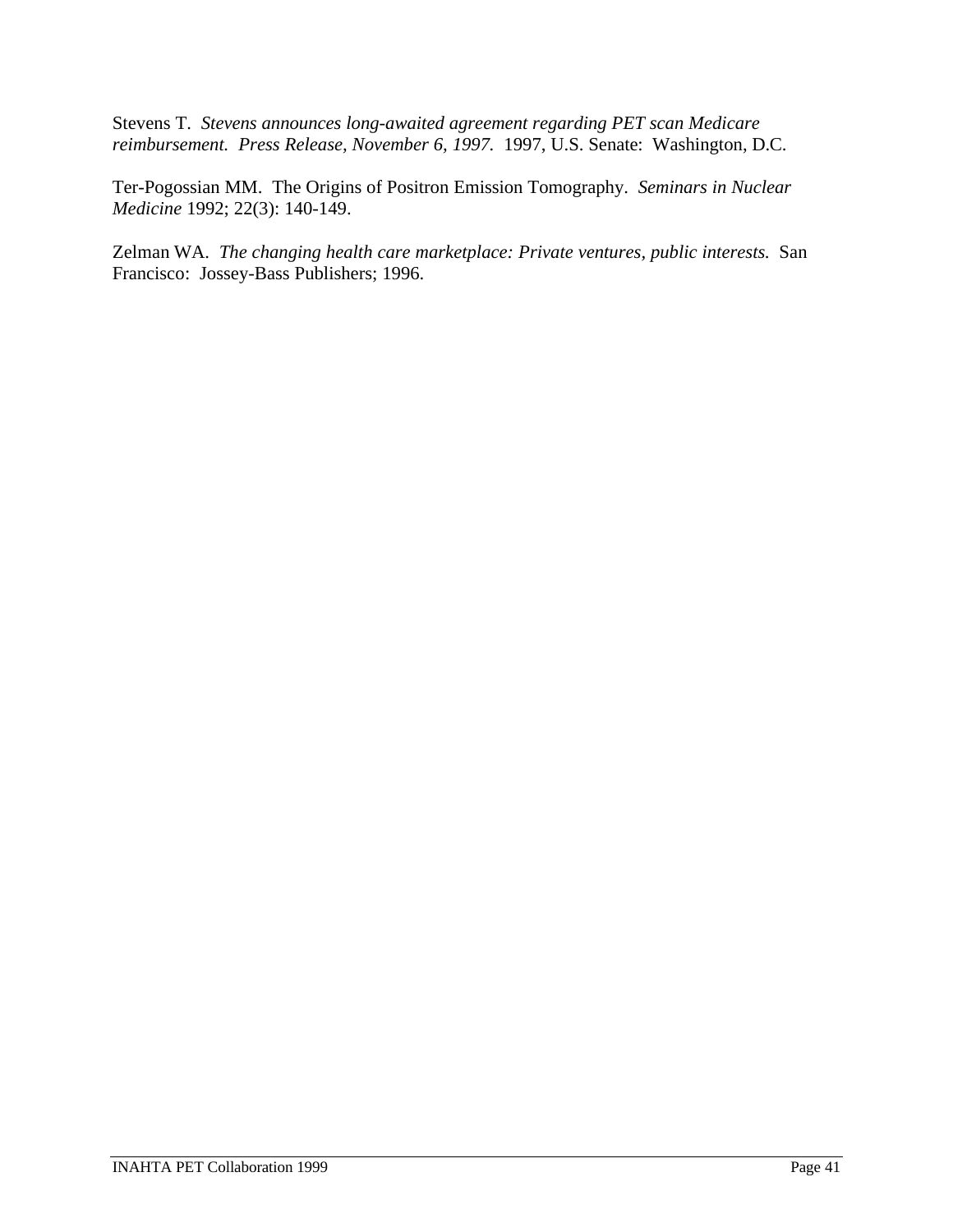Stevens T. *Stevens announces long-awaited agreement regarding PET scan Medicare reimbursement. Press Release, November 6, 1997.* 1997, U.S. Senate: Washington, D.C.

Ter-Pogossian MM. The Origins of Positron Emission Tomography. *Seminars in Nuclear Medicine* 1992; 22(3): 140-149.

Zelman WA. *The changing health care marketplace: Private ventures, public interests.* San Francisco: Jossey-Bass Publishers; 1996.